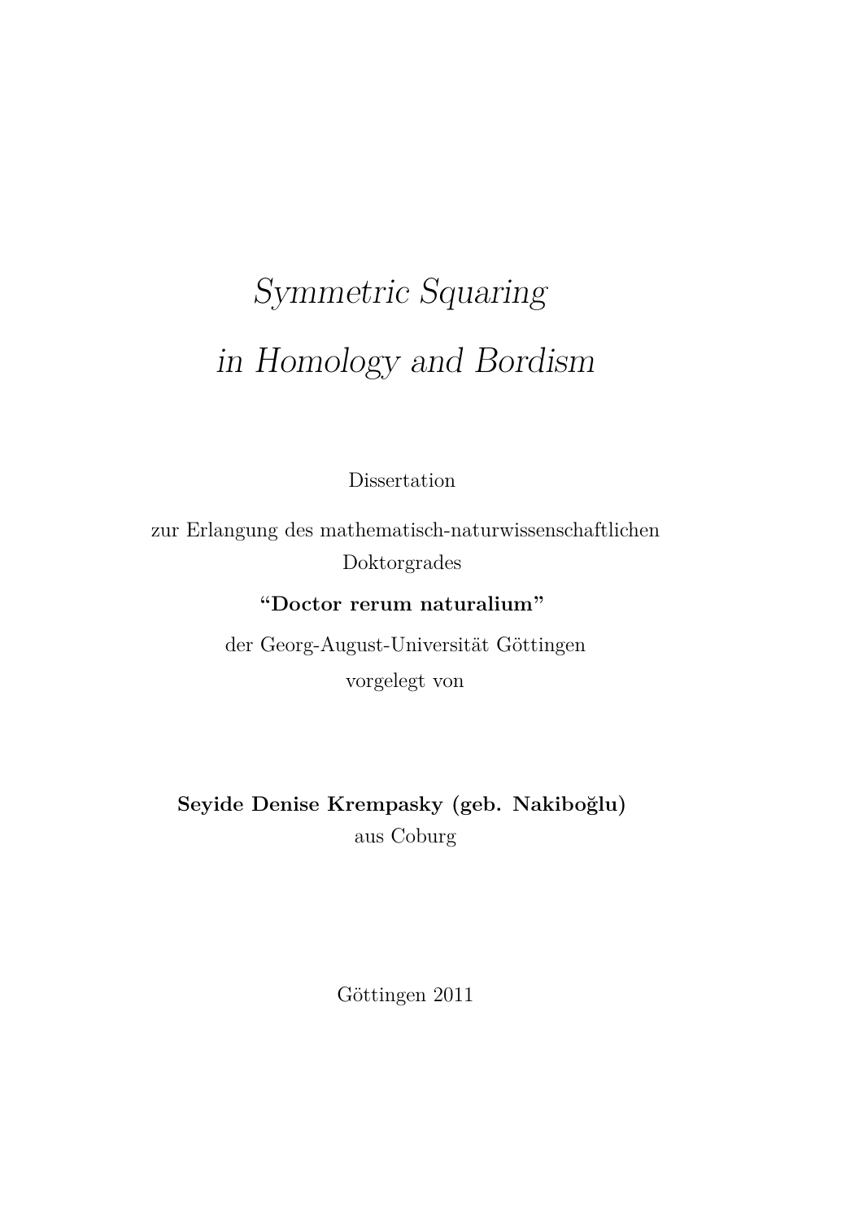# *Symmetric Squaring in Homology and Bordism*

Dissertation

zur Erlangung des mathematisch-naturwissenschaftlichen Doktorgrades

**"Doctor rerum naturalium"**

der Georg-August-Universität Göttingen

vorgelegt von

**Seyide Denise Krempasky (geb. Nakiboğlu)**

aus Coburg

Göttingen 2011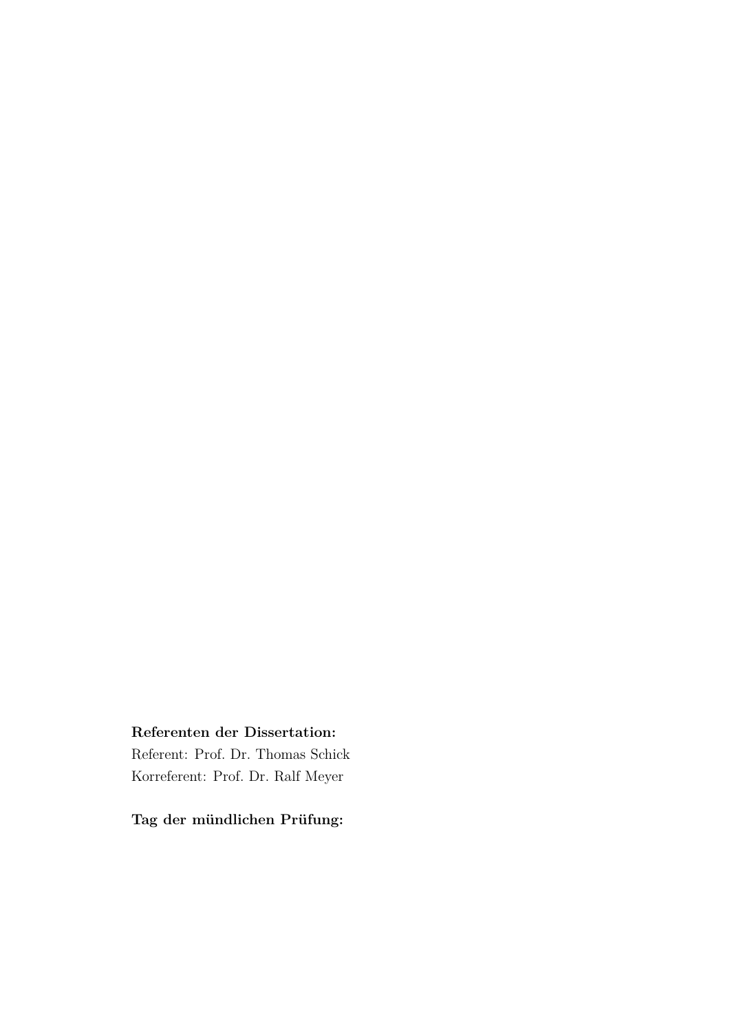**Referenten der Dissertation:**
Referent: Prof. Dr. Thomas Schick
Korreferent: Prof. Dr. Ralf Meyer

**Tag der mündlichen Prüfung:**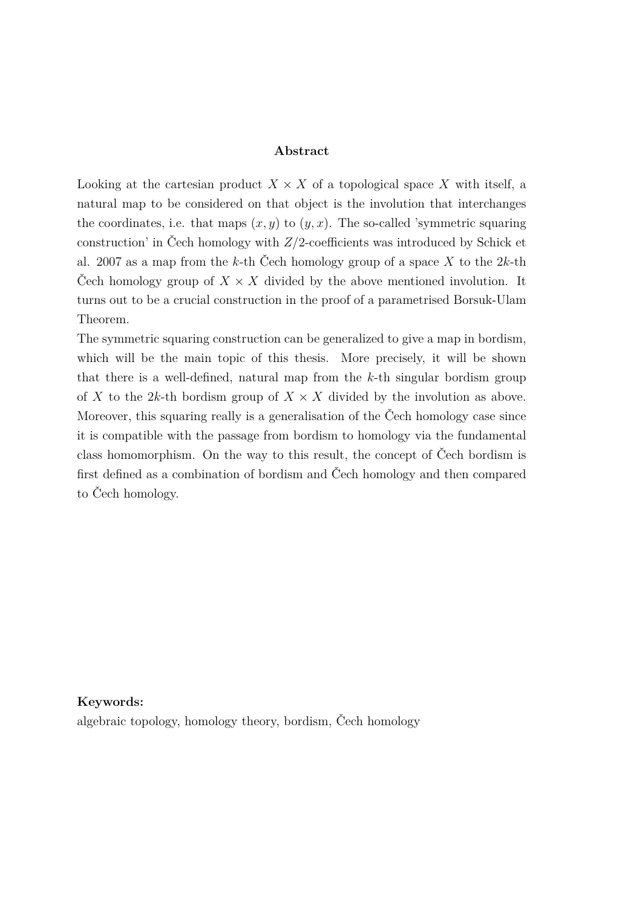## Abstract

Looking at the cartesian product $X \times X$ of a topological space $X$ with itself, a natural map to be considered on that object is the involution that interchanges the coordinates, i.e. that maps $(x, y)$ to $(y, x)$. The so-called 'symmetric squaring construction' in Čech homology with $Z/2$-coefficients was introduced by Schick et al. 2007 as a map from the $k$-th Čech homology group of a space $X$ to the $2k$-th Čech homology group of $X \times X$ divided by the above mentioned involution. It turns out to be a crucial construction in the proof of a parametrised Borsuk-Ulam Theorem.

The symmetric squaring construction can be generalized to give a map in bordism, which will be the main topic of this thesis. More precisely, it will be shown that there is a well-defined, natural map from the $k$-th singular bordism group of $X$ to the $2k$-th bordism group of $X \times X$ divided by the involution as above. Moreover, this squaring really is a generalisation of the Čech homology case since it is compatible with the passage from bordism to homology via the fundamental class homomorphism. On the way to this result, the concept of Čech bordism is first defined as a combination of bordism and Čech homology and then compared to Čech homology.

**Keywords:**
algebraic topology, homology theory, bordism, Čech homology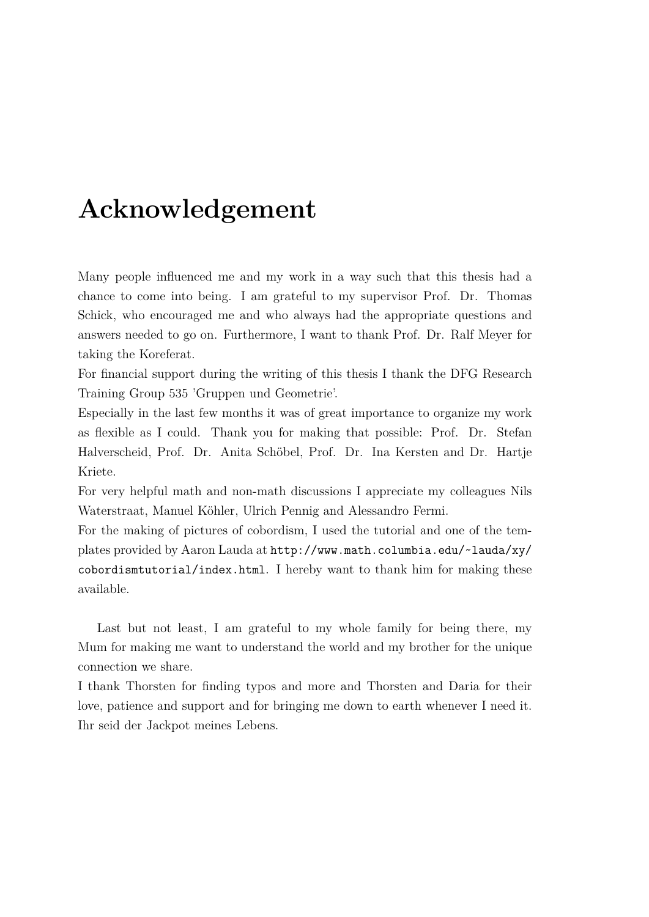# Acknowledgement

Many people influenced me and my work in a way such that this thesis had a chance to come into being. I am grateful to my supervisor Prof. Dr. Thomas Schick, who encouraged me and who always had the appropriate questions and answers needed to go on. Furthermore, I want to thank Prof. Dr. Ralf Meyer for taking the Koreferat.

For financial support during the writing of this thesis I thank the DFG Research Training Group 535 'Gruppen und Geometrie'.

Especially in the last few months it was of great importance to organize my work as flexible as I could. Thank you for making that possible: Prof. Dr. Stefan Halverscheid, Prof. Dr. Anita Schöbel, Prof. Dr. Ina Kersten and Dr. Hartje Kriete.

For very helpful math and non-math discussions I appreciate my colleagues Nils Waterstraat, Manuel Köhler, Ulrich Pennig and Alessandro Fermi.

For the making of pictures of cobordism, I used the tutorial and one of the templates provided by Aaron Lauda at `http://www.math.columbia.edu/~lauda/xy/cobordismtutorial/index.html`. I hereby want to thank him for making these available.

Last but not least, I am grateful to my whole family for being there, my Mum for making me want to understand the world and my brother for the unique connection we share.

I thank Thorsten for finding typos and more and Thorsten and Daria for their love, patience and support and for bringing me down to earth whenever I need it. Ihr seid der Jackpot meines Lebens.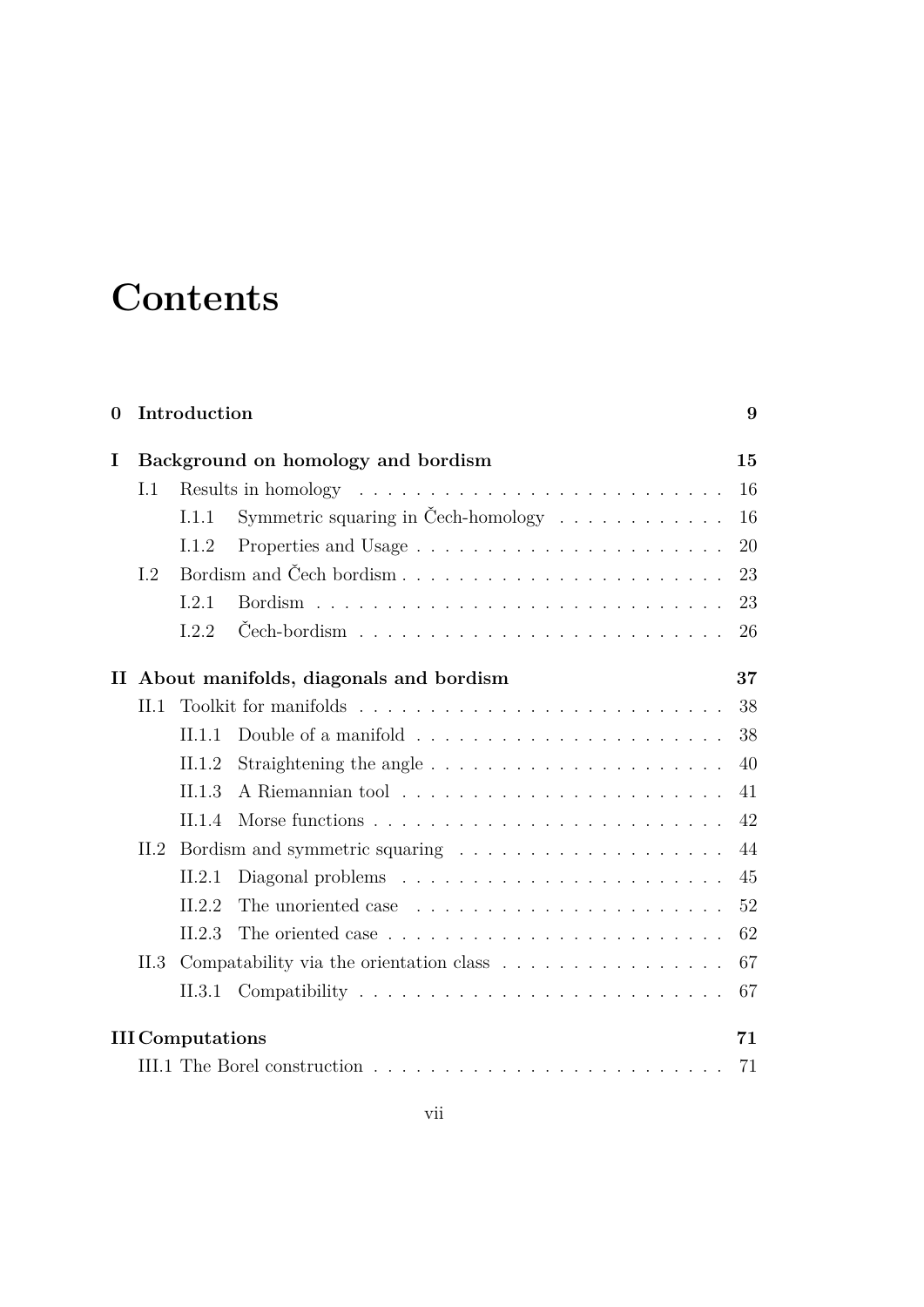# Contents

**0 Introduction** **9**

**I Background on homology and bordism** **15**

- I.1 Results in homology . . . . . . . . . . 16
  - I.1.1 Symmetric squaring in Čech-homology . . . . . . . . . . 16
  - I.1.2 Properties and Usage . . . . . . . . . . 20
- I.2 Bordism and Čech bordism . . . . . . . . . . 23
  - I.2.1 Bordism . . . . . . . . . . 23
  - I.2.2 Čech-bordism . . . . . . . . . . 26

**II About manifolds, diagonals and bordism** **37**

- II.1 Toolkit for manifolds . . . . . . . . . . 38
  - II.1.1 Double of a manifold . . . . . . . . . . 38
  - II.1.2 Straightening the angle . . . . . . . . . . 40
  - II.1.3 A Riemannian tool . . . . . . . . . . 41
  - II.1.4 Morse functions . . . . . . . . . . 42
- II.2 Bordism and symmetric squaring . . . . . . . . . . 44
  - II.2.1 Diagonal problems . . . . . . . . . . 45
  - II.2.2 The unoriented case . . . . . . . . . . 52
  - II.2.3 The oriented case . . . . . . . . . . 62
- II.3 Compatability via the orientation class . . . . . . . . . . 67
  - II.3.1 Compatibility . . . . . . . . . . 67

**III Computations** **71**

- III.1 The Borel construction . . . . . . . . . . 71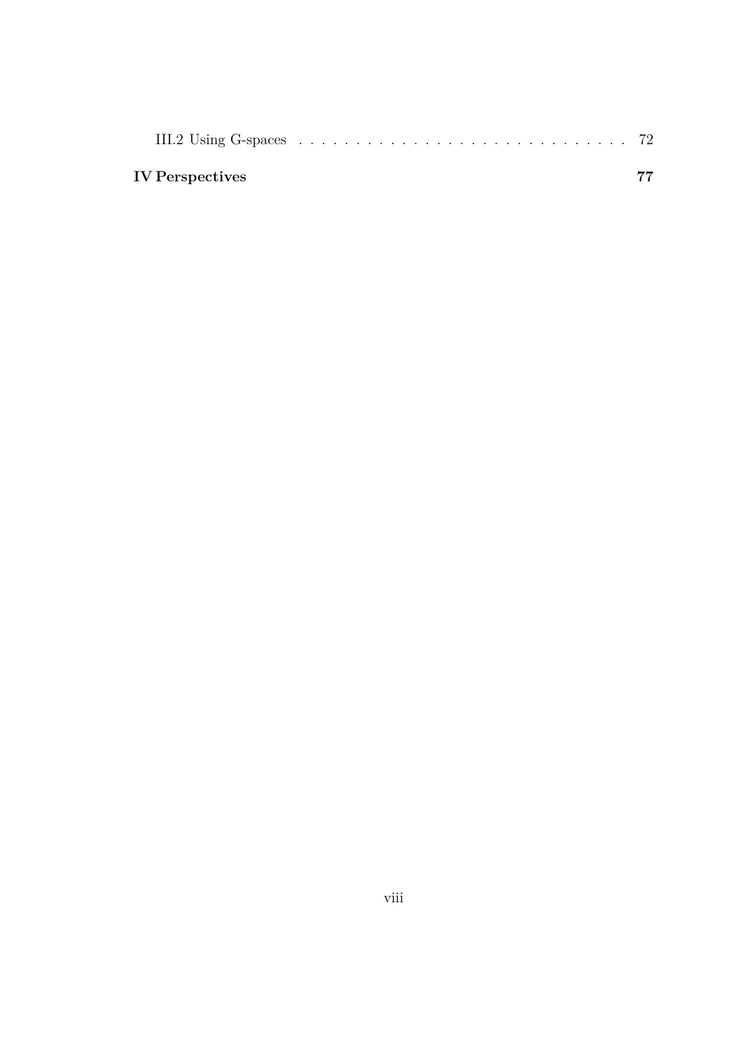III.2 Using G-spaces . . . . . . . . . . . . . . . . . . . . . . . . . . . . 72

**IV Perspectives** **77**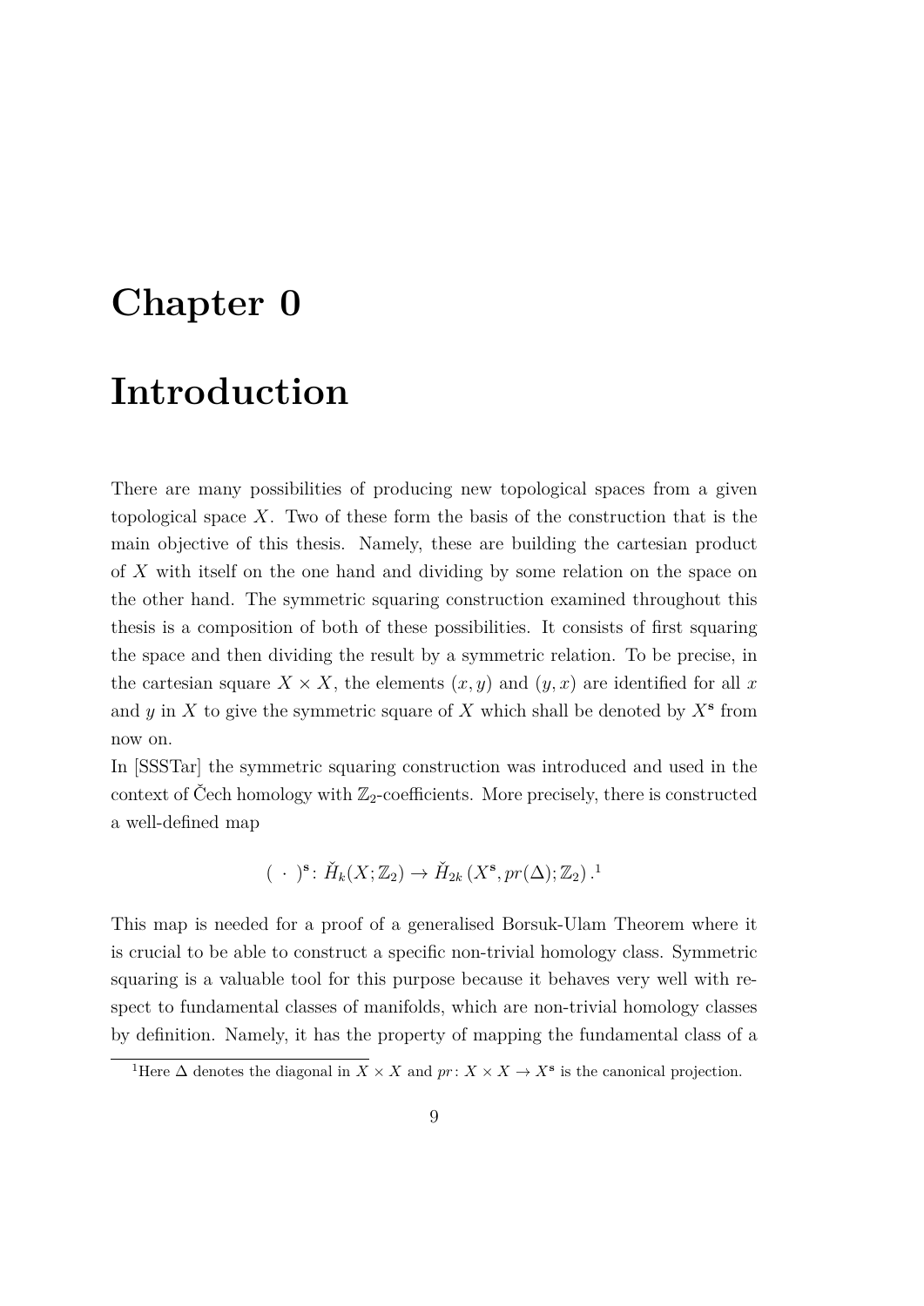# Chapter 0

# Introduction

There are many possibilities of producing new topological spaces from a given topological space $X$. Two of these form the basis of the construction that is the main objective of this thesis. Namely, these are building the cartesian product of $X$ with itself on the one hand and dividing by some relation on the space on the other hand. The symmetric squaring construction examined throughout this thesis is a composition of both of these possibilities. It consists of first squaring the space and then dividing the result by a symmetric relation. To be precise, in the cartesian square $X \times X$, the elements $(x, y)$ and $(y, x)$ are identified for all $x$ and $y$ in $X$ to give the symmetric square of $X$ which shall be denoted by $X^{\mathbf{s}}$ from now on.

In [SSSTar] the symmetric squaring construction was introduced and used in the context of Čech homology with $\mathbb{Z}_2$-coefficients. More precisely, there is constructed a well-defined map

$$( \ \cdot \ )^{\mathbf{s}} \colon \check{H}_k(X; \mathbb{Z}_2) \to \check{H}_{2k}\left(X^{\mathbf{s}}, pr(\Delta); \mathbb{Z}_2\right).[1]$$

This map is needed for a proof of a generalised Borsuk-Ulam Theorem where it is crucial to be able to construct a specific non-trivial homology class. Symmetric squaring is a valuable tool for this purpose because it behaves very well with respect to fundamental classes of manifolds, which are non-trivial homology classes by definition. Namely, it has the property of mapping the fundamental class of a

[1] Here $\Delta$ denotes the diagonal in $X \times X$ and $pr \colon X \times X \to X^{\mathbf{s}}$ is the canonical projection.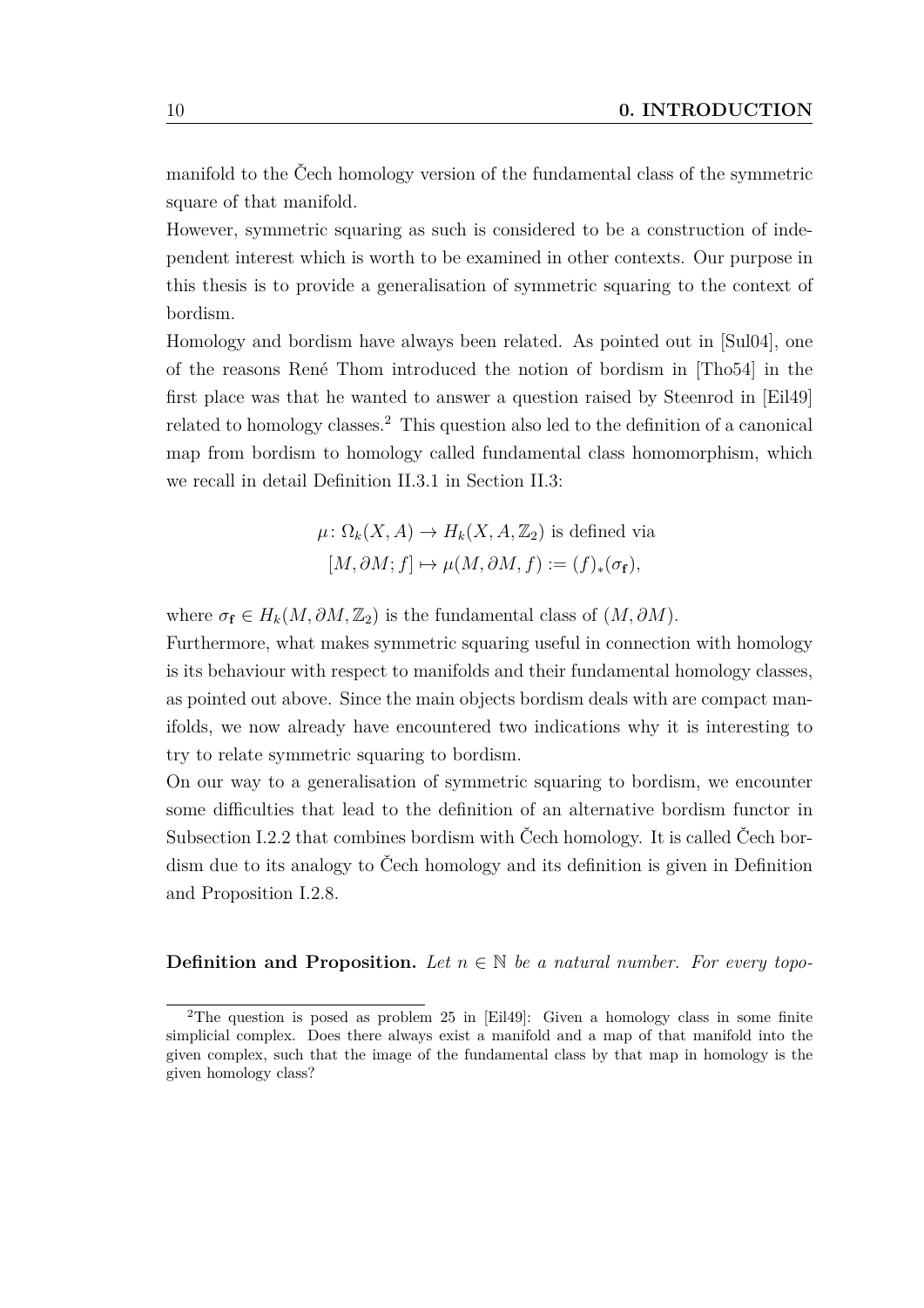manifold to the Čech homology version of the fundamental class of the symmetric square of that manifold.

However, symmetric squaring as such is considered to be a construction of independent interest which is worth to be examined in other contexts. Our purpose in this thesis is to provide a generalisation of symmetric squaring to the context of bordism.

Homology and bordism have always been related. As pointed out in [Sul04], one of the reasons René Thom introduced the notion of bordism in [Tho54] in the first place was that he wanted to answer a question raised by Steenrod in [Eil49] related to homology classes.[2] This question also led to the definition of a canonical map from bordism to homology called fundamental class homomorphism, which we recall in detail Definition II.3.1 in Section II.3:

$$\begin{gathered}\mu\colon \Omega_k(X,A) \to H_k(X,A,\mathbb{Z}_2) \text{ is defined via} \\ [M,\partial M; f] \mapsto \mu(M,\partial M,f) := (f)_*(\sigma_{\mathbf{f}}),\end{gathered}$$

where $\sigma_{\mathbf{f}} \in H_k(M,\partial M,\mathbb{Z}_2)$ is the fundamental class of $(M,\partial M)$.

Furthermore, what makes symmetric squaring useful in connection with homology is its behaviour with respect to manifolds and their fundamental homology classes, as pointed out above. Since the main objects bordism deals with are compact manifolds, we now already have encountered two indications why it is interesting to try to relate symmetric squaring to bordism.

On our way to a generalisation of symmetric squaring to bordism, we encounter some difficulties that lead to the definition of an alternative bordism functor in Subsection I.2.2 that combines bordism with Čech homology. It is called Čech bordism due to its analogy to Čech homology and its definition is given in Definition and Proposition I.2.8.

**Definition and Proposition.** *Let $n \in \mathbb{N}$ be a natural number. For every topo-*

[2] The question is posed as problem 25 in [Eil49]: Given a homology class in some finite simplicial complex. Does there always exist a manifold and a map of that manifold into the given complex, such that the image of the fundamental class by that map in homology is the given homology class?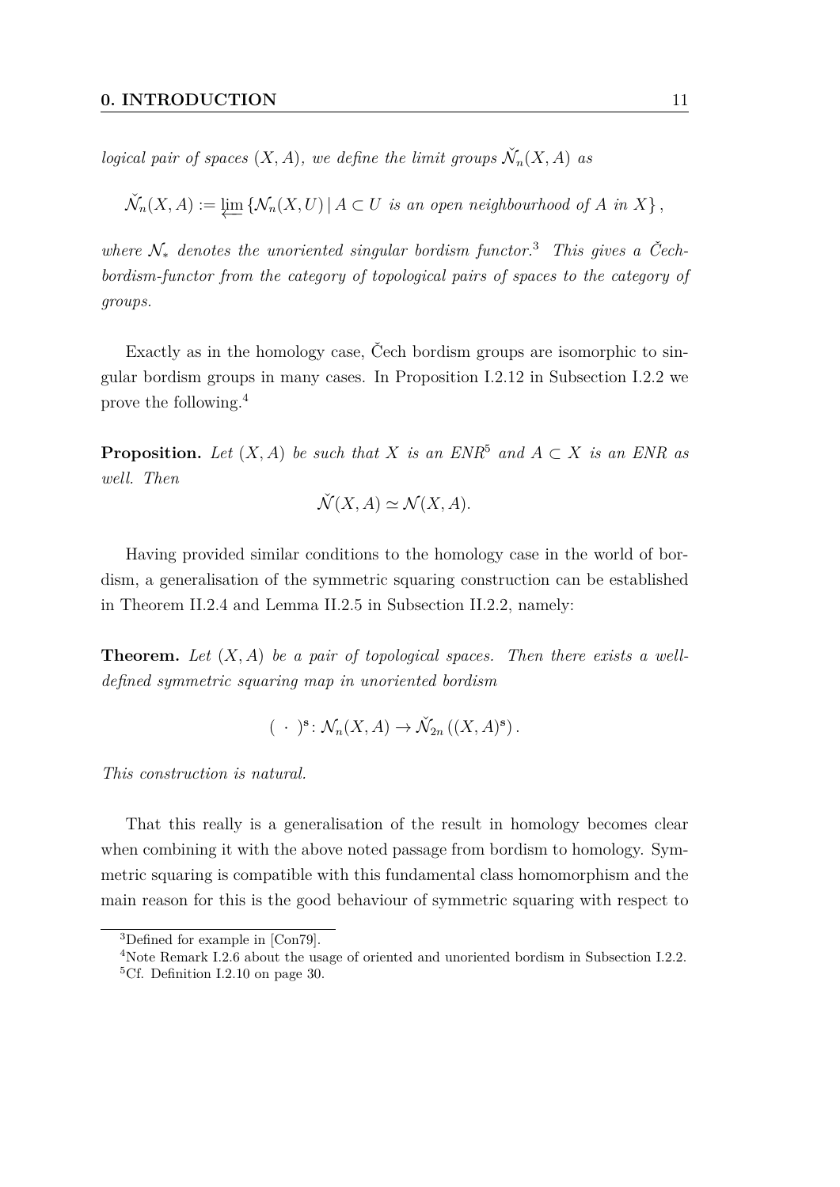*logical pair of spaces $(X, A)$, we define the limit groups $\check{\mathcal{N}}_n(X, A)$ as*

$$\check{\mathcal{N}}_n(X, A) := \varprojlim \{\mathcal{N}_n(X, U) \,|\, A \subset U \text{ is an open neighbourhood of } A \text{ in } X\},$$

*where $\mathcal{N}_*$ denotes the unoriented singular bordism functor.*[3] *This gives a Čech-bordism-functor from the category of topological pairs of spaces to the category of groups.*

Exactly as in the homology case, Čech bordism groups are isomorphic to singular bordism groups in many cases. In Proposition I.2.12 in Subsection I.2.2 we prove the following.[4]

**Proposition.** *Let $(X, A)$ be such that $X$ is an ENR*[5] *and $A \subset X$ is an ENR as well. Then*

$$\check{\mathcal{N}}(X, A) \simeq \mathcal{N}(X, A).$$

Having provided similar conditions to the homology case in the world of bordism, a generalisation of the symmetric squaring construction can be established in Theorem II.2.4 and Lemma II.2.5 in Subsection II.2.2, namely:

**Theorem.** *Let $(X, A)$ be a pair of topological spaces. Then there exists a well-defined symmetric squaring map in unoriented bordism*

$$(\;\cdot\;)^{\mathbf{s}} \colon \mathcal{N}_n(X, A) \to \check{\mathcal{N}}_{2n}\left((X, A)^{\mathbf{s}}\right).$$

*This construction is natural.*

That this really is a generalisation of the result in homology becomes clear when combining it with the above noted passage from bordism to homology. Symmetric squaring is compatible with this fundamental class homomorphism and the main reason for this is the good behaviour of symmetric squaring with respect to

---

[3] Defined for example in [Con79].

[4] Note Remark I.2.6 about the usage of oriented and unoriented bordism in Subsection I.2.2.

[5] Cf. Definition I.2.10 on page 30.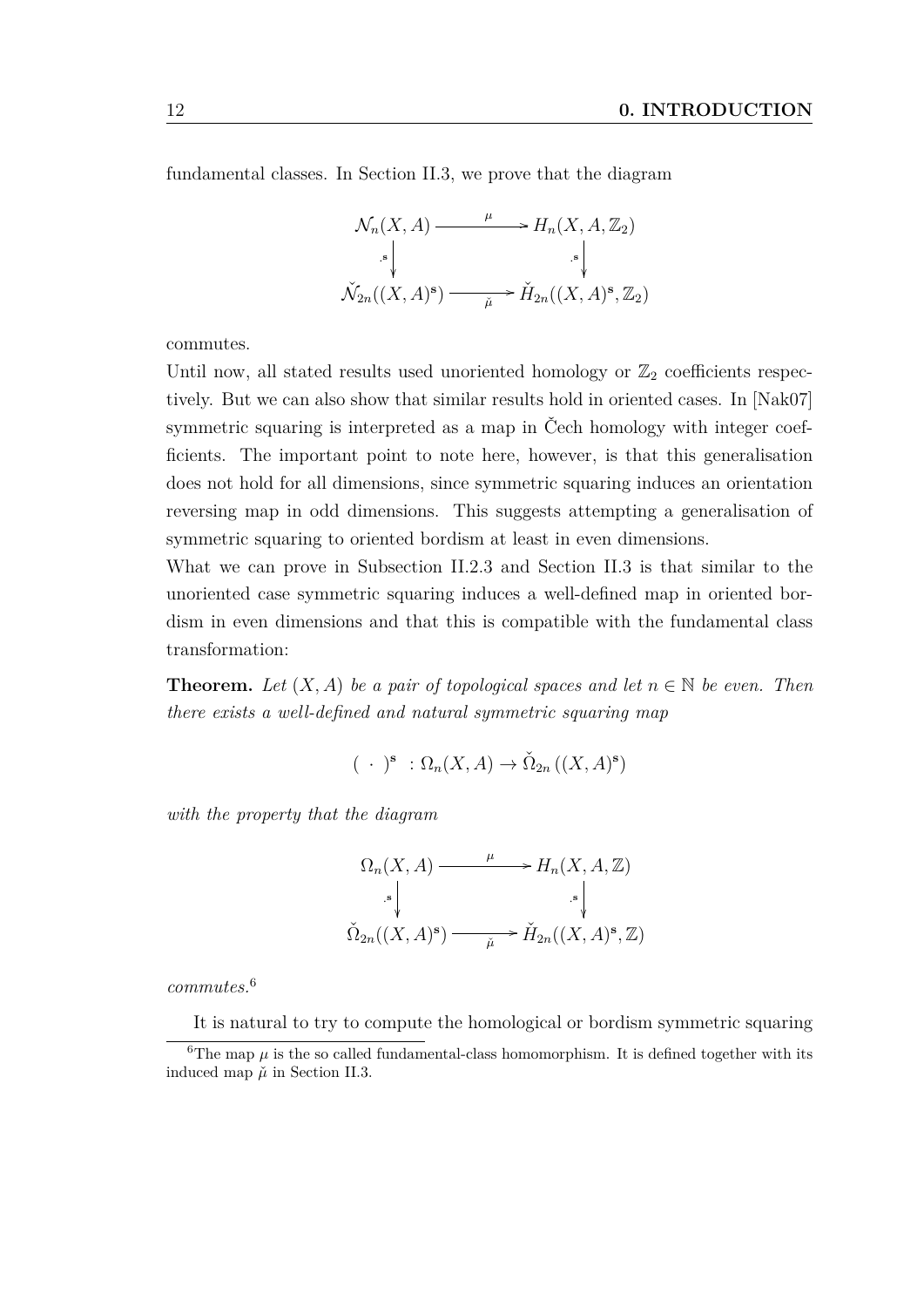fundamental classes. In Section II.3, we prove that the diagram

$$
\begin{array}{ccc}
\mathcal{N}_n(X,A) & \xrightarrow{\mu} & H_n(X,A,\mathbb{Z}_2) \\
{\scriptstyle .\mathbf{s}}\downarrow & & \downarrow{\scriptstyle .\mathbf{s}} \\
\check{\mathcal{N}}_{2n}((X,A)^{\mathbf{s}}) & \xrightarrow[\check{\mu}]{} & \check{H}_{2n}((X,A)^{\mathbf{s}},\mathbb{Z}_2)
\end{array}
$$

commutes.

Until now, all stated results used unoriented homology or $\mathbb{Z}_2$ coefficients respectively. But we can also show that similar results hold in oriented cases. In [Nak07] symmetric squaring is interpreted as a map in Čech homology with integer coefficients. The important point to note here, however, is that this generalisation does not hold for all dimensions, since symmetric squaring induces an orientation reversing map in odd dimensions. This suggests attempting a generalisation of symmetric squaring to oriented bordism at least in even dimensions.

What we can prove in Subsection II.2.3 and Section II.3 is that similar to the unoriented case symmetric squaring induces a well-defined map in oriented bordism in even dimensions and that this is compatible with the fundamental class transformation:

**Theorem.** *Let $(X, A)$ be a pair of topological spaces and let $n \in \mathbb{N}$ be even. Then there exists a well-defined and natural symmetric squaring map*

$$( \ \cdot \ )^{\mathbf{s}} \ : \Omega_n(X,A) \to \check{\Omega}_{2n}\left((X,A)^{\mathbf{s}}\right)$$

*with the property that the diagram*

$$
\begin{array}{ccc}
\Omega_n(X,A) & \xrightarrow{\mu} & H_n(X,A,\mathbb{Z}) \\
{\scriptstyle .\mathbf{s}}\downarrow & & \downarrow{\scriptstyle .\mathbf{s}} \\
\check{\Omega}_{2n}((X,A)^{\mathbf{s}}) & \xrightarrow[\check{\mu}]{} & \check{H}_{2n}((X,A)^{\mathbf{s}},\mathbb{Z})
\end{array}
$$

*commutes.*[6]

It is natural to try to compute the homological or bordism symmetric squaring

[6] The map $\mu$ is the so called fundamental-class homomorphism. It is defined together with its induced map $\check{\mu}$ in Section II.3.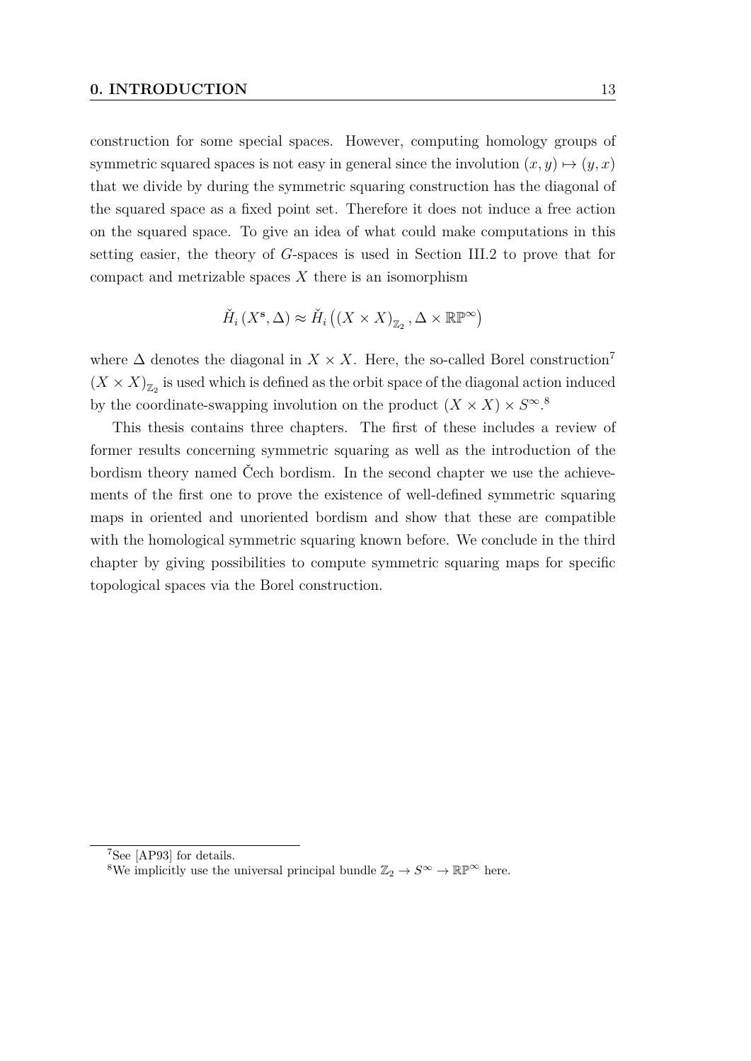construction for some special spaces. However, computing homology groups of symmetric squared spaces is not easy in general since the involution $(x, y) \mapsto (y, x)$ that we divide by during the symmetric squaring construction has the diagonal of the squared space as a fixed point set. Therefore it does not induce a free action on the squared space. To give an idea of what could make computations in this setting easier, the theory of $G$-spaces is used in Section III.2 to prove that for compact and metrizable spaces $X$ there is an isomorphism

$$\check{H}_i\left(X^{\mathbf{s}}, \Delta\right) \approx \check{H}_i\left(\left(X \times X\right)_{\mathbb{Z}_2}, \Delta \times \mathbb{RP}^{\infty}\right)$$

where $\Delta$ denotes the diagonal in $X \times X$. Here, the so-called Borel construction[7] $\left(X \times X\right)_{\mathbb{Z}_2}$ is used which is defined as the orbit space of the diagonal action induced by the coordinate-swapping involution on the product $(X \times X) \times S^{\infty}$.[8]

This thesis contains three chapters. The first of these includes a review of former results concerning symmetric squaring as well as the introduction of the bordism theory named Čech bordism. In the second chapter we use the achievements of the first one to prove the existence of well-defined symmetric squaring maps in oriented and unoriented bordism and show that these are compatible with the homological symmetric squaring known before. We conclude in the third chapter by giving possibilities to compute symmetric squaring maps for specific topological spaces via the Borel construction.

[7] See [AP93] for details.

[8] We implicitly use the universal principal bundle $\mathbb{Z}_2 \to S^{\infty} \to \mathbb{RP}^{\infty}$ here.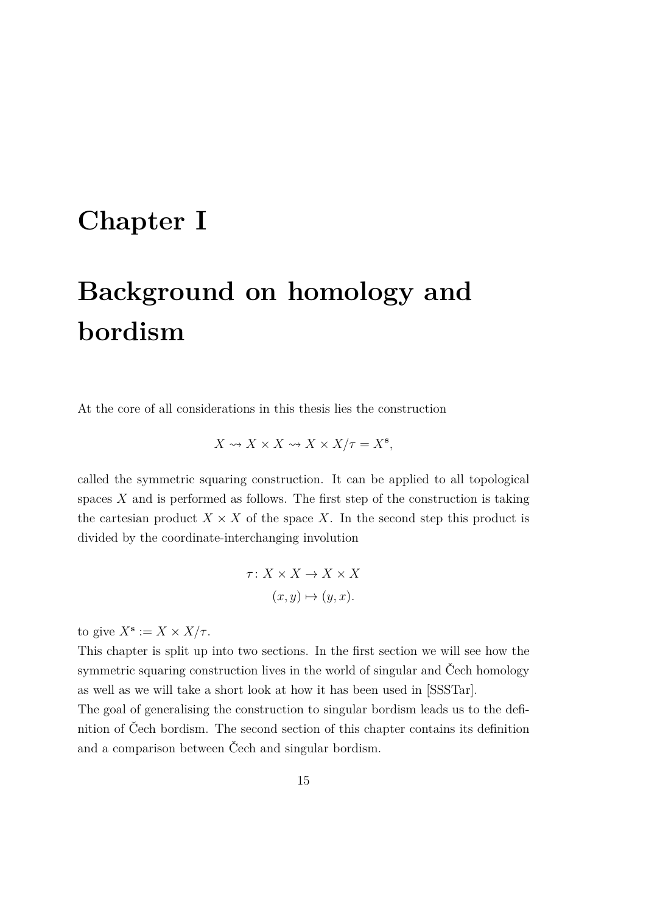# Chapter I

# Background on homology and bordism

At the core of all considerations in this thesis lies the construction

$$X \rightsquigarrow X \times X \rightsquigarrow X \times X/\tau = X^{\mathbf{s}},$$

called the symmetric squaring construction. It can be applied to all topological spaces $X$ and is performed as follows. The first step of the construction is taking the cartesian product $X \times X$ of the space $X$. In the second step this product is divided by the coordinate-interchanging involution

$$\begin{aligned} \tau \colon X \times X &\to X \times X \\ (x, y) &\mapsto (y, x). \end{aligned}$$

to give $X^{\mathbf{s}} := X \times X/\tau$.

This chapter is split up into two sections. In the first section we will see how the symmetric squaring construction lives in the world of singular and Čech homology as well as we will take a short look at how it has been used in [SSSTar].

The goal of generalising the construction to singular bordism leads us to the definition of Čech bordism. The second section of this chapter contains its definition and a comparison between Čech and singular bordism.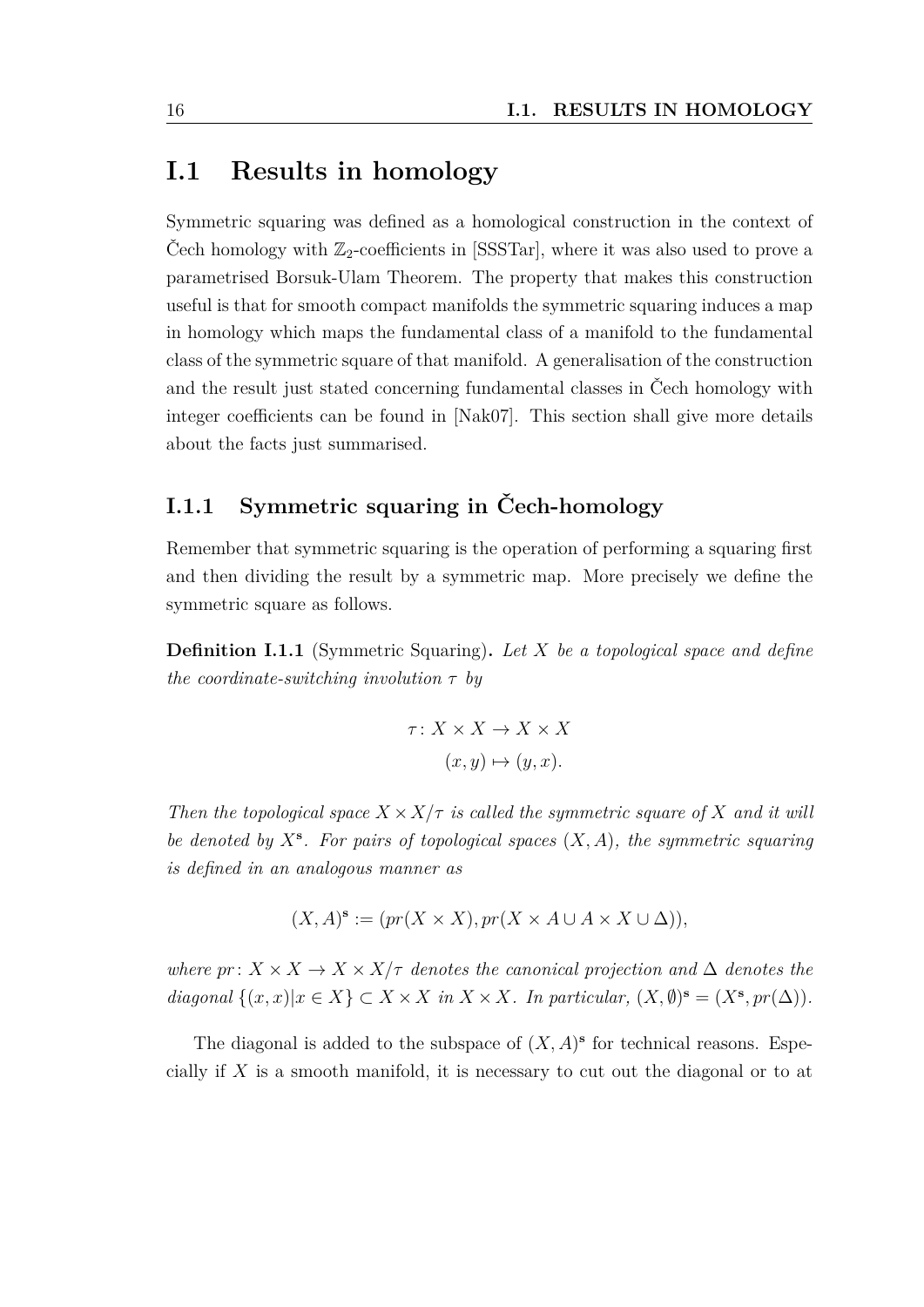# I.1 Results in homology

Symmetric squaring was defined as a homological construction in the context of Čech homology with $\mathbb{Z}_2$-coefficients in [SSSTar], where it was also used to prove a parametrised Borsuk-Ulam Theorem. The property that makes this construction useful is that for smooth compact manifolds the symmetric squaring induces a map in homology which maps the fundamental class of a manifold to the fundamental class of the symmetric square of that manifold. A generalisation of the construction and the result just stated concerning fundamental classes in Čech homology with integer coefficients can be found in [Nak07]. This section shall give more details about the facts just summarised.

## I.1.1 Symmetric squaring in Čech-homology

Remember that symmetric squaring is the operation of performing a squaring first and then dividing the result by a symmetric map. More precisely we define the symmetric square as follows.

**Definition I.1.1** (Symmetric Squaring)**.** *Let $X$ be a topological space and define the coordinate-switching involution $\tau$ by*

$$\tau \colon X \times X \to X \times X$$
$$(x, y) \mapsto (y, x).$$

*Then the topological space $X \times X/\tau$ is called the symmetric square of $X$ and it will be denoted by $X^{\mathbf{s}}$. For pairs of topological spaces $(X, A)$, the symmetric squaring is defined in an analogous manner as*

$$(X, A)^{\mathbf{s}} := (pr(X \times X), pr(X \times A \cup A \times X \cup \Delta)),$$

*where $pr \colon X \times X \to X \times X/\tau$ denotes the canonical projection and $\Delta$ denotes the diagonal $\{(x, x) | x \in X\} \subset X \times X$ in $X \times X$. In particular, $(X, \emptyset)^{\mathbf{s}} = (X^{\mathbf{s}}, pr(\Delta))$.*

The diagonal is added to the subspace of $(X, A)^{\mathbf{s}}$ for technical reasons. Especially if $X$ is a smooth manifold, it is necessary to cut out the diagonal or to at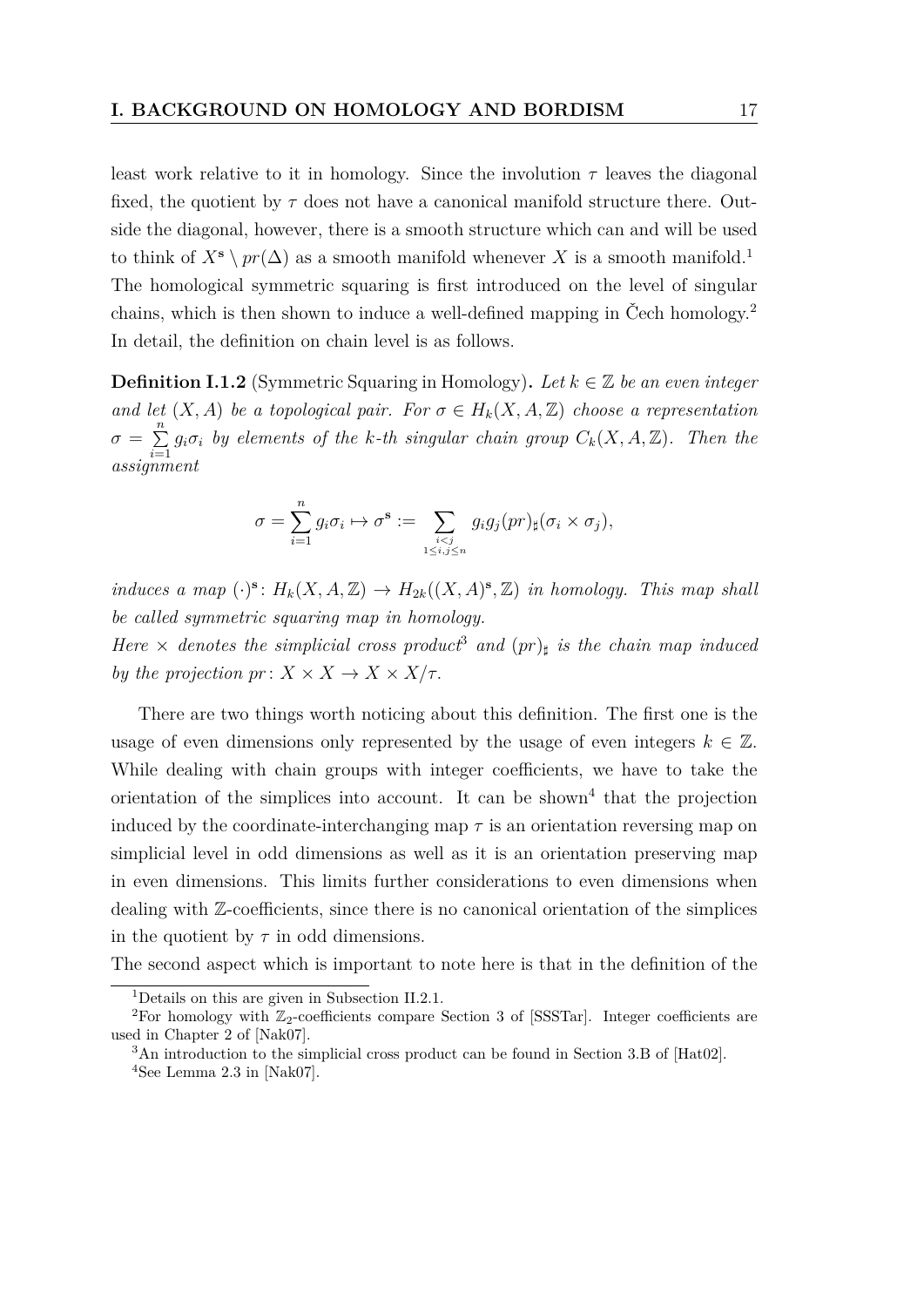least work relative to it in homology. Since the involution $\tau$ leaves the diagonal fixed, the quotient by $\tau$ does not have a canonical manifold structure there. Outside the diagonal, however, there is a smooth structure which can and will be used to think of $X^{\mathbf{s}} \setminus pr(\Delta)$ as a smooth manifold whenever $X$ is a smooth manifold.[1] The homological symmetric squaring is first introduced on the level of singular chains, which is then shown to induce a well-defined mapping in Čech homology.[2] In detail, the definition on chain level is as follows.

**Definition I.1.2** (Symmetric Squaring in Homology)**.** *Let $k \in \mathbb{Z}$ be an even integer and let $(X, A)$ be a topological pair. For $\sigma \in H_k(X, A, \mathbb{Z})$ choose a representation $\sigma = \sum_{i=1}^{n} g_i \sigma_i$ by elements of the $k$-th singular chain group $C_k(X, A, \mathbb{Z})$. Then the assignment*

$$\sigma = \sum_{i=1}^{n} g_i \sigma_i \mapsto \sigma^{\mathbf{s}} := \sum_{\substack{i<j \\ 1 \leq i,j \leq n}} g_i g_j (pr)_\sharp(\sigma_i \times \sigma_j),$$

*induces a map $(\cdot)^{\mathbf{s}} \colon H_k(X, A, \mathbb{Z}) \to H_{2k}((X, A)^{\mathbf{s}}, \mathbb{Z})$ in homology. This map shall be called symmetric squaring map in homology.*
*Here $\times$ denotes the simplicial cross product[3] and $(pr)_\sharp$ is the chain map induced by the projection $pr \colon X \times X \to X \times X/\tau$.*

There are two things worth noticing about this definition. The first one is the usage of even dimensions only represented by the usage of even integers $k \in \mathbb{Z}$. While dealing with chain groups with integer coefficients, we have to take the orientation of the simplices into account. It can be shown[4] that the projection induced by the coordinate-interchanging map $\tau$ is an orientation reversing map on simplicial level in odd dimensions as well as it is an orientation preserving map in even dimensions. This limits further considerations to even dimensions when dealing with $\mathbb{Z}$-coefficients, since there is no canonical orientation of the simplices in the quotient by $\tau$ in odd dimensions.
The second aspect which is important to note here is that in the definition of the

---

[1] Details on this are given in Subsection II.2.1.

[2] For homology with $\mathbb{Z}_2$-coefficients compare Section 3 of [SSSTar]. Integer coefficients are used in Chapter 2 of [Nak07].

[3] An introduction to the simplicial cross product can be found in Section 3.B of [Hat02].

[4] See Lemma 2.3 in [Nak07].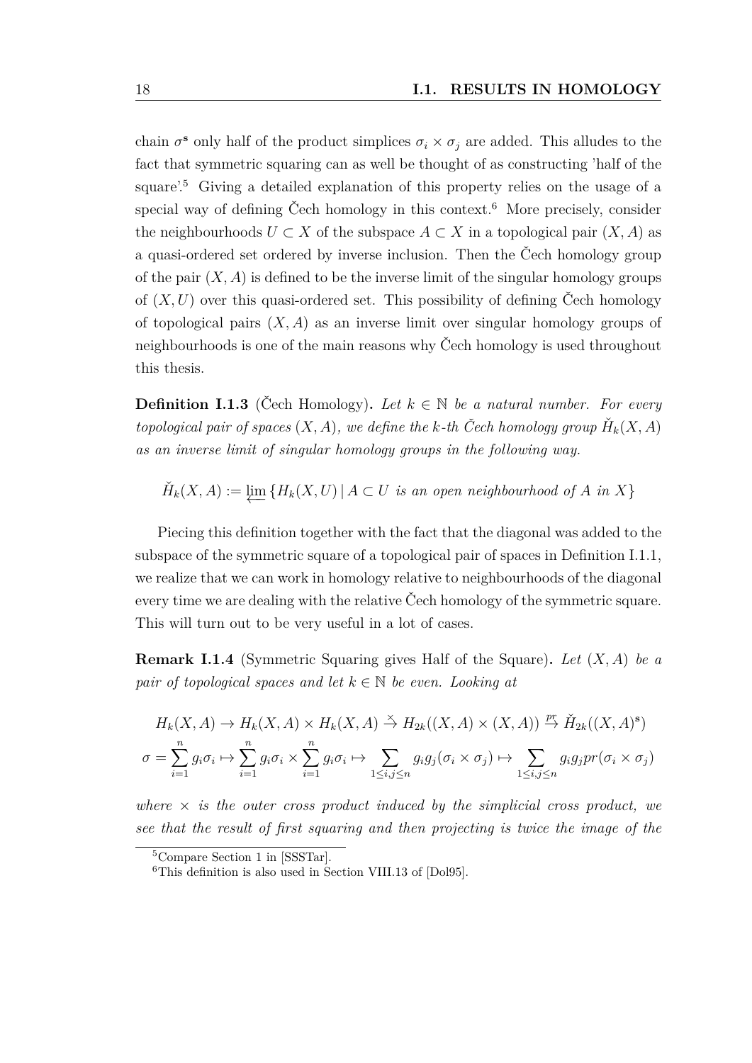chain $\sigma^{\mathbf{s}}$ only half of the product simplices $\sigma_i \times \sigma_j$ are added. This alludes to the fact that symmetric squaring can as well be thought of as constructing 'half of the square'.[5] Giving a detailed explanation of this property relies on the usage of a special way of defining Čech homology in this context.[6] More precisely, consider the neighbourhoods $U \subset X$ of the subspace $A \subset X$ in a topological pair $(X, A)$ as a quasi-ordered set ordered by inverse inclusion. Then the Čech homology group of the pair $(X, A)$ is defined to be the inverse limit of the singular homology groups of $(X, U)$ over this quasi-ordered set. This possibility of defining Čech homology of topological pairs $(X, A)$ as an inverse limit over singular homology groups of neighbourhoods is one of the main reasons why Čech homology is used throughout this thesis.

**Definition I.1.3** (Čech Homology)**.** *Let $k \in \mathbb{N}$ be a natural number. For every topological pair of spaces $(X, A)$, we define the $k$-th Čech homology group $\check{H}_k(X, A)$ as an inverse limit of singular homology groups in the following way.*

$$\check{H}_k(X, A) := \varprojlim \{H_k(X, U) \mid A \subset U \text{ is an open neighbourhood of } A \text{ in } X\}$$

Piecing this definition together with the fact that the diagonal was added to the subspace of the symmetric square of a topological pair of spaces in Definition I.1.1, we realize that we can work in homology relative to neighbourhoods of the diagonal every time we are dealing with the relative Čech homology of the symmetric square. This will turn out to be very useful in a lot of cases.

**Remark I.1.4** (Symmetric Squaring gives Half of the Square)**.** *Let $(X, A)$ be a pair of topological spaces and let $k \in \mathbb{N}$ be even. Looking at*

$$H_k(X, A) \to H_k(X, A) \times H_k(X, A) \overset{\times}{\to} H_{2k}((X, A) \times (X, A)) \overset{pr}{\to} \check{H}_{2k}((X, A)^{\mathbf{s}})$$

$$\sigma = \sum_{i=1}^{n} g_i \sigma_i \mapsto \sum_{i=1}^{n} g_i \sigma_i \times \sum_{i=1}^{n} g_i \sigma_i \mapsto \sum_{1 \le i, j \le n} g_i g_j (\sigma_i \times \sigma_j) \mapsto \sum_{1 \le i, j \le n} g_i g_j pr(\sigma_i \times \sigma_j)$$

*where $\times$ is the outer cross product induced by the simplicial cross product, we see that the result of first squaring and then projecting is twice the image of the*

[5] Compare Section 1 in [SSSTar].

[6] This definition is also used in Section VIII.13 of [Dol95].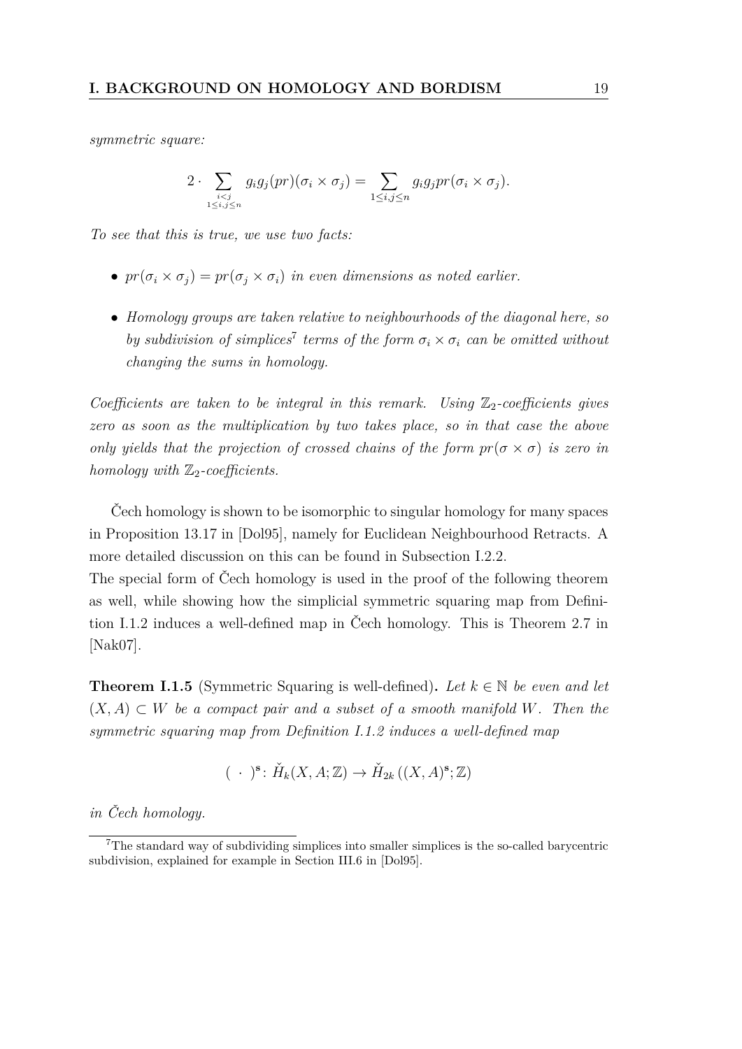*symmetric square:*

$$2 \cdot \sum_{\substack{i<j \\ 1 \leq i,j \leq n}} g_i g_j (pr)(\sigma_i \times \sigma_j) = \sum_{1 \leq i,j \leq n} g_i g_j pr(\sigma_i \times \sigma_j).$$

*To see that this is true, we use two facts:*

- $pr(\sigma_i \times \sigma_j) = pr(\sigma_j \times \sigma_i)$ *in even dimensions as noted earlier.*
- *Homology groups are taken relative to neighbourhoods of the diagonal here, so by subdivision of simplices*[7] *terms of the form* $\sigma_i \times \sigma_i$ *can be omitted without changing the sums in homology.*

*Coefficients are taken to be integral in this remark. Using* $\mathbb{Z}_2$*-coefficients gives zero as soon as the multiplication by two takes place, so in that case the above only yields that the projection of crossed chains of the form* $pr(\sigma \times \sigma)$ *is zero in homology with* $\mathbb{Z}_2$*-coefficients.*

Čech homology is shown to be isomorphic to singular homology for many spaces in Proposition 13.17 in [Dol95], namely for Euclidean Neighbourhood Retracts. A more detailed discussion on this can be found in Subsection I.2.2.
The special form of Čech homology is used in the proof of the following theorem as well, while showing how the simplicial symmetric squaring map from Definition I.1.2 induces a well-defined map in Čech homology. This is Theorem 2.7 in [Nak07].

**Theorem I.1.5** (Symmetric Squaring is well-defined)**.** *Let* $k \in \mathbb{N}$ *be even and let* $(X, A) \subset W$ *be a compact pair and a subset of a smooth manifold* $W$*. Then the symmetric squaring map from Definition I.1.2 induces a well-defined map*

$$(\ \cdot\ )^{\mathbf{s}} \colon \check{H}_k(X, A; \mathbb{Z}) \to \check{H}_{2k}\left((X, A)^{\mathbf{s}}; \mathbb{Z}\right)$$

*in Čech homology.*

[7] The standard way of subdividing simplices into smaller simplices is the so-called barycentric subdivision, explained for example in Section III.6 in [Dol95].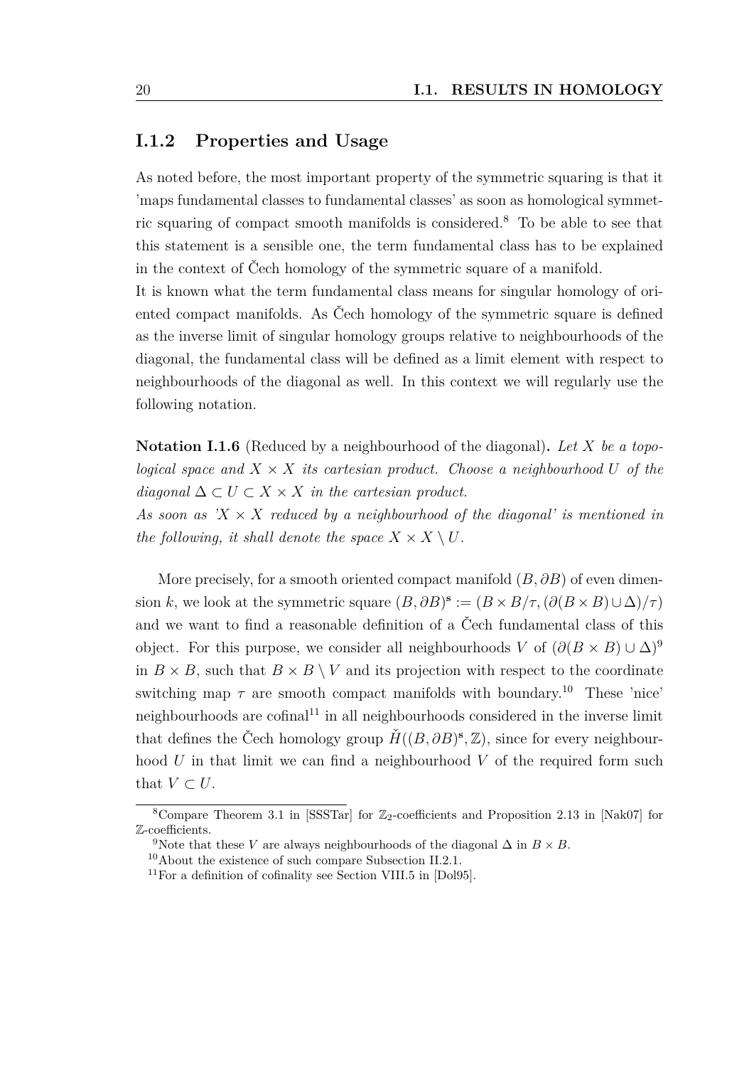## I.1.2 Properties and Usage

As noted before, the most important property of the symmetric squaring is that it 'maps fundamental classes to fundamental classes' as soon as homological symmetric squaring of compact smooth manifolds is considered.[8] To be able to see that this statement is a sensible one, the term fundamental class has to be explained in the context of Čech homology of the symmetric square of a manifold.

It is known what the term fundamental class means for singular homology of oriented compact manifolds. As Čech homology of the symmetric square is defined as the inverse limit of singular homology groups relative to neighbourhoods of the diagonal, the fundamental class will be defined as a limit element with respect to neighbourhoods of the diagonal as well. In this context we will regularly use the following notation.

**Notation I.1.6** (Reduced by a neighbourhood of the diagonal)**.** *Let $X$ be a topological space and $X \times X$ its cartesian product. Choose a neighbourhood $U$ of the diagonal $\Delta \subset U \subset X \times X$ in the cartesian product.*
*As soon as '$X \times X$ reduced by a neighbourhood of the diagonal' is mentioned in the following, it shall denote the space $X \times X \setminus U$.*

More precisely, for a smooth oriented compact manifold $(B, \partial B)$ of even dimension $k$, we look at the symmetric square $(B, \partial B)^{\mathbf{s}} := (B \times B/\tau, (\partial(B \times B) \cup \Delta)/\tau)$ and we want to find a reasonable definition of a Čech fundamental class of this object. For this purpose, we consider all neighbourhoods $V$ of $(\partial(B \times B) \cup \Delta)$[9] in $B \times B$, such that $B \times B \setminus V$ and its projection with respect to the coordinate switching map $\tau$ are smooth compact manifolds with boundary.[10] These 'nice' neighbourhoods are cofinal[11] in all neighbourhoods considered in the inverse limit that defines the Čech homology group $\check{H}((B, \partial B)^{\mathbf{s}}, \mathbb{Z})$, since for every neighbourhood $U$ in that limit we can find a neighbourhood $V$ of the required form such that $V \subset U$.

---

[8] Compare Theorem 3.1 in [SSSTar] for $\mathbb{Z}_2$-coefficients and Proposition 2.13 in [Nak07] for $\mathbb{Z}$-coefficients.

[9] Note that these $V$ are always neighbourhoods of the diagonal $\Delta$ in $B \times B$.

[10] About the existence of such compare Subsection II.2.1.

[11] For a definition of cofinality see Section VIII.5 in [Dol95].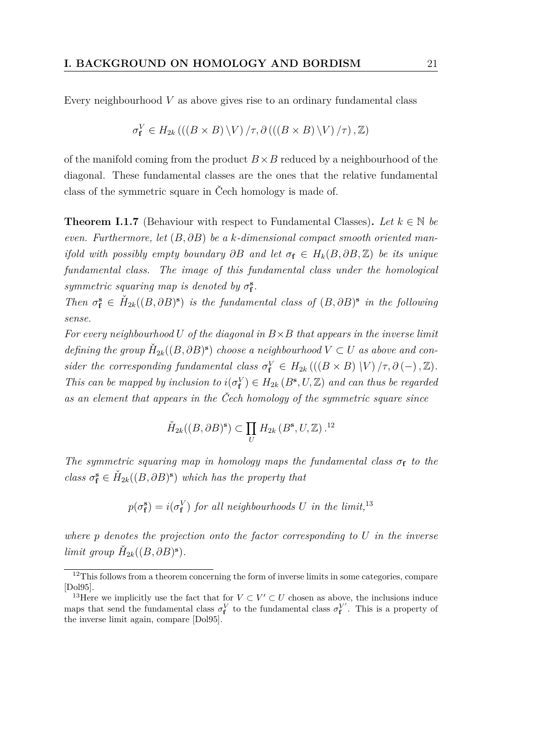Every neighbourhood $V$ as above gives rise to an ordinary fundamental class

$$\sigma_{\mathbf{f}}^{V} \in H_{2k}\left(\left((B \times B)\setminus V\right)/\tau, \partial\left(\left((B \times B)\setminus V\right)/\tau\right), \mathbb{Z}\right)$$

of the manifold coming from the product $B \times B$ reduced by a neighbourhood of the diagonal. These fundamental classes are the ones that the relative fundamental class of the symmetric square in Čech homology is made of.

**Theorem I.1.7** (Behaviour with respect to Fundamental Classes)**.** *Let $k \in \mathbb{N}$ be even. Furthermore, let $(B, \partial B)$ be a $k$-dimensional compact smooth oriented manifold with possibly empty boundary $\partial B$ and let $\sigma_{\mathbf{f}} \in H_k(B, \partial B, \mathbb{Z})$ be its unique fundamental class. The image of this fundamental class under the homological symmetric squaring map is denoted by $\sigma_{\mathbf{f}}^{\mathbf{s}}$.*
*Then $\sigma_{\mathbf{f}}^{\mathbf{s}} \in \check{H}_{2k}((B, \partial B)^{\mathbf{s}})$ is the fundamental class of $(B, \partial B)^{\mathbf{s}}$ in the following sense.*
*For every neighbourhood $U$ of the diagonal in $B \times B$ that appears in the inverse limit defining the group $\check{H}_{2k}((B, \partial B)^{\mathbf{s}})$ choose a neighbourhood $V \subset U$ as above and consider the corresponding fundamental class $\sigma_{\mathbf{f}}^{V} \in H_{2k}\left(\left((B \times B)\setminus V\right)/\tau, \partial\left(-\right), \mathbb{Z}\right)$. This can be mapped by inclusion to $i(\sigma_{\mathbf{f}}^{V}) \in H_{2k}\left(B^{\mathbf{s}}, U, \mathbb{Z}\right)$ and can thus be regarded as an element that appears in the Čech homology of the symmetric square since*

$$\check{H}_{2k}((B, \partial B)^{\mathbf{s}}) \subset \prod_{U} H_{2k}\left(B^{\mathbf{s}}, U, \mathbb{Z}\right).^{12}$$

*The symmetric squaring map in homology maps the fundamental class $\sigma_{\mathbf{f}}$ to the class $\sigma_{\mathbf{f}}^{\mathbf{s}} \in \check{H}_{2k}((B, \partial B)^{\mathbf{s}})$ which has the property that*

$$p(\sigma_{\mathbf{f}}^{\mathbf{s}}) = i(\sigma_{\mathbf{f}}^{V}) \text{ for all neighbourhoods } U \text{ in the limit,}^{13}$$

*where $p$ denotes the projection onto the factor corresponding to $U$ in the inverse limit group $\check{H}_{2k}((B, \partial B)^{\mathbf{s}})$.*

---

[12] This follows from a theorem concerning the form of inverse limits in some categories, compare [Dol95].

[13] Here we implicitly use the fact that for $V \subset V' \subset U$ chosen as above, the inclusions induce maps that send the fundamental class $\sigma_{\mathbf{f}}^{V}$ to the fundamental class $\sigma_{\mathbf{f}}^{V'}$. This is a property of the inverse limit again, compare [Dol95].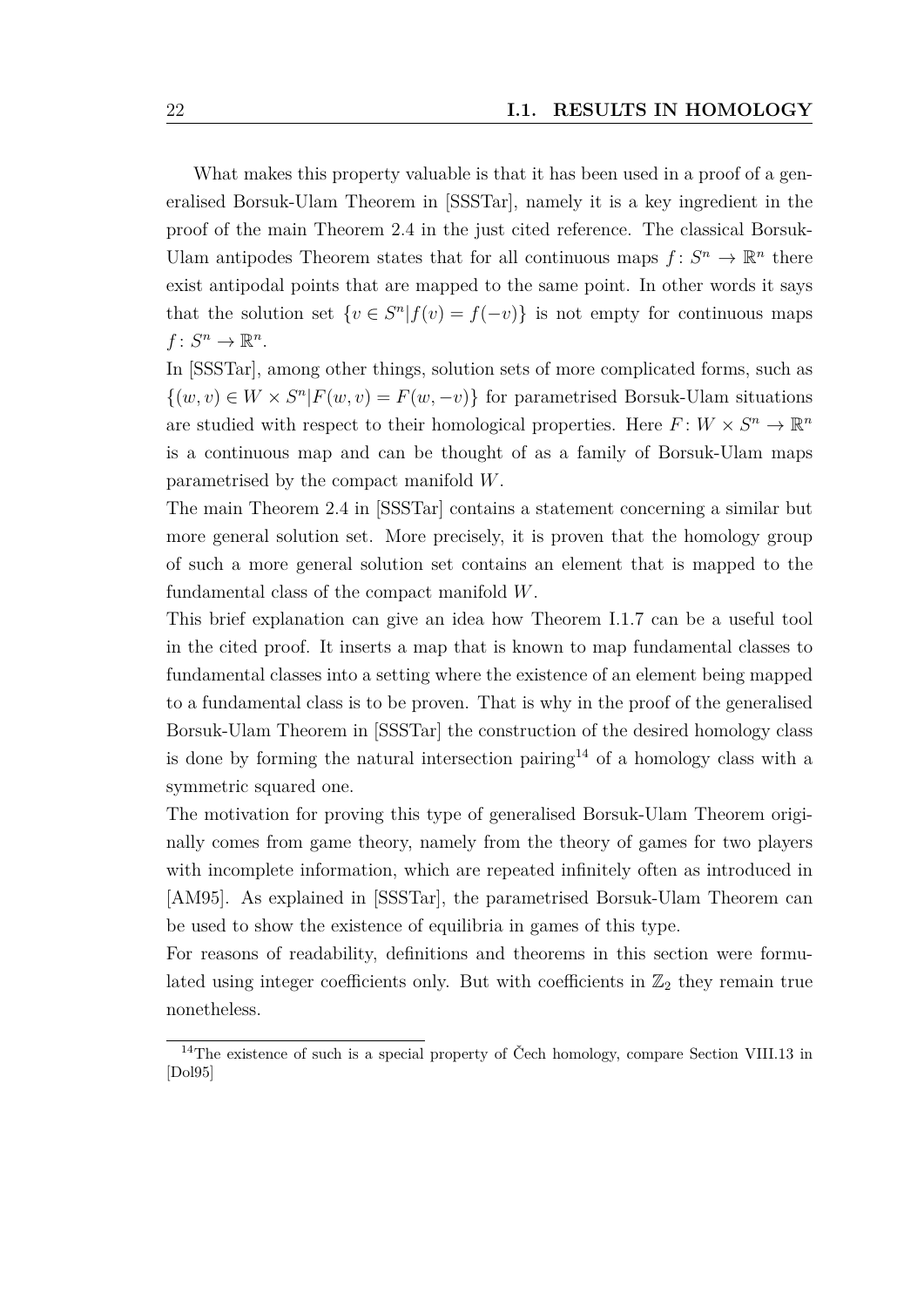What makes this property valuable is that it has been used in a proof of a generalised Borsuk-Ulam Theorem in [SSSTar], namely it is a key ingredient in the proof of the main Theorem 2.4 in the just cited reference. The classical Borsuk-Ulam antipodes Theorem states that for all continuous maps $f \colon S^n \to \mathbb{R}^n$ there exist antipodal points that are mapped to the same point. In other words it says that the solution set $\{v \in S^n | f(v) = f(-v)\}$ is not empty for continuous maps $f \colon S^n \to \mathbb{R}^n$.

In [SSSTar], among other things, solution sets of more complicated forms, such as $\{(w, v) \in W \times S^n | F(w, v) = F(w, -v)\}$ for parametrised Borsuk-Ulam situations are studied with respect to their homological properties. Here $F \colon W \times S^n \to \mathbb{R}^n$ is a continuous map and can be thought of as a family of Borsuk-Ulam maps parametrised by the compact manifold $W$.

The main Theorem 2.4 in [SSSTar] contains a statement concerning a similar but more general solution set. More precisely, it is proven that the homology group of such a more general solution set contains an element that is mapped to the fundamental class of the compact manifold $W$.

This brief explanation can give an idea how Theorem I.1.7 can be a useful tool in the cited proof. It inserts a map that is known to map fundamental classes to fundamental classes into a setting where the existence of an element being mapped to a fundamental class is to be proven. That is why in the proof of the generalised Borsuk-Ulam Theorem in [SSSTar] the construction of the desired homology class is done by forming the natural intersection pairing[14] of a homology class with a symmetric squared one.

The motivation for proving this type of generalised Borsuk-Ulam Theorem originally comes from game theory, namely from the theory of games for two players with incomplete information, which are repeated infinitely often as introduced in [AM95]. As explained in [SSSTar], the parametrised Borsuk-Ulam Theorem can be used to show the existence of equilibria in games of this type.

For reasons of readability, definitions and theorems in this section were formulated using integer coefficients only. But with coefficients in $\mathbb{Z}_2$ they remain true nonetheless.

[14] The existence of such is a special property of Čech homology, compare Section VIII.13 in [Dol95]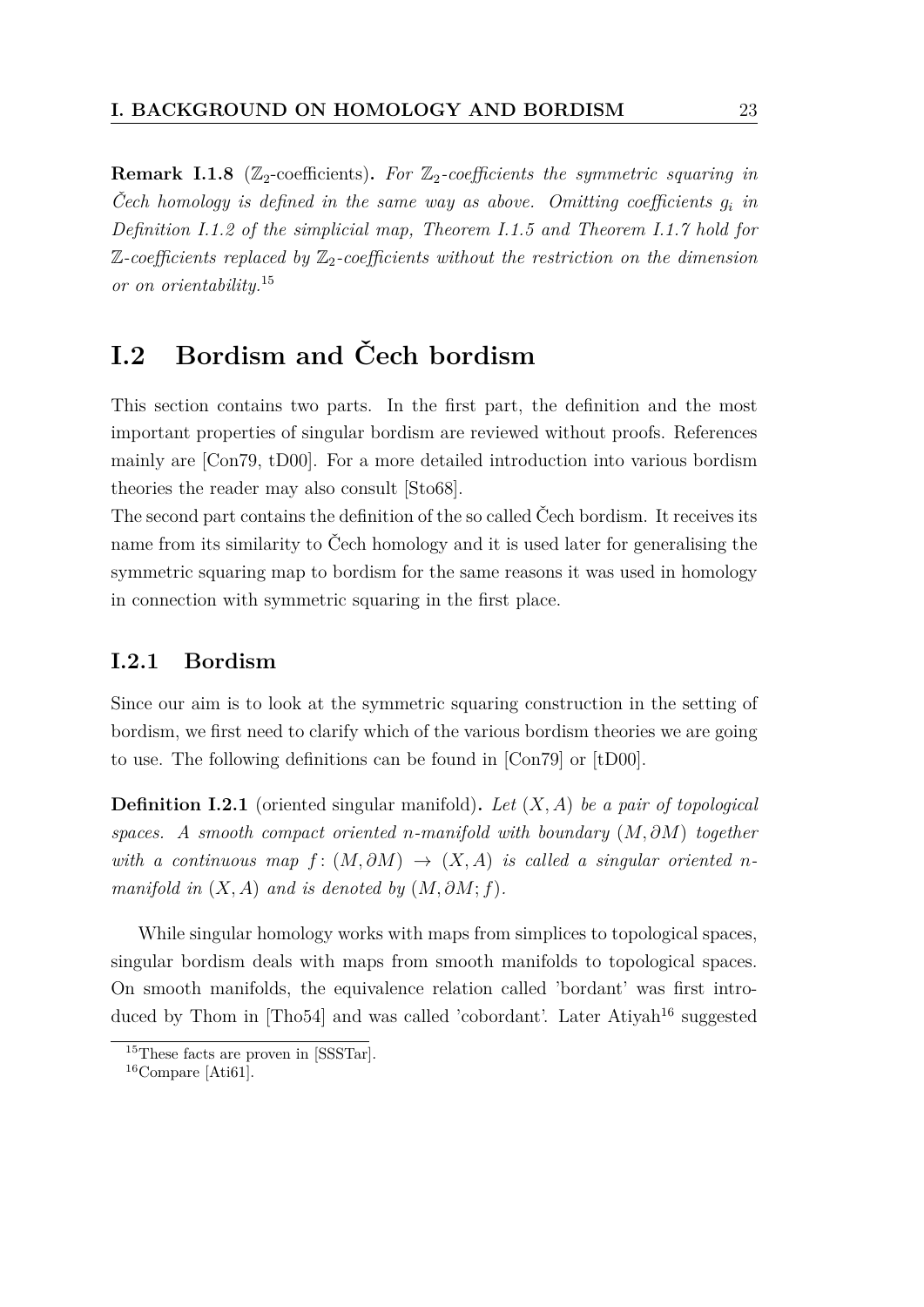**Remark I.1.8** ($\mathbb{Z}_2$-coefficients)**.** *For $\mathbb{Z}_2$-coefficients the symmetric squaring in Čech homology is defined in the same way as above. Omitting coefficients $g_i$ in Definition I.1.2 of the simplicial map, Theorem I.1.5 and Theorem I.1.7 hold for $\mathbb{Z}$-coefficients replaced by $\mathbb{Z}_2$-coefficients without the restriction on the dimension or on orientability.*[15]

## I.2 Bordism and Čech bordism

This section contains two parts. In the first part, the definition and the most important properties of singular bordism are reviewed without proofs. References mainly are [Con79, tD00]. For a more detailed introduction into various bordism theories the reader may also consult [Sto68].

The second part contains the definition of the so called Čech bordism. It receives its name from its similarity to Čech homology and it is used later for generalising the symmetric squaring map to bordism for the same reasons it was used in homology in connection with symmetric squaring in the first place.

### I.2.1 Bordism

Since our aim is to look at the symmetric squaring construction in the setting of bordism, we first need to clarify which of the various bordism theories we are going to use. The following definitions can be found in [Con79] or [tD00].

**Definition I.2.1** (oriented singular manifold)**.** *Let $(X, A)$ be a pair of topological spaces. A smooth compact oriented $n$-manifold with boundary $(M, \partial M)$ together with a continuous map $f\colon (M, \partial M) \to (X, A)$ is called a singular oriented $n$-manifold in $(X, A)$ and is denoted by $(M, \partial M; f)$.*

While singular homology works with maps from simplices to topological spaces, singular bordism deals with maps from smooth manifolds to topological spaces. On smooth manifolds, the equivalence relation called 'bordant' was first introduced by Thom in [Tho54] and was called 'cobordant'. Later Atiyah[16] suggested

[15] These facts are proven in [SSSTar].

[16] Compare [Ati61].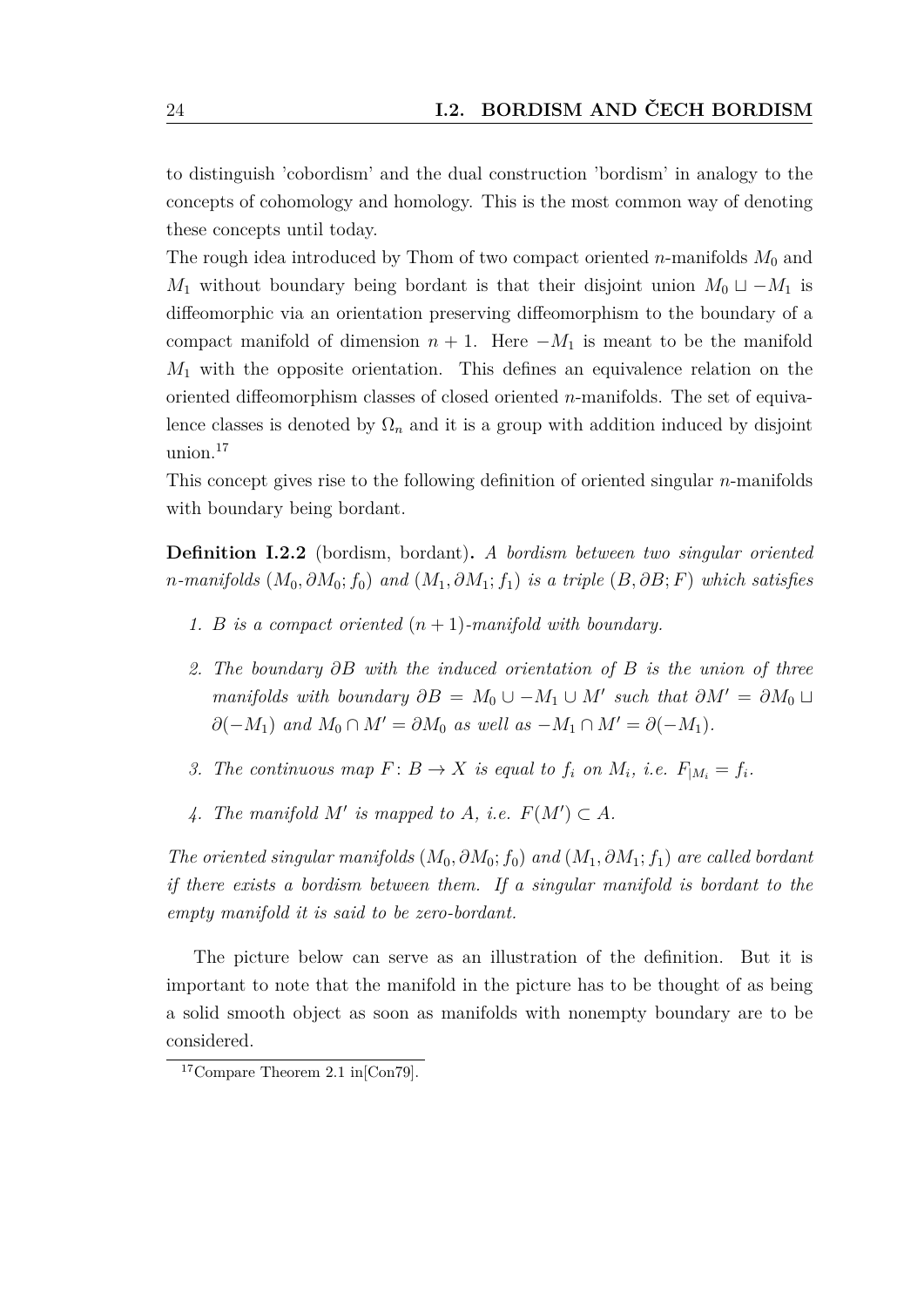to distinguish 'cobordism' and the dual construction 'bordism' in analogy to the concepts of cohomology and homology. This is the most common way of denoting these concepts until today.

The rough idea introduced by Thom of two compact oriented $n$-manifolds $M_0$ and $M_1$ without boundary being bordant is that their disjoint union $M_0 \sqcup -M_1$ is diffeomorphic via an orientation preserving diffeomorphism to the boundary of a compact manifold of dimension $n+1$. Here $-M_1$ is meant to be the manifold $M_1$ with the opposite orientation. This defines an equivalence relation on the oriented diffeomorphism classes of closed oriented $n$-manifolds. The set of equivalence classes is denoted by $\Omega_n$ and it is a group with addition induced by disjoint union.[17]

This concept gives rise to the following definition of oriented singular $n$-manifolds with boundary being bordant.

**Definition I.2.2** (bordism, bordant)**.** *A bordism between two singular oriented $n$-manifolds $(M_0, \partial M_0; f_0)$ and $(M_1, \partial M_1; f_1)$ is a triple $(B, \partial B; F)$ which satisfies*

1. *$B$ is a compact oriented $(n+1)$-manifold with boundary.*
2. *The boundary $\partial B$ with the induced orientation of $B$ is the union of three manifolds with boundary $\partial B = M_0 \cup -M_1 \cup M'$ such that $\partial M' = \partial M_0 \sqcup \partial(-M_1)$ and $M_0 \cap M' = \partial M_0$ as well as $-M_1 \cap M' = \partial(-M_1)$.*
3. *The continuous map $F \colon B \to X$ is equal to $f_i$ on $M_i$, i.e. $F_{|M_i} = f_i$.*
4. *The manifold $M'$ is mapped to $A$, i.e. $F(M') \subset A$.*

*The oriented singular manifolds $(M_0, \partial M_0; f_0)$ and $(M_1, \partial M_1; f_1)$ are called bordant if there exists a bordism between them. If a singular manifold is bordant to the empty manifold it is said to be zero-bordant.*

The picture below can serve as an illustration of the definition. But it is important to note that the manifold in the picture has to be thought of as being a solid smooth object as soon as manifolds with nonempty boundary are to be considered.

[17] Compare Theorem 2.1 in[Con79].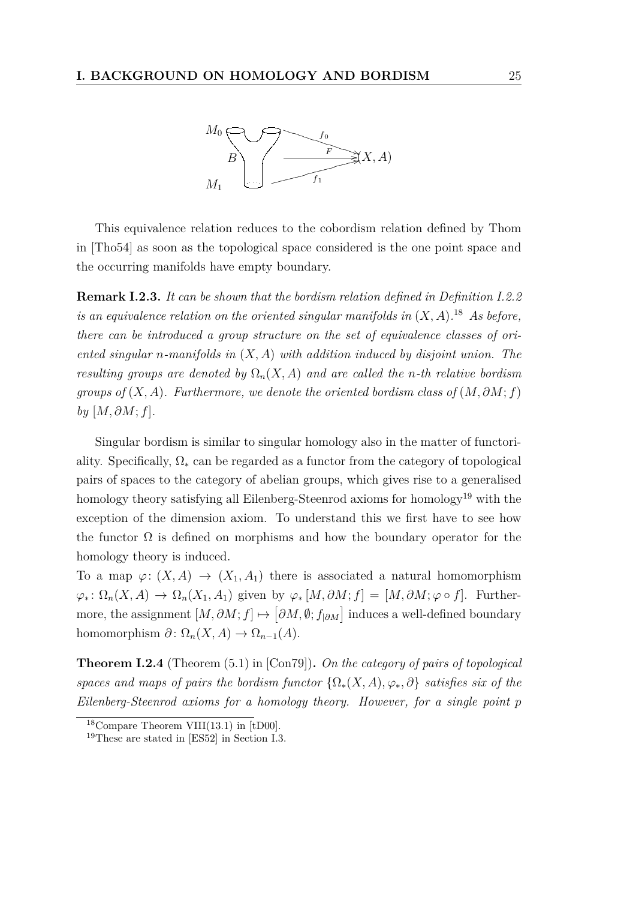This equivalence relation reduces to the cobordism relation defined by Thom in [Tho54] as soon as the topological space considered is the one point space and the occurring manifolds have empty boundary.

**Remark I.2.3.** *It can be shown that the bordism relation defined in Definition I.2.2 is an equivalence relation on the oriented singular manifolds in $(X, A)$.*[18] *As before, there can be introduced a group structure on the set of equivalence classes of oriented singular $n$-manifolds in $(X, A)$ with addition induced by disjoint union. The resulting groups are denoted by $\Omega_n(X, A)$ and are called the $n$-th relative bordism groups of $(X, A)$. Furthermore, we denote the oriented bordism class of $(M, \partial M; f)$ by $[M, \partial M; f]$.*

Singular bordism is similar to singular homology also in the matter of functoriality. Specifically, $\Omega_*$ can be regarded as a functor from the category of topological pairs of spaces to the category of abelian groups, which gives rise to a generalised homology theory satisfying all Eilenberg-Steenrod axioms for homology[19] with the exception of the dimension axiom. To understand this we first have to see how the functor $\Omega$ is defined on morphisms and how the boundary operator for the homology theory is induced.

To a map $\varphi\colon (X, A) \to (X_1, A_1)$ there is associated a natural homomorphism $\varphi_*\colon \Omega_n(X, A) \to \Omega_n(X_1, A_1)$ given by $\varphi_* [M, \partial M; f] = [M, \partial M; \varphi \circ f]$. Furthermore, the assignment $[M, \partial M; f] \mapsto \left[\partial M, \emptyset; f_{|\partial M}\right]$ induces a well-defined boundary homomorphism $\partial\colon \Omega_n(X, A) \to \Omega_{n-1}(A)$.

**Theorem I.2.4** (Theorem (5.1) in [Con79])**.** *On the category of pairs of topological spaces and maps of pairs the bordism functor $\{\Omega_*(X, A), \varphi_*, \partial\}$ satisfies six of the Eilenberg-Steenrod axioms for a homology theory. However, for a single point $p$*

[18] Compare Theorem VIII(13.1) in [tD00].

[19] These are stated in [ES52] in Section I.3.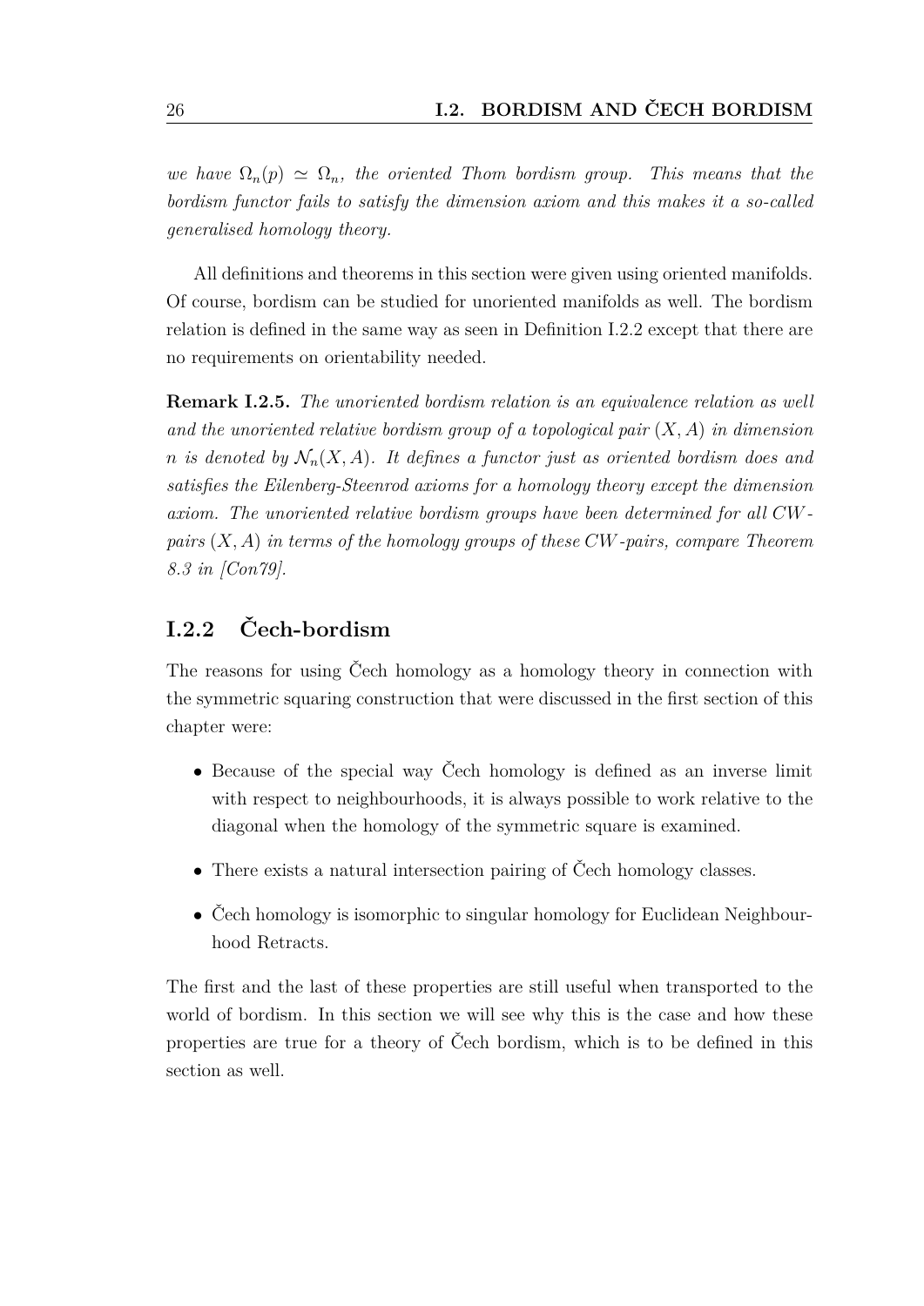*we have $\Omega_n(p) \simeq \Omega_n$, the oriented Thom bordism group. This means that the bordism functor fails to satisfy the dimension axiom and this makes it a so-called generalised homology theory.*

All definitions and theorems in this section were given using oriented manifolds. Of course, bordism can be studied for unoriented manifolds as well. The bordism relation is defined in the same way as seen in Definition I.2.2 except that there are no requirements on orientability needed.

**Remark I.2.5.** *The unoriented bordism relation is an equivalence relation as well and the unoriented relative bordism group of a topological pair $(X, A)$ in dimension $n$ is denoted by $\mathcal{N}_n(X, A)$. It defines a functor just as oriented bordism does and satisfies the Eilenberg-Steenrod axioms for a homology theory except the dimension axiom. The unoriented relative bordism groups have been determined for all CW-pairs $(X, A)$ in terms of the homology groups of these CW-pairs, compare Theorem 8.3 in [Con79].*

## I.2.2 Čech-bordism

The reasons for using Čech homology as a homology theory in connection with the symmetric squaring construction that were discussed in the first section of this chapter were:

- Because of the special way Čech homology is defined as an inverse limit with respect to neighbourhoods, it is always possible to work relative to the diagonal when the homology of the symmetric square is examined.
- There exists a natural intersection pairing of Čech homology classes.
- Čech homology is isomorphic to singular homology for Euclidean Neighbourhood Retracts.

The first and the last of these properties are still useful when transported to the world of bordism. In this section we will see why this is the case and how these properties are true for a theory of Čech bordism, which is to be defined in this section as well.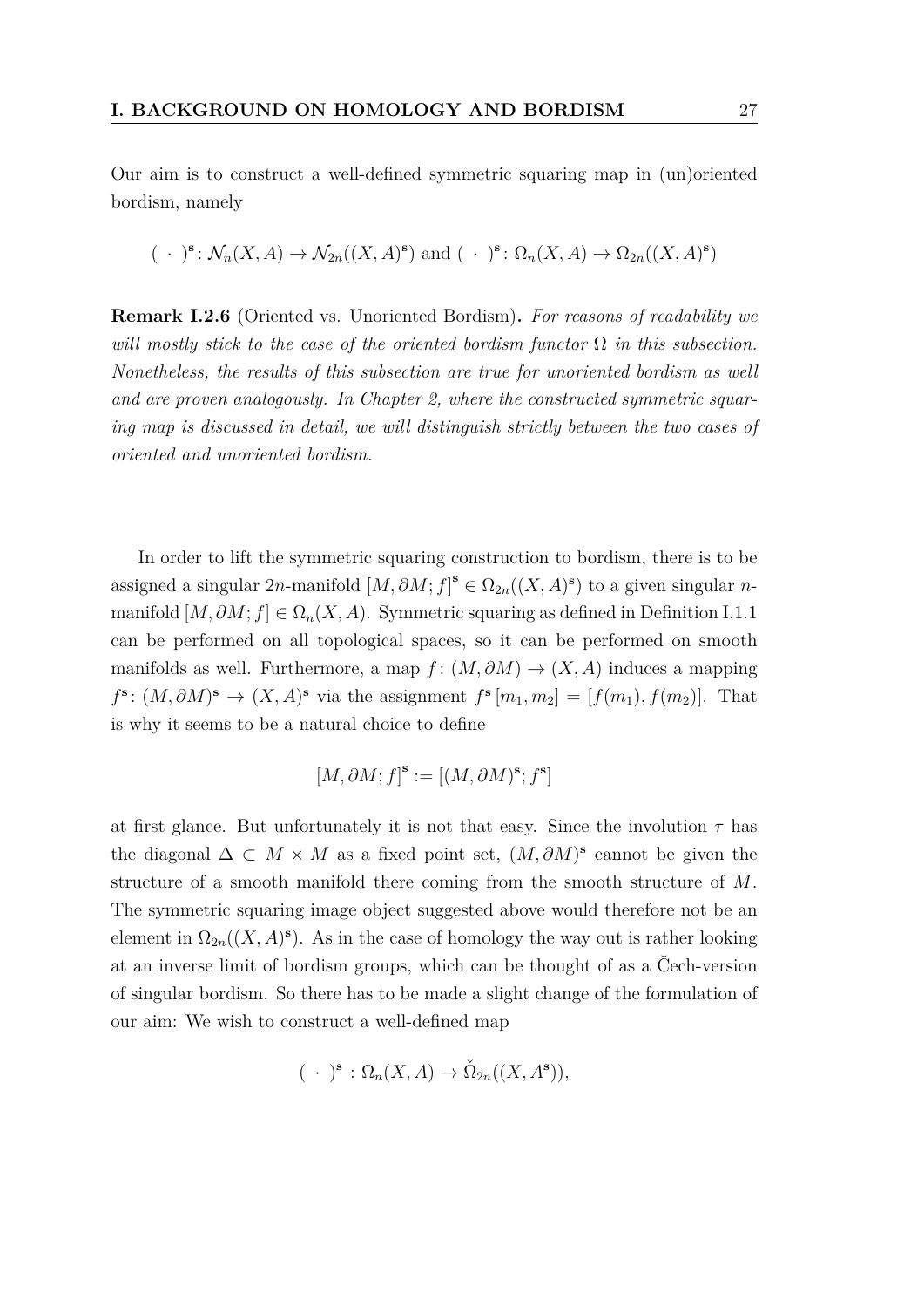Our aim is to construct a well-defined symmetric squaring map in (un)oriented bordism, namely

$$( \ \cdot \ )^{\mathbf{s}} \colon \mathcal{N}_n(X,A) \to \mathcal{N}_{2n}((X,A)^{\mathbf{s}}) \text{ and } ( \ \cdot \ )^{\mathbf{s}} \colon \Omega_n(X,A) \to \Omega_{2n}((X,A)^{\mathbf{s}})$$

**Remark I.2.6** (Oriented vs. Unoriented Bordism)**.** *For reasons of readability we will mostly stick to the case of the oriented bordism functor $\Omega$ in this subsection. Nonetheless, the results of this subsection are true for unoriented bordism as well and are proven analogously. In Chapter 2, where the constructed symmetric squaring map is discussed in detail, we will distinguish strictly between the two cases of oriented and unoriented bordism.*

In order to lift the symmetric squaring construction to bordism, there is to be assigned a singular $2n$-manifold $[M, \partial M; f]^{\mathbf{s}} \in \Omega_{2n}((X,A)^{\mathbf{s}})$ to a given singular $n$-manifold $[M, \partial M; f] \in \Omega_n(X,A)$. Symmetric squaring as defined in Definition I.1.1 can be performed on all topological spaces, so it can be performed on smooth manifolds as well. Furthermore, a map $f \colon (M, \partial M) \to (X, A)$ induces a mapping $f^{\mathbf{s}} \colon (M, \partial M)^{\mathbf{s}} \to (X,A)^{\mathbf{s}}$ via the assignment $f^{\mathbf{s}}[m_1, m_2] = [f(m_1), f(m_2)]$. That is why it seems to be a natural choice to define

$$[M, \partial M; f]^{\mathbf{s}} := [(M, \partial M)^{\mathbf{s}}; f^{\mathbf{s}}]$$

at first glance. But unfortunately it is not that easy. Since the involution $\tau$ has the diagonal $\Delta \subset M \times M$ as a fixed point set, $(M, \partial M)^{\mathbf{s}}$ cannot be given the structure of a smooth manifold there coming from the smooth structure of $M$. The symmetric squaring image object suggested above would therefore not be an element in $\Omega_{2n}((X,A)^{\mathbf{s}})$. As in the case of homology the way out is rather looking at an inverse limit of bordism groups, which can be thought of as a Čech-version of singular bordism. So there has to be made a slight change of the formulation of our aim: We wish to construct a well-defined map

$$( \ \cdot \ )^{\mathbf{s}} : \Omega_n(X,A) \to \check{\Omega}_{2n}((X, A^{\mathbf{s}})),$$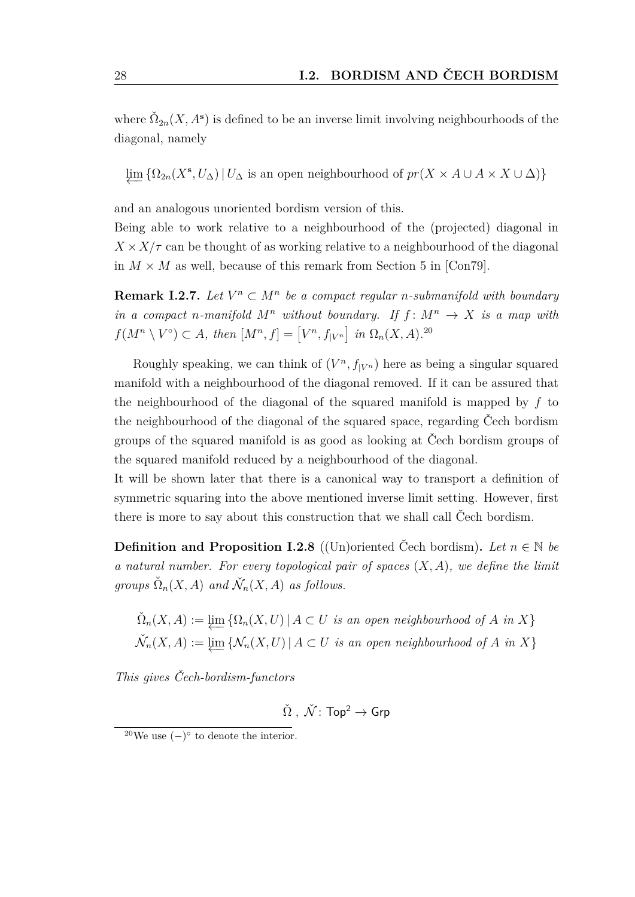where $\check{\Omega}_{2n}(X, A^{\mathbf{s}})$ is defined to be an inverse limit involving neighbourhoods of the diagonal, namely

$$\varprojlim \{\Omega_{2n}(X^{\mathbf{s}}, U_\Delta) \,|\, U_\Delta \text{ is an open neighbourhood of } pr(X \times A \cup A \times X \cup \Delta)\}$$

and an analogous unoriented bordism version of this.
Being able to work relative to a neighbourhood of the (projected) diagonal in $X \times X/\tau$ can be thought of as working relative to a neighbourhood of the diagonal in $M \times M$ as well, because of this remark from Section 5 in [Con79].

**Remark I.2.7.** *Let $V^n \subset M^n$ be a compact regular $n$-submanifold with boundary in a compact $n$-manifold $M^n$ without boundary. If $f\colon M^n \to X$ is a map with $f(M^n \setminus V^\circ) \subset A$, then $[M^n, f] = \left[V^n, f_{|V^n}\right]$ in $\Omega_n(X, A)$.*[20]

Roughly speaking, we can think of $(V^n, f_{|V^n})$ here as being a singular squared manifold with a neighbourhood of the diagonal removed. If it can be assured that the neighbourhood of the diagonal of the squared manifold is mapped by $f$ to the neighbourhood of the diagonal of the squared space, regarding Čech bordism groups of the squared manifold is as good as looking at Čech bordism groups of the squared manifold reduced by a neighbourhood of the diagonal.
It will be shown later that there is a canonical way to transport a definition of symmetric squaring into the above mentioned inverse limit setting. However, first there is more to say about this construction that we shall call Čech bordism.

**Definition and Proposition I.2.8** ((Un)oriented Čech bordism)**.** *Let $n \in \mathbb{N}$ be a natural number. For every topological pair of spaces $(X, A)$, we define the limit groups $\check{\Omega}_n(X, A)$ and $\check{\mathcal{N}}_n(X, A)$ as follows.*

$$\check{\Omega}_n(X, A) := \varprojlim \{\Omega_n(X, U) \,|\, A \subset U \text{ is an open neighbourhood of } A \text{ in } X\}$$
$$\check{\mathcal{N}}_n(X, A) := \varprojlim \{\mathcal{N}_n(X, U) \,|\, A \subset U \text{ is an open neighbourhood of } A \text{ in } X\}$$

*This gives Čech-bordism-functors*

$$\check{\Omega}\,,\; \check{\mathcal{N}}\colon \mathsf{Top}^2 \to \mathsf{Grp}$$

[20] We use $(-)^\circ$ to denote the interior.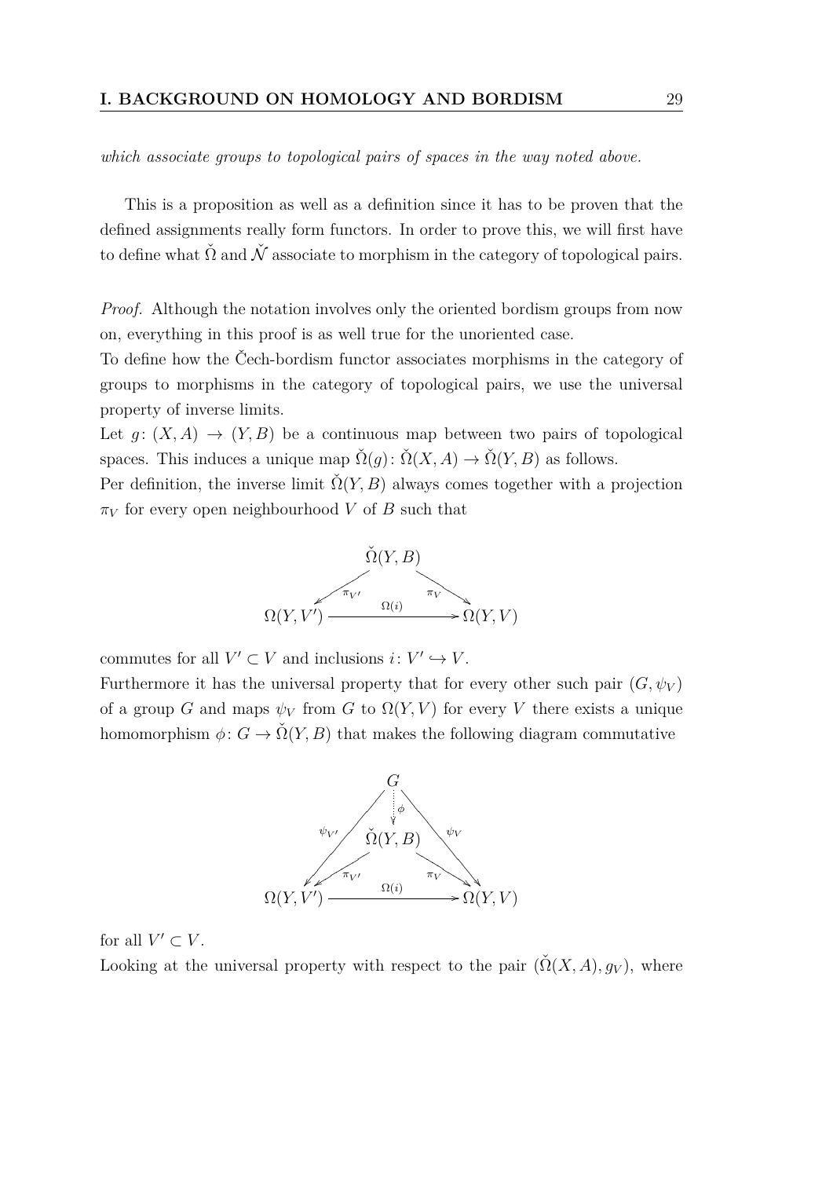*which associate groups to topological pairs of spaces in the way noted above.*

This is a proposition as well as a definition since it has to be proven that the defined assignments really form functors. In order to prove this, we will first have to define what $\check{\Omega}$ and $\check{\mathcal{N}}$ associate to morphism in the category of topological pairs.

*Proof.* Although the notation involves only the oriented bordism groups from now on, everything in this proof is as well true for the unoriented case.

To define how the Čech-bordism functor associates morphisms in the category of groups to morphisms in the category of topological pairs, we use the universal property of inverse limits.

Let $g\colon (X,A) \to (Y,B)$ be a continuous map between two pairs of topological spaces. This induces a unique map $\check{\Omega}(g)\colon \check{\Omega}(X,A) \to \check{\Omega}(Y,B)$ as follows.

Per definition, the inverse limit $\check{\Omega}(Y,B)$ always comes together with a projection $\pi_V$ for every open neighbourhood $V$ of $B$ such that

$$
\begin{array}{ccc}
 & \check{\Omega}(Y,B) & \\
\swarrow^{\pi_{V'}} & & \searrow^{\pi_V} \\
\Omega(Y,V') & \xrightarrow{\Omega(i)} & \Omega(Y,V)
\end{array}
$$

commutes for all $V' \subset V$ and inclusions $i\colon V' \hookrightarrow V$.

Furthermore it has the universal property that for every other such pair $(G, \psi_V)$ of a group $G$ and maps $\psi_V$ from $G$ to $\Omega(Y,V)$ for every $V$ there exists a unique homomorphism $\phi\colon G \to \check{\Omega}(Y,B)$ that makes the following diagram commutative

$$
\begin{array}{ccccc}
 & & G & & \\
 & \swarrow^{\psi_{V'}} & \downarrow^{\phi} & \searrow^{\psi_V} & \\
 & & \check{\Omega}(Y,B) & & \\
 & \swarrow^{\pi_{V'}} & & \searrow^{\pi_V} & \\
\Omega(Y,V') & & \xrightarrow{\Omega(i)} & & \Omega(Y,V)
\end{array}
$$

for all $V' \subset V$.

Looking at the universal property with respect to the pair $(\check{\Omega}(X,A), g_V)$, where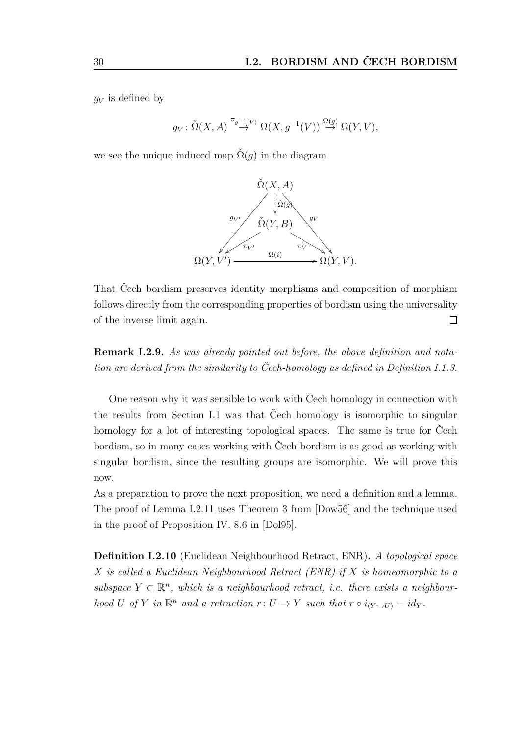$g_V$ is defined by

$$g_V \colon \check{\Omega}(X,A) \overset{\pi_{g^{-1}(V)}}{\to} \Omega(X, g^{-1}(V)) \overset{\Omega(g)}{\to} \Omega(Y,V),$$

we see the unique induced map $\check{\Omega}(g)$ in the diagram

$$\begin{array}{ccccc}
 & & \check{\Omega}(X,A) & & \\
 & \swarrow^{g_{V'}} & \downarrow{\scriptstyle \check{\Omega}(g)} & \searrow^{g_V} & \\
 & & \check{\Omega}(Y,B) & & \\
 & \swarrow_{\pi_{V'}} & & \searrow_{\pi_V} & \\
\Omega(Y,V') & & \xrightarrow{\quad \Omega(i) \quad} & & \Omega(Y,V).
\end{array}$$

That Čech bordism preserves identity morphisms and composition of morphism follows directly from the corresponding properties of bordism using the universality of the inverse limit again. $\square$

**Remark I.2.9.** *As was already pointed out before, the above definition and notation are derived from the similarity to Čech-homology as defined in Definition I.1.3.*

One reason why it was sensible to work with Čech homology in connection with the results from Section I.1 was that Čech homology is isomorphic to singular homology for a lot of interesting topological spaces. The same is true for Čech bordism, so in many cases working with Čech-bordism is as good as working with singular bordism, since the resulting groups are isomorphic. We will prove this now.

As a preparation to prove the next proposition, we need a definition and a lemma. The proof of Lemma I.2.11 uses Theorem 3 from [Dow56] and the technique used in the proof of Proposition IV. 8.6 in [Dol95].

**Definition I.2.10** (Euclidean Neighbourhood Retract, ENR)**.** *A topological space $X$ is called a Euclidean Neighbourhood Retract (ENR) if $X$ is homeomorphic to a subspace $Y \subset \mathbb{R}^n$, which is a neighbourhood retract, i.e. there exists a neighbourhood $U$ of $Y$ in $\mathbb{R}^n$ and a retraction $r \colon U \to Y$ such that $r \circ i_{(Y \hookrightarrow U)} = id_Y$.*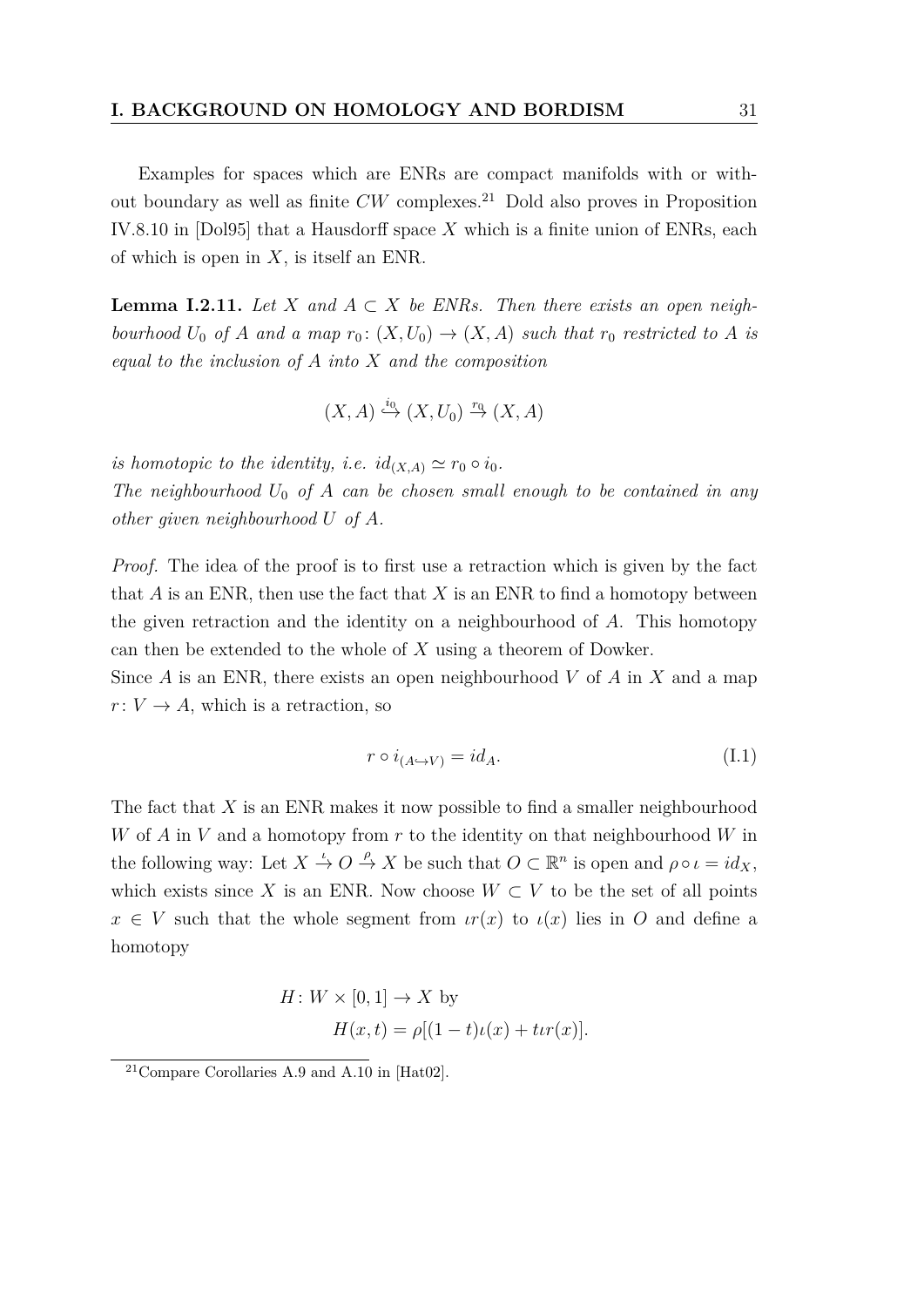Examples for spaces which are ENRs are compact manifolds with or without boundary as well as finite $CW$ complexes.[21] Dold also proves in Proposition IV.8.10 in [Dol95] that a Hausdorff space $X$ which is a finite union of ENRs, each of which is open in $X$, is itself an ENR.

**Lemma I.2.11.** *Let $X$ and $A \subset X$ be ENRs. Then there exists an open neighbourhood $U_0$ of $A$ and a map $r_0 \colon (X, U_0) \to (X, A)$ such that $r_0$ restricted to $A$ is equal to the inclusion of $A$ into $X$ and the composition*

$$(X, A) \overset{i_0}{\hookrightarrow} (X, U_0) \overset{r_0}{\to} (X, A)$$

*is homotopic to the identity, i.e. $id_{(X,A)} \simeq r_0 \circ i_0$.*
*The neighbourhood $U_0$ of $A$ can be chosen small enough to be contained in any other given neighbourhood $U$ of $A$.*

*Proof.* The idea of the proof is to first use a retraction which is given by the fact that $A$ is an ENR, then use the fact that $X$ is an ENR to find a homotopy between the given retraction and the identity on a neighbourhood of $A$. This homotopy can then be extended to the whole of $X$ using a theorem of Dowker.
Since $A$ is an ENR, there exists an open neighbourhood $V$ of $A$ in $X$ and a map $r \colon V \to A$, which is a retraction, so

$$r \circ i_{(A \hookrightarrow V)} = id_A. \tag{I.1}$$

The fact that $X$ is an ENR makes it now possible to find a smaller neighbourhood $W$ of $A$ in $V$ and a homotopy from $r$ to the identity on that neighbourhood $W$ in the following way: Let $X \overset{\iota}{\to} O \overset{\rho}{\to} X$ be such that $O \subset \mathbb{R}^n$ is open and $\rho \circ \iota = id_X$, which exists since $X$ is an ENR. Now choose $W \subset V$ to be the set of all points $x \in V$ such that the whole segment from $\iota r(x)$ to $\iota(x)$ lies in $O$ and define a homotopy

$$\begin{aligned} H \colon W \times [0,1] &\to X \text{ by} \\ H(x,t) &= \rho[(1-t)\iota(x) + t\iota r(x)]. \end{aligned}$$

[21] Compare Corollaries A.9 and A.10 in [Hat02].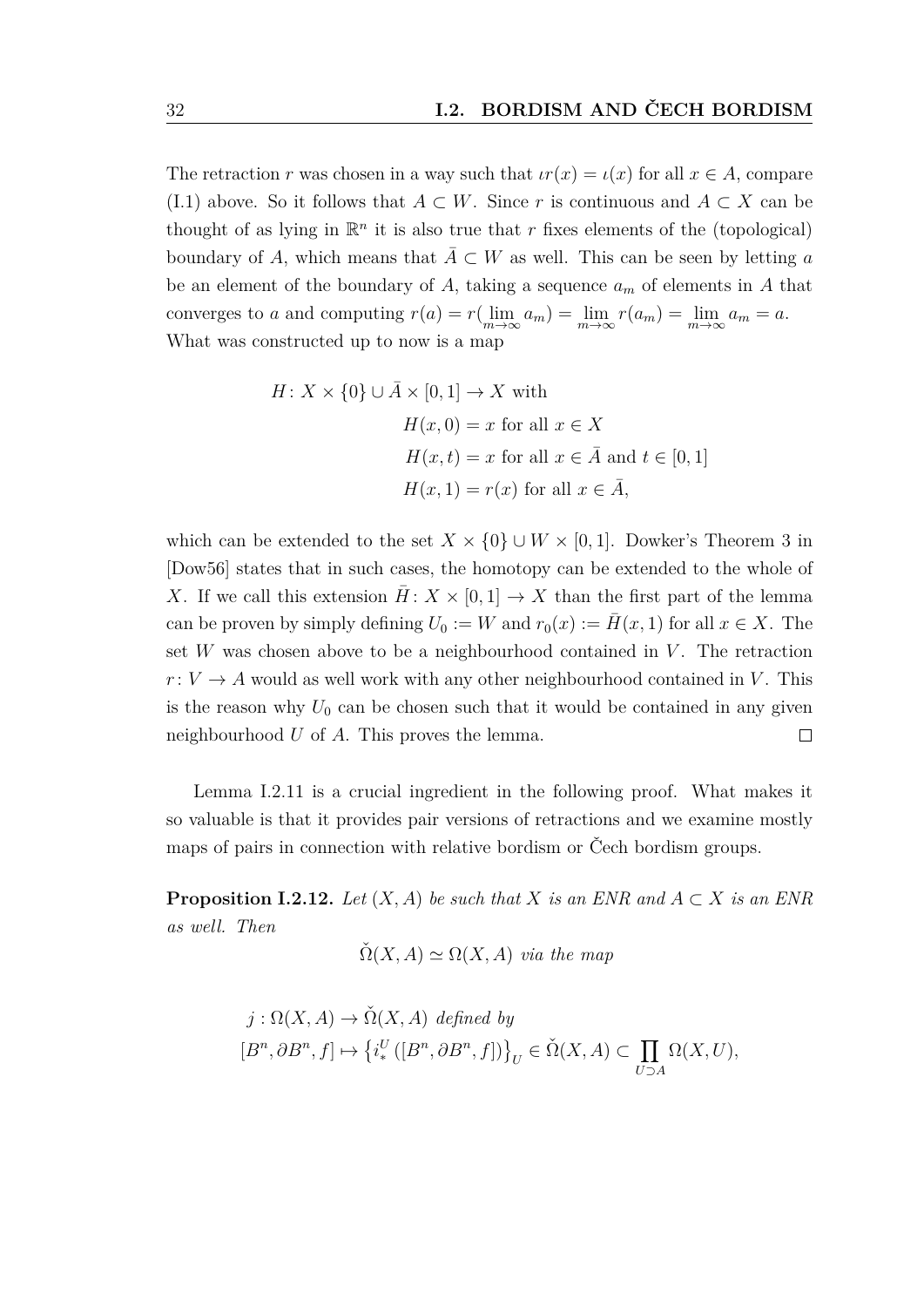The retraction $r$ was chosen in a way such that $\iota r(x) = \iota(x)$ for all $x \in A$, compare (I.1) above. So it follows that $A \subset W$. Since $r$ is continuous and $A \subset X$ can be thought of as lying in $\mathbb{R}^n$ it is also true that $r$ fixes elements of the (topological) boundary of $A$, which means that $\bar{A} \subset W$ as well. This can be seen by letting $a$ be an element of the boundary of $A$, taking a sequence $a_m$ of elements in $A$ that converges to $a$ and computing $r(a) = r(\lim_{m\to\infty} a_m) = \lim_{m\to\infty} r(a_m) = \lim_{m\to\infty} a_m = a$. What was constructed up to now is a map

$$
\begin{aligned}
H\colon X \times \{0\} \cup \bar{A} \times [0,1] \to X \text{ with}& \\
H(x,0) &= x \text{ for all } x \in X \\
H(x,t) &= x \text{ for all } x \in \bar{A} \text{ and } t \in [0,1] \\
H(x,1) &= r(x) \text{ for all } x \in \bar{A},
\end{aligned}
$$

which can be extended to the set $X \times \{0\} \cup W \times [0,1]$. Dowker's Theorem 3 in [Dow56] states that in such cases, the homotopy can be extended to the whole of $X$. If we call this extension $\bar{H}\colon X \times [0,1] \to X$ than the first part of the lemma can be proven by simply defining $U_0 := W$ and $r_0(x) := \bar{H}(x,1)$ for all $x \in X$. The set $W$ was chosen above to be a neighbourhood contained in $V$. The retraction $r\colon V \to A$ would as well work with any other neighbourhood contained in $V$. This is the reason why $U_0$ can be chosen such that it would be contained in any given neighbourhood $U$ of $A$. This proves the lemma. $\square$

Lemma I.2.11 is a crucial ingredient in the following proof. What makes it so valuable is that it provides pair versions of retractions and we examine mostly maps of pairs in connection with relative bordism or Čech bordism groups.

**Proposition I.2.12.** *Let $(X, A)$ be such that $X$ is an ENR and $A \subset X$ is an ENR as well. Then*

$$\check{\Omega}(X, A) \simeq \Omega(X, A) \text{ via the map}$$

$$
\begin{aligned}
&j : \Omega(X, A) \to \check{\Omega}(X, A) \text{ defined by} \\
&[B^n, \partial B^n, f] \mapsto \left\{ i_*^U \left( [B^n, \partial B^n, f] \right) \right\}_U \in \check{\Omega}(X, A) \subset \prod_{U \supset A} \Omega(X, U),
\end{aligned}
$$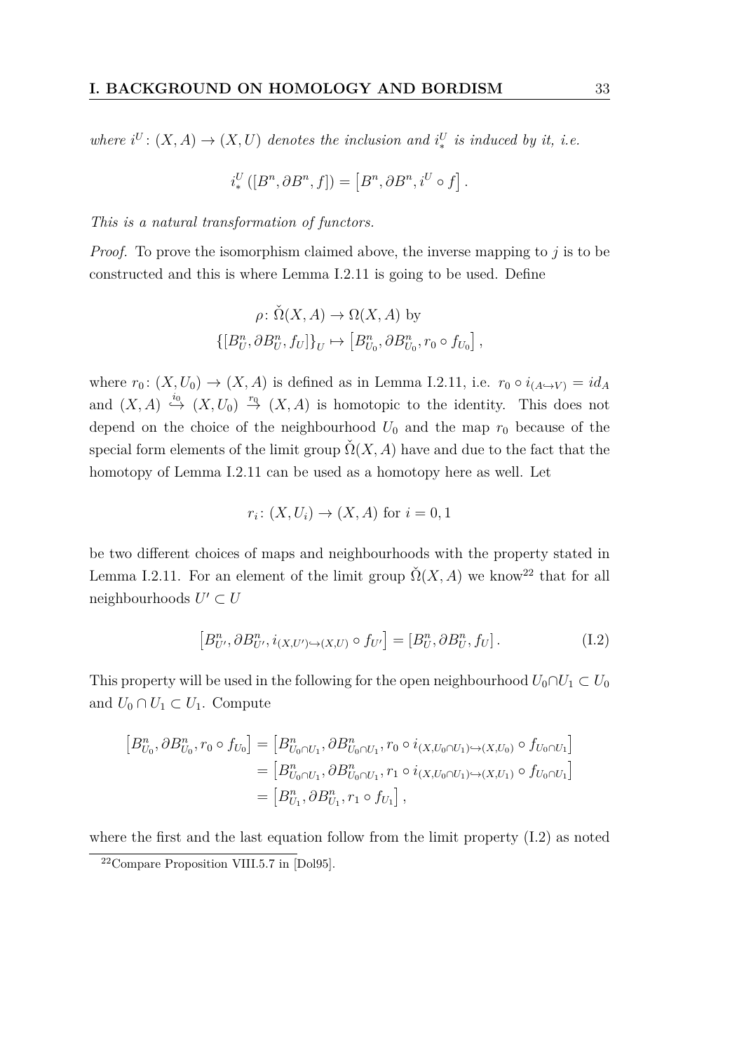*where $i^U: (X, A) \to (X, U)$ denotes the inclusion and $i^U_*$ is induced by it, i.e.*

$$i^U_* ([B^n, \partial B^n, f]) = [B^n, \partial B^n, i^U \circ f] .$$

*This is a natural transformation of functors.*

*Proof.* To prove the isomorphism claimed above, the inverse mapping to $j$ is to be constructed and this is where Lemma I.2.11 is going to be used. Define

$$\rho \colon \check{\Omega}(X, A) \to \Omega(X, A) \text{ by}$$
$$\{[B^n_U, \partial B^n_U, f_U]\}_U \mapsto [B^n_{U_0}, \partial B^n_{U_0}, r_0 \circ f_{U_0}] ,$$

where $r_0 \colon (X, U_0) \to (X, A)$ is defined as in Lemma I.2.11, i.e. $r_0 \circ i_{(A \hookrightarrow V)} = id_A$ and $(X, A) \overset{i_0}{\hookrightarrow} (X, U_0) \overset{r_0}{\to} (X, A)$ is homotopic to the identity. This does not depend on the choice of the neighbourhood $U_0$ and the map $r_0$ because of the special form elements of the limit group $\check{\Omega}(X, A)$ have and due to the fact that the homotopy of Lemma I.2.11 can be used as a homotopy here as well. Let

$$r_i \colon (X, U_i) \to (X, A) \text{ for } i = 0, 1$$

be two different choices of maps and neighbourhoods with the property stated in Lemma I.2.11. For an element of the limit group $\check{\Omega}(X, A)$ we know[22] that for all neighbourhoods $U' \subset U$

$$[B^n_{U'}, \partial B^n_{U'}, i_{(X,U') \hookrightarrow (X,U)} \circ f_{U'}] = [B^n_U, \partial B^n_U, f_U] . \tag{I.2}$$

This property will be used in the following for the open neighbourhood $U_0 \cap U_1 \subset U_0$ and $U_0 \cap U_1 \subset U_1$. Compute

$$\begin{aligned}
[B^n_{U_0}, \partial B^n_{U_0}, r_0 \circ f_{U_0}] &= [B^n_{U_0 \cap U_1}, \partial B^n_{U_0 \cap U_1}, r_0 \circ i_{(X, U_0 \cap U_1) \hookrightarrow (X, U_0)} \circ f_{U_0 \cap U_1}] \\
&= [B^n_{U_0 \cap U_1}, \partial B^n_{U_0 \cap U_1}, r_1 \circ i_{(X, U_0 \cap U_1) \hookrightarrow (X, U_1)} \circ f_{U_0 \cap U_1}] \\
&= [B^n_{U_1}, \partial B^n_{U_1}, r_1 \circ f_{U_1}] ,
\end{aligned}$$

where the first and the last equation follow from the limit property (I.2) as noted

[22] Compare Proposition VIII.5.7 in [Dol95].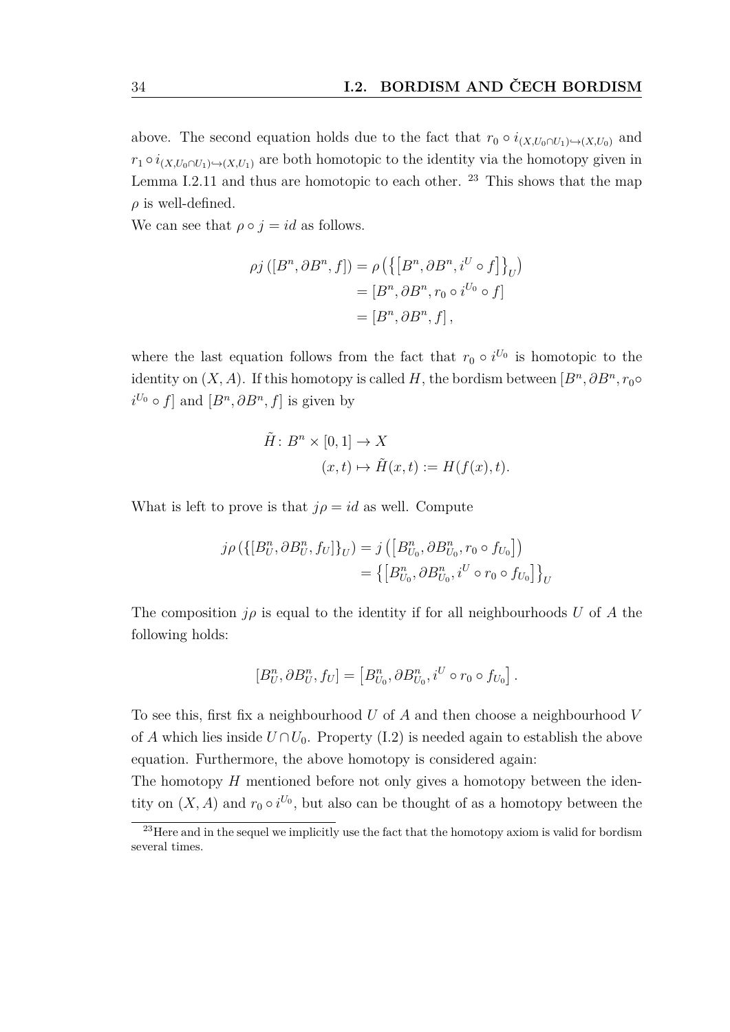above. The second equation holds due to the fact that $r_0 \circ i_{(X,U_0 \cap U_1) \hookrightarrow (X,U_0)}$ and $r_1 \circ i_{(X,U_0 \cap U_1) \hookrightarrow (X,U_1)}$ are both homotopic to the identity via the homotopy given in Lemma I.2.11 and thus are homotopic to each other. [23] This shows that the map $\rho$ is well-defined.

We can see that $\rho \circ j = id$ as follows.

$$
\begin{aligned}
\rho j \left( [B^n, \partial B^n, f] \right) &= \rho \left( \left\{ \left[ B^n, \partial B^n, i^U \circ f \right] \right\}_U \right) \\
&= \left[ B^n, \partial B^n, r_0 \circ i^{U_0} \circ f \right] \\
&= \left[ B^n, \partial B^n, f \right],
\end{aligned}
$$

where the last equation follows from the fact that $r_0 \circ i^{U_0}$ is homotopic to the identity on $(X, A)$. If this homotopy is called $H$, the bordism between $[B^n, \partial B^n, r_0 \circ i^{U_0} \circ f]$ and $[B^n, \partial B^n, f]$ is given by

$$
\begin{aligned}
\tilde{H} \colon B^n \times [0,1] &\to X \\
(x,t) &\mapsto \tilde{H}(x,t) := H(f(x),t).
\end{aligned}
$$

What is left to prove is that $j\rho = id$ as well. Compute

$$
\begin{aligned}
j\rho \left( \{ [B^n_U, \partial B^n_U, f_U] \}_U \right) &= j \left( \left[ B^n_{U_0}, \partial B^n_{U_0}, r_0 \circ f_{U_0} \right] \right) \\
&= \left\{ \left[ B^n_{U_0}, \partial B^n_{U_0}, i^U \circ r_0 \circ f_{U_0} \right] \right\}_U
\end{aligned}
$$

The composition $j\rho$ is equal to the identity if for all neighbourhoods $U$ of $A$ the following holds:

$$
[B^n_U, \partial B^n_U, f_U] = \left[ B^n_{U_0}, \partial B^n_{U_0}, i^U \circ r_0 \circ f_{U_0} \right].
$$

To see this, first fix a neighbourhood $U$ of $A$ and then choose a neighbourhood $V$ of $A$ which lies inside $U \cap U_0$. Property (I.2) is needed again to establish the above equation. Furthermore, the above homotopy is considered again:

The homotopy $H$ mentioned before not only gives a homotopy between the identity on $(X, A)$ and $r_0 \circ i^{U_0}$, but also can be thought of as a homotopy between the

[23] Here and in the sequel we implicitly use the fact that the homotopy axiom is valid for bordism several times.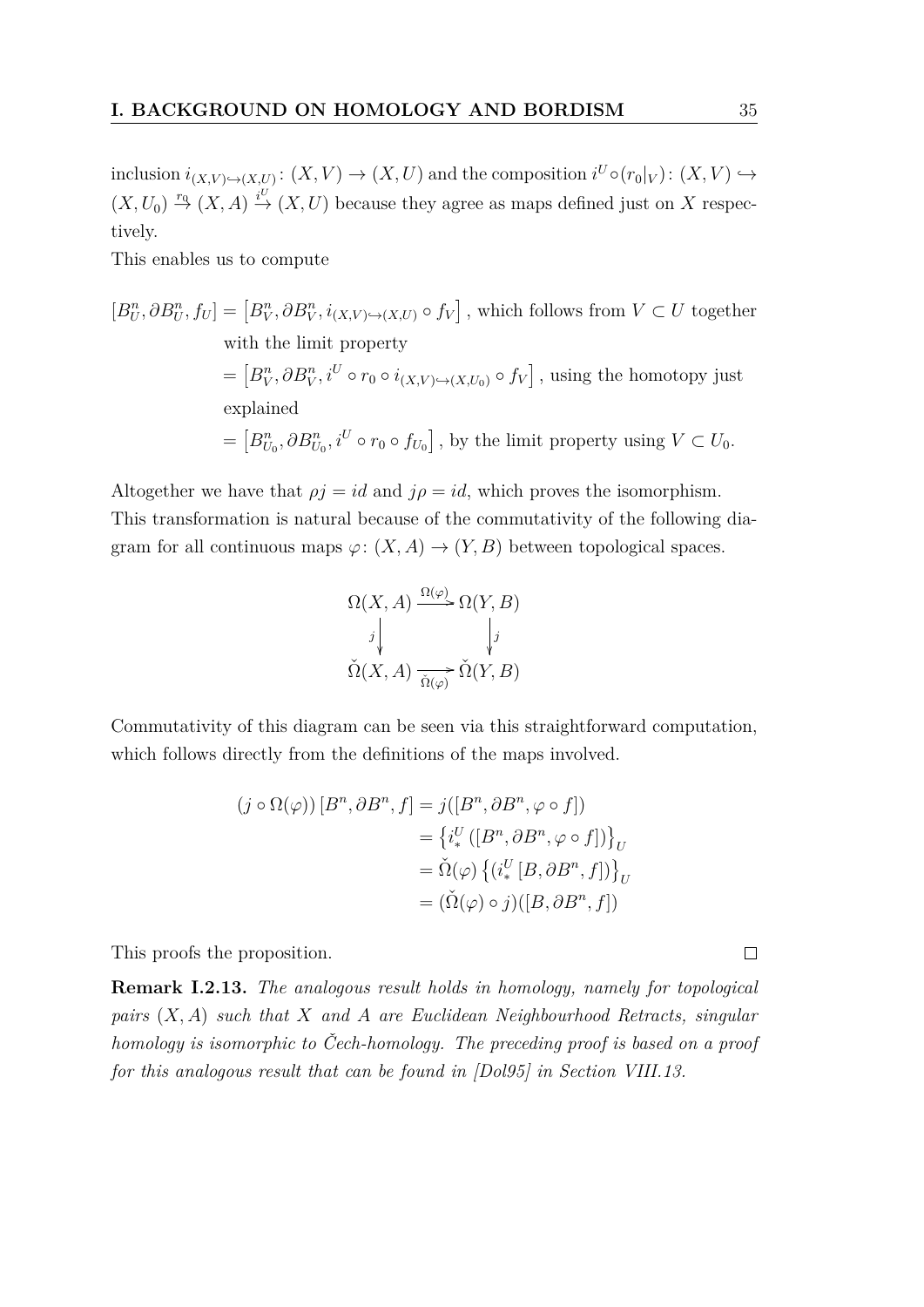inclusion $i_{(X,V)\hookrightarrow(X,U)}\colon (X,V) \to (X,U)$ and the composition $i^U \circ (r_0|_V)\colon (X,V) \hookrightarrow (X,U_0) \xrightarrow{r_0} (X,A) \xrightarrow{i^U} (X,U)$ because they agree as maps defined just on $X$ respectively.

This enables us to compute

$$
\begin{aligned}
[B^n_U, \partial B^n_U, f_U] &= \left[B^n_V, \partial B^n_V, i_{(X,V)\hookrightarrow(X,U)} \circ f_V\right], \text{ which follows from } V \subset U \text{ together with the limit property} \\
&= \left[B^n_V, \partial B^n_V, i^U \circ r_0 \circ i_{(X,V)\hookrightarrow(X,U_0)} \circ f_V\right], \text{ using the homotopy just explained} \\
&= \left[B^n_{U_0}, \partial B^n_{U_0}, i^U \circ r_0 \circ f_{U_0}\right], \text{ by the limit property using } V \subset U_0.
\end{aligned}
$$

Altogether we have that $\rho j = id$ and $j\rho = id$, which proves the isomorphism. This transformation is natural because of the commutativity of the following diagram for all continuous maps $\varphi\colon (X,A) \to (Y,B)$ between topological spaces.

$$
\begin{array}{ccc}
\Omega(X,A) & \xrightarrow{\Omega(\varphi)} & \Omega(Y,B) \\
\downarrow j & & \downarrow j \\
\check{\Omega}(X,A) & \xrightarrow[\check{\Omega}(\varphi)]{} & \check{\Omega}(Y,B)
\end{array}
$$

Commutativity of this diagram can be seen via this straightforward computation, which follows directly from the definitions of the maps involved.

$$
\begin{aligned}
(j \circ \Omega(\varphi))\,[B^n, \partial B^n, f] &= j([B^n, \partial B^n, \varphi \circ f]) \\
&= \left\{ i^U_* \left([B^n, \partial B^n, \varphi \circ f]\right)\right\}_U \\
&= \check{\Omega}(\varphi) \left\{ (i^U_* \,[B, \partial B^n, f]) \right\}_U \\
&= (\check{\Omega}(\varphi) \circ j)([B, \partial B^n, f])
\end{aligned}
$$

This proofs the proposition. $\square$

**Remark I.2.13.** *The analogous result holds in homology, namely for topological pairs $(X,A)$ such that $X$ and $A$ are Euclidean Neighbourhood Retracts, singular homology is isomorphic to Čech-homology. The preceding proof is based on a proof for this analogous result that can be found in [Dol95] in Section VIII.13.*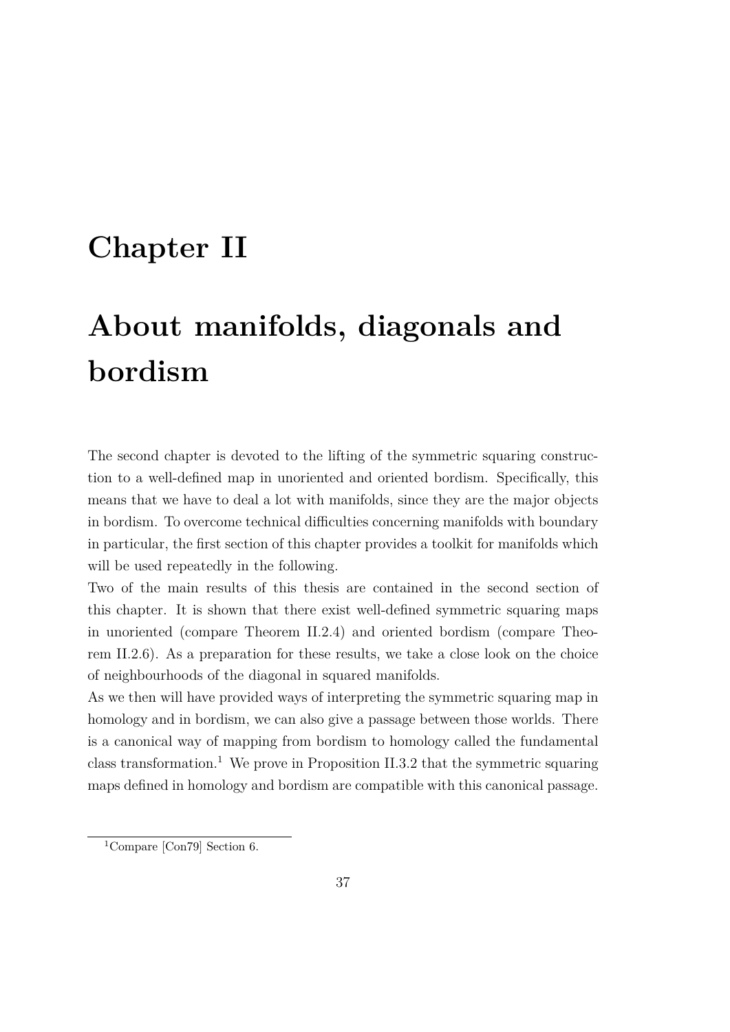# Chapter II

# About manifolds, diagonals and bordism

The second chapter is devoted to the lifting of the symmetric squaring construction to a well-defined map in unoriented and oriented bordism. Specifically, this means that we have to deal a lot with manifolds, since they are the major objects in bordism. To overcome technical difficulties concerning manifolds with boundary in particular, the first section of this chapter provides a toolkit for manifolds which will be used repeatedly in the following.

Two of the main results of this thesis are contained in the second section of this chapter. It is shown that there exist well-defined symmetric squaring maps in unoriented (compare Theorem II.2.4) and oriented bordism (compare Theorem II.2.6). As a preparation for these results, we take a close look on the choice of neighbourhoods of the diagonal in squared manifolds.

As we then will have provided ways of interpreting the symmetric squaring map in homology and in bordism, we can also give a passage between those worlds. There is a canonical way of mapping from bordism to homology called the fundamental class transformation.[1] We prove in Proposition II.3.2 that the symmetric squaring maps defined in homology and bordism are compatible with this canonical passage.

[1] Compare [Con79] Section 6.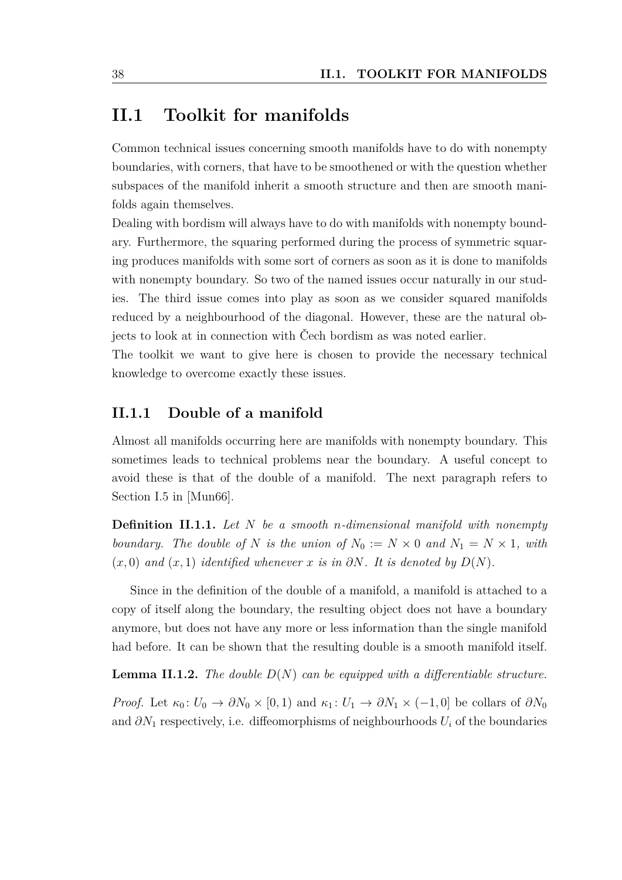## II.1 Toolkit for manifolds

Common technical issues concerning smooth manifolds have to do with nonempty boundaries, with corners, that have to be smoothened or with the question whether subspaces of the manifold inherit a smooth structure and then are smooth manifolds again themselves.

Dealing with bordism will always have to do with manifolds with nonempty boundary. Furthermore, the squaring performed during the process of symmetric squaring produces manifolds with some sort of corners as soon as it is done to manifolds with nonempty boundary. So two of the named issues occur naturally in our studies. The third issue comes into play as soon as we consider squared manifolds reduced by a neighbourhood of the diagonal. However, these are the natural objects to look at in connection with Čech bordism as was noted earlier.

The toolkit we want to give here is chosen to provide the necessary technical knowledge to overcome exactly these issues.

### II.1.1 Double of a manifold

Almost all manifolds occurring here are manifolds with nonempty boundary. This sometimes leads to technical problems near the boundary. A useful concept to avoid these is that of the double of a manifold. The next paragraph refers to Section I.5 in [Mun66].

**Definition II.1.1.** *Let $N$ be a smooth $n$-dimensional manifold with nonempty boundary. The double of $N$ is the union of $N_0 := N \times 0$ and $N_1 = N \times 1$, with $(x, 0)$ and $(x, 1)$ identified whenever $x$ is in $\partial N$. It is denoted by $D(N)$.*

Since in the definition of the double of a manifold, a manifold is attached to a copy of itself along the boundary, the resulting object does not have a boundary anymore, but does not have any more or less information than the single manifold had before. It can be shown that the resulting double is a smooth manifold itself.

**Lemma II.1.2.** *The double $D(N)$ can be equipped with a differentiable structure.*

*Proof.* Let $\kappa_0 \colon U_0 \to \partial N_0 \times [0, 1)$ and $\kappa_1 \colon U_1 \to \partial N_1 \times (-1, 0]$ be collars of $\partial N_0$ and $\partial N_1$ respectively, i.e. diffeomorphisms of neighbourhoods $U_i$ of the boundaries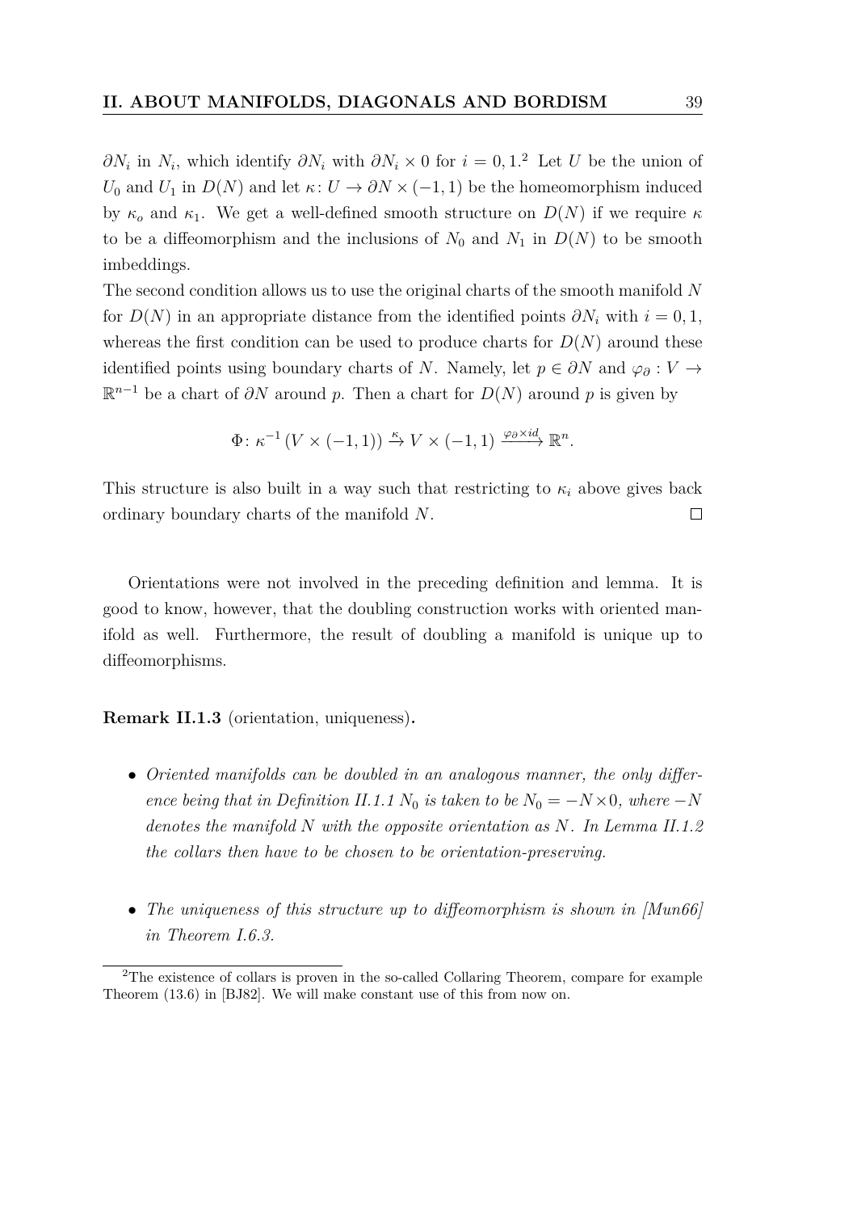$\partial N_i$ in $N_i$, which identify $\partial N_i$ with $\partial N_i \times 0$ for $i = 0, 1$.[2] Let $U$ be the union of $U_0$ and $U_1$ in $D(N)$ and let $\kappa\colon U \to \partial N \times (-1, 1)$ be the homeomorphism induced by $\kappa_o$ and $\kappa_1$. We get a well-defined smooth structure on $D(N)$ if we require $\kappa$ to be a diffeomorphism and the inclusions of $N_0$ and $N_1$ in $D(N)$ to be smooth imbeddings.

The second condition allows us to use the original charts of the smooth manifold $N$ for $D(N)$ in an appropriate distance from the identified points $\partial N_i$ with $i = 0, 1$, whereas the first condition can be used to produce charts for $D(N)$ around these identified points using boundary charts of $N$. Namely, let $p \in \partial N$ and $\varphi_\partial : V \to \mathbb{R}^{n-1}$ be a chart of $\partial N$ around $p$. Then a chart for $D(N)$ around $p$ is given by

$$\Phi\colon \kappa^{-1}\left(V \times (-1,1)\right) \xrightarrow{\kappa} V \times (-1,1) \xrightarrow{\varphi_\partial \times id} \mathbb{R}^n.$$

This structure is also built in a way such that restricting to $\kappa_i$ above gives back ordinary boundary charts of the manifold $N$. $\square$

Orientations were not involved in the preceding definition and lemma. It is good to know, however, that the doubling construction works with oriented manifold as well. Furthermore, the result of doubling a manifold is unique up to diffeomorphisms.

**Remark II.1.3** (orientation, uniqueness)**.**

- *Oriented manifolds can be doubled in an analogous manner, the only difference being that in Definition II.1.1 $N_0$ is taken to be $N_0 = -N \times 0$, where $-N$ denotes the manifold $N$ with the opposite orientation as $N$. In Lemma II.1.2 the collars then have to be chosen to be orientation-preserving.*

- *The uniqueness of this structure up to diffeomorphism is shown in [Mun66] in Theorem I.6.3.*

[2] The existence of collars is proven in the so-called Collaring Theorem, compare for example Theorem (13.6) in [BJ82]. We will make constant use of this from now on.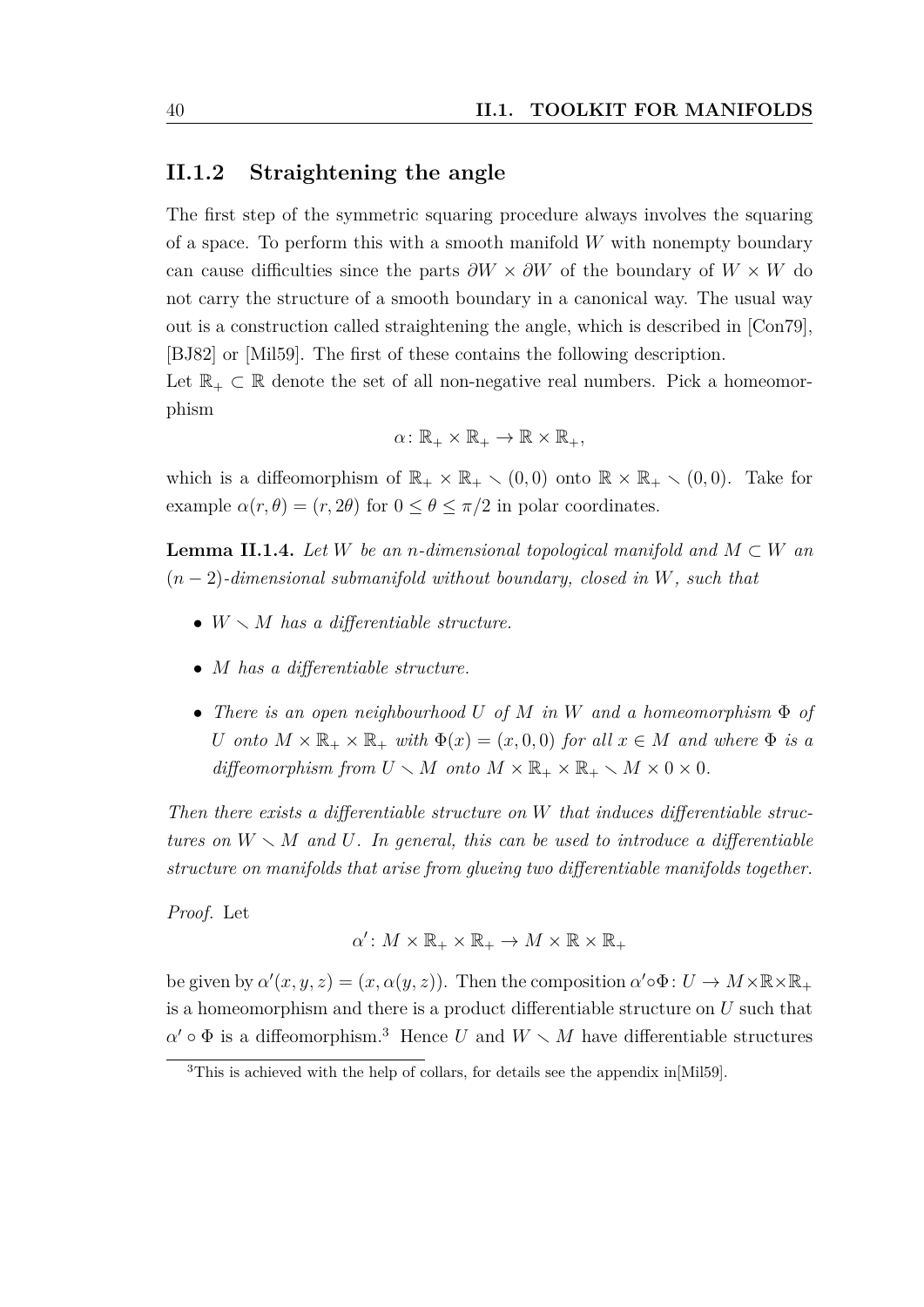### II.1.2 Straightening the angle

The first step of the symmetric squaring procedure always involves the squaring of a space. To perform this with a smooth manifold $W$ with nonempty boundary can cause difficulties since the parts $\partial W \times \partial W$ of the boundary of $W \times W$ do not carry the structure of a smooth boundary in a canonical way. The usual way out is a construction called straightening the angle, which is described in [Con79], [BJ82] or [Mil59]. The first of these contains the following description.

Let $\mathbb{R}_+ \subset \mathbb{R}$ denote the set of all non-negative real numbers. Pick a homeomorphism

$$\alpha\colon \mathbb{R}_+ \times \mathbb{R}_+ \to \mathbb{R} \times \mathbb{R}_+,$$

which is a diffeomorphism of $\mathbb{R}_+ \times \mathbb{R}_+ \setminus (0,0)$ onto $\mathbb{R} \times \mathbb{R}_+ \setminus (0,0)$. Take for example $\alpha(r,\theta) = (r, 2\theta)$ for $0 \leq \theta \leq \pi/2$ in polar coordinates.

**Lemma II.1.4.** *Let $W$ be an $n$-dimensional topological manifold and $M \subset W$ an $(n-2)$-dimensional submanifold without boundary, closed in $W$, such that*

- *$W \setminus M$ has a differentiable structure.*
- *$M$ has a differentiable structure.*
- *There is an open neighbourhood $U$ of $M$ in $W$ and a homeomorphism $\Phi$ of $U$ onto $M \times \mathbb{R}_+ \times \mathbb{R}_+$ with $\Phi(x) = (x,0,0)$ for all $x \in M$ and where $\Phi$ is a diffeomorphism from $U \setminus M$ onto $M \times \mathbb{R}_+ \times \mathbb{R}_+ \setminus M \times 0 \times 0$.*

*Then there exists a differentiable structure on $W$ that induces differentiable structures on $W \setminus M$ and $U$. In general, this can be used to introduce a differentiable structure on manifolds that arise from glueing two differentiable manifolds together.*

*Proof.* Let

$$\alpha'\colon M \times \mathbb{R}_+ \times \mathbb{R}_+ \to M \times \mathbb{R} \times \mathbb{R}_+$$

be given by $\alpha'(x,y,z) = (x, \alpha(y,z))$. Then the composition $\alpha' \circ \Phi\colon U \to M \times \mathbb{R} \times \mathbb{R}_+$ is a homeomorphism and there is a product differentiable structure on $U$ such that $\alpha' \circ \Phi$ is a diffeomorphism.[3] Hence $U$ and $W \setminus M$ have differentiable structures

[3] This is achieved with the help of collars, for details see the appendix in[Mil59].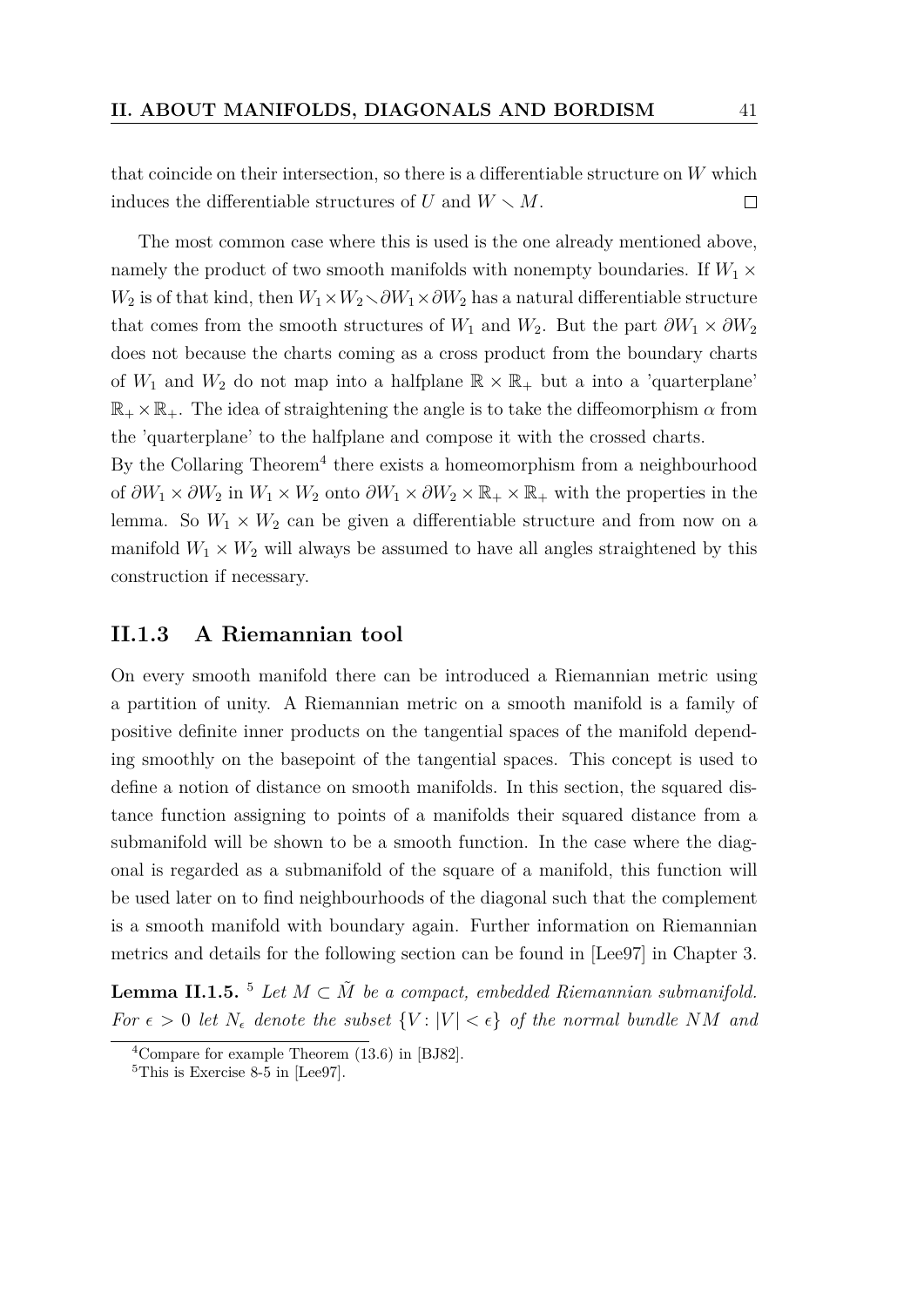that coincide on their intersection, so there is a differentiable structure on $W$ which induces the differentiable structures of $U$ and $W \setminus M$. $\square$

The most common case where this is used is the one already mentioned above, namely the product of two smooth manifolds with nonempty boundaries. If $W_1 \times W_2$ is of that kind, then $W_1 \times W_2 \setminus \partial W_1 \times \partial W_2$ has a natural differentiable structure that comes from the smooth structures of $W_1$ and $W_2$. But the part $\partial W_1 \times \partial W_2$ does not because the charts coming as a cross product from the boundary charts of $W_1$ and $W_2$ do not map into a halfplane $\mathbb{R} \times \mathbb{R}_+$ but a into a 'quarterplane' $\mathbb{R}_+ \times \mathbb{R}_+$. The idea of straightening the angle is to take the diffeomorphism $\alpha$ from the 'quarterplane' to the halfplane and compose it with the crossed charts.
By the Collaring Theorem[4] there exists a homeomorphism from a neighbourhood of $\partial W_1 \times \partial W_2$ in $W_1 \times W_2$ onto $\partial W_1 \times \partial W_2 \times \mathbb{R}_+ \times \mathbb{R}_+$ with the properties in the lemma. So $W_1 \times W_2$ can be given a differentiable structure and from now on a manifold $W_1 \times W_2$ will always be assumed to have all angles straightened by this construction if necessary.

### II.1.3 A Riemannian tool

On every smooth manifold there can be introduced a Riemannian metric using a partition of unity. A Riemannian metric on a smooth manifold is a family of positive definite inner products on the tangential spaces of the manifold depending smoothly on the basepoint of the tangential spaces. This concept is used to define a notion of distance on smooth manifolds. In this section, the squared distance function assigning to points of a manifolds their squared distance from a submanifold will be shown to be a smooth function. In the case where the diagonal is regarded as a submanifold of the square of a manifold, this function will be used later on to find neighbourhoods of the diagonal such that the complement is a smooth manifold with boundary again. Further information on Riemannian metrics and details for the following section can be found in [Lee97] in Chapter 3.

**Lemma II.1.5.** [5] *Let $M \subset \tilde{M}$ be a compact, embedded Riemannian submanifold. For $\epsilon > 0$ let $N_\epsilon$ denote the subset $\{V : |V| < \epsilon\}$ of the normal bundle $NM$ and*

---

[4] Compare for example Theorem (13.6) in [BJ82].

[5] This is Exercise 8-5 in [Lee97].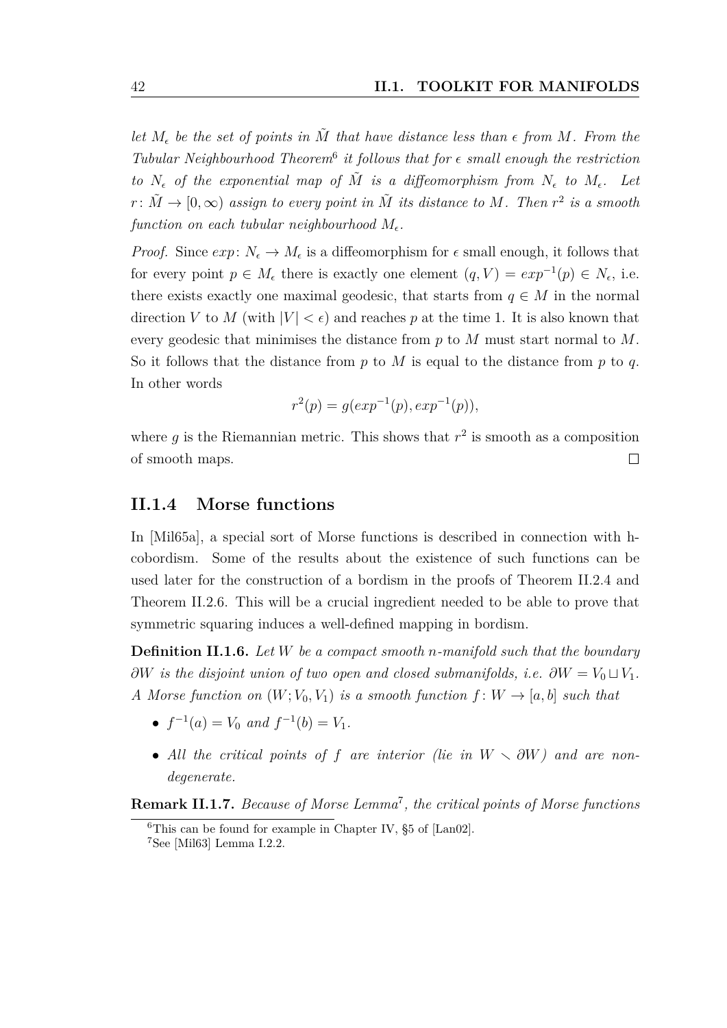*let $M_\epsilon$ be the set of points in $\tilde{M}$ that have distance less than $\epsilon$ from $M$. From the Tubular Neighbourhood Theorem*[6] *it follows that for $\epsilon$ small enough the restriction to $N_\epsilon$ of the exponential map of $\tilde{M}$ is a diffeomorphism from $N_\epsilon$ to $M_\epsilon$. Let $r\colon \tilde{M} \to [0, \infty)$ assign to every point in $\tilde{M}$ its distance to $M$. Then $r^2$ is a smooth function on each tubular neighbourhood $M_\epsilon$.*

*Proof.* Since $exp\colon N_\epsilon \to M_\epsilon$ is a diffeomorphism for $\epsilon$ small enough, it follows that for every point $p \in M_\epsilon$ there is exactly one element $(q, V) = exp^{-1}(p) \in N_\epsilon$, i.e. there exists exactly one maximal geodesic, that starts from $q \in M$ in the normal direction $V$ to $M$ (with $|V| < \epsilon$) and reaches $p$ at the time 1. It is also known that every geodesic that minimises the distance from $p$ to $M$ must start normal to $M$. So it follows that the distance from $p$ to $M$ is equal to the distance from $p$ to $q$. In other words

$$r^2(p) = g(exp^{-1}(p), exp^{-1}(p)),$$

where $g$ is the Riemannian metric. This shows that $r^2$ is smooth as a composition of smooth maps. □

### II.1.4 Morse functions

In [Mil65a], a special sort of Morse functions is described in connection with h-cobordism. Some of the results about the existence of such functions can be used later for the construction of a bordism in the proofs of Theorem II.2.4 and Theorem II.2.6. This will be a crucial ingredient needed to be able to prove that symmetric squaring induces a well-defined mapping in bordism.

**Definition II.1.6.** *Let $W$ be a compact smooth $n$-manifold such that the boundary $\partial W$ is the disjoint union of two open and closed submanifolds, i.e. $\partial W = V_0 \sqcup V_1$. A Morse function on $(W; V_0, V_1)$ is a smooth function $f\colon W \to [a, b]$ such that*

- *$f^{-1}(a) = V_0$ and $f^{-1}(b) = V_1$.*
- *All the critical points of $f$ are interior (lie in $W \setminus \partial W$) and are non-degenerate.*

**Remark II.1.7.** *Because of Morse Lemma*[7]*, the critical points of Morse functions*

[6] This can be found for example in Chapter IV, §5 of [Lan02].

[7] See [Mil63] Lemma I.2.2.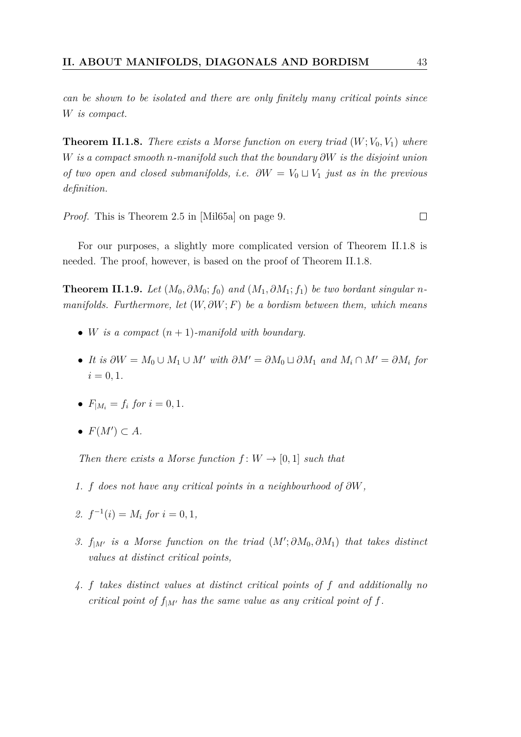*can be shown to be isolated and there are only finitely many critical points since $W$ is compact.*

**Theorem II.1.8.** *There exists a Morse function on every triad $(W; V_0, V_1)$ where $W$ is a compact smooth $n$-manifold such that the boundary $\partial W$ is the disjoint union of two open and closed submanifolds, i.e. $\partial W = V_0 \sqcup V_1$ just as in the previous definition.*

*Proof.* This is Theorem 2.5 in [Mil65a] on page 9. □

For our purposes, a slightly more complicated version of Theorem II.1.8 is needed. The proof, however, is based on the proof of Theorem II.1.8.

**Theorem II.1.9.** *Let $(M_0, \partial M_0; f_0)$ and $(M_1, \partial M_1; f_1)$ be two bordant singular $n$-manifolds. Furthermore, let $(W, \partial W; F)$ be a bordism between them, which means*

- *$W$ is a compact $(n+1)$-manifold with boundary.*
- *It is $\partial W = M_0 \cup M_1 \cup M'$ with $\partial M' = \partial M_0 \sqcup \partial M_1$ and $M_i \cap M' = \partial M_i$ for $i = 0, 1$.*
- *$F_{|M_i} = f_i$ for $i = 0, 1$.*
- *$F(M') \subset A$.*

*Then there exists a Morse function $f \colon W \to [0, 1]$ such that*

1. *$f$ does not have any critical points in a neighbourhood of $\partial W$,*
2. *$f^{-1}(i) = M_i$ for $i = 0, 1$,*
3. *$f_{|M'}$ is a Morse function on the triad $(M'; \partial M_0, \partial M_1)$ that takes distinct values at distinct critical points,*
4. *$f$ takes distinct values at distinct critical points of $f$ and additionally no critical point of $f_{|M'}$ has the same value as any critical point of $f$.*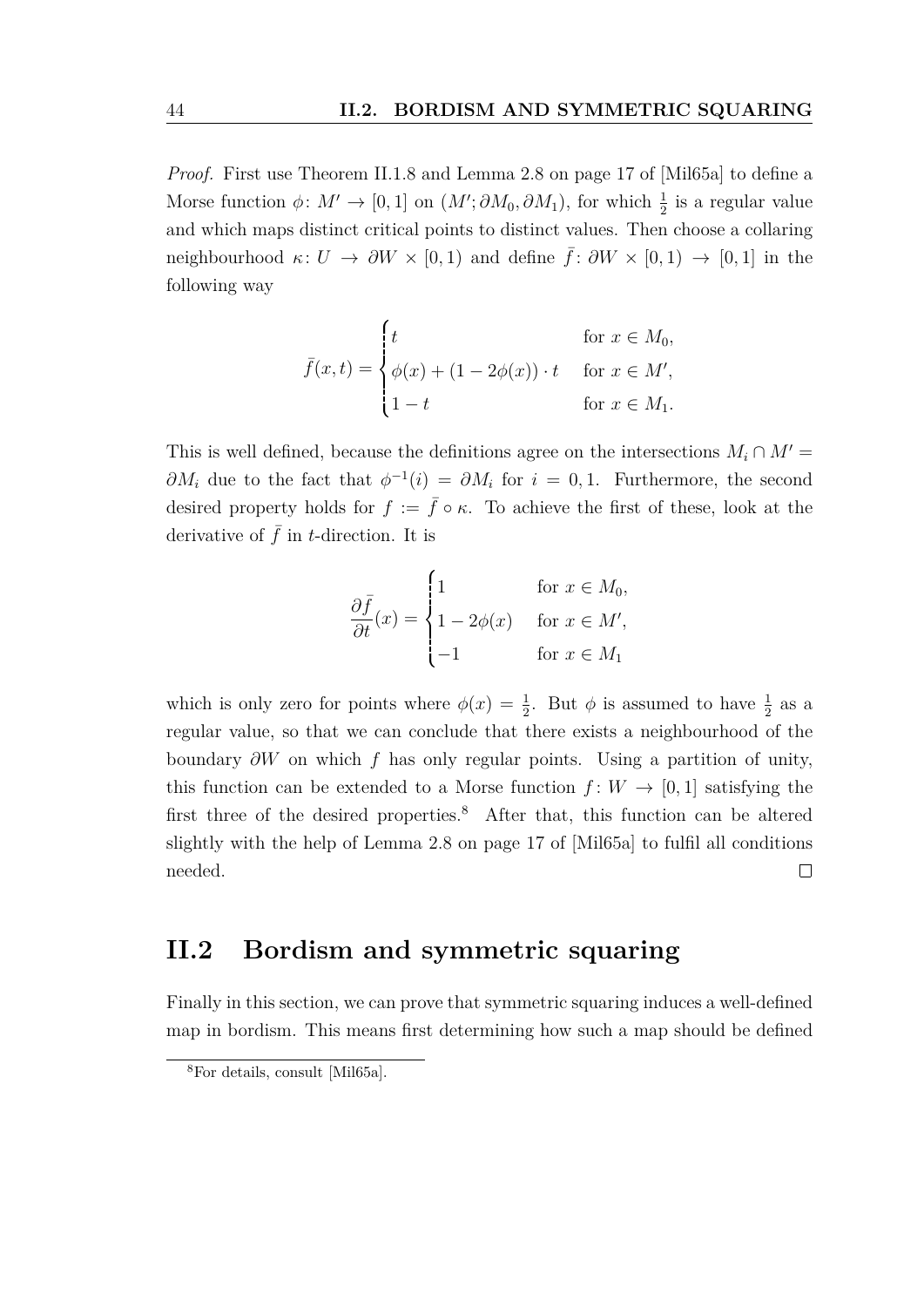*Proof.* First use Theorem II.1.8 and Lemma 2.8 on page 17 of [Mil65a] to define a Morse function $\phi\colon M' \to [0,1]$ on $(M'; \partial M_0, \partial M_1)$, for which $\frac{1}{2}$ is a regular value and which maps distinct critical points to distinct values. Then choose a collaring neighbourhood $\kappa\colon U \to \partial W \times [0,1)$ and define $\bar{f}\colon \partial W \times [0,1) \to [0,1]$ in the following way

$$
\bar{f}(x,t) = \begin{cases} t & \text{for } x \in M_0, \\ \phi(x) + (1 - 2\phi(x)) \cdot t & \text{for } x \in M', \\ 1 - t & \text{for } x \in M_1. \end{cases}
$$

This is well defined, because the definitions agree on the intersections $M_i \cap M' = \partial M_i$ due to the fact that $\phi^{-1}(i) = \partial M_i$ for $i = 0, 1$. Furthermore, the second desired property holds for $f := \bar{f} \circ \kappa$. To achieve the first of these, look at the derivative of $\bar{f}$ in $t$-direction. It is

$$
\frac{\partial \bar{f}}{\partial t}(x) = \begin{cases} 1 & \text{for } x \in M_0, \\ 1 - 2\phi(x) & \text{for } x \in M', \\ -1 & \text{for } x \in M_1 \end{cases}
$$

which is only zero for points where $\phi(x) = \frac{1}{2}$. But $\phi$ is assumed to have $\frac{1}{2}$ as a regular value, so that we can conclude that there exists a neighbourhood of the boundary $\partial W$ on which $f$ has only regular points. Using a partition of unity, this function can be extended to a Morse function $f\colon W \to [0,1]$ satisfying the first three of the desired properties.[8] After that, this function can be altered slightly with the help of Lemma 2.8 on page 17 of [Mil65a] to fulfil all conditions needed. □

## II.2 Bordism and symmetric squaring

Finally in this section, we can prove that symmetric squaring induces a well-defined map in bordism. This means first determining how such a map should be defined

[8] For details, consult [Mil65a].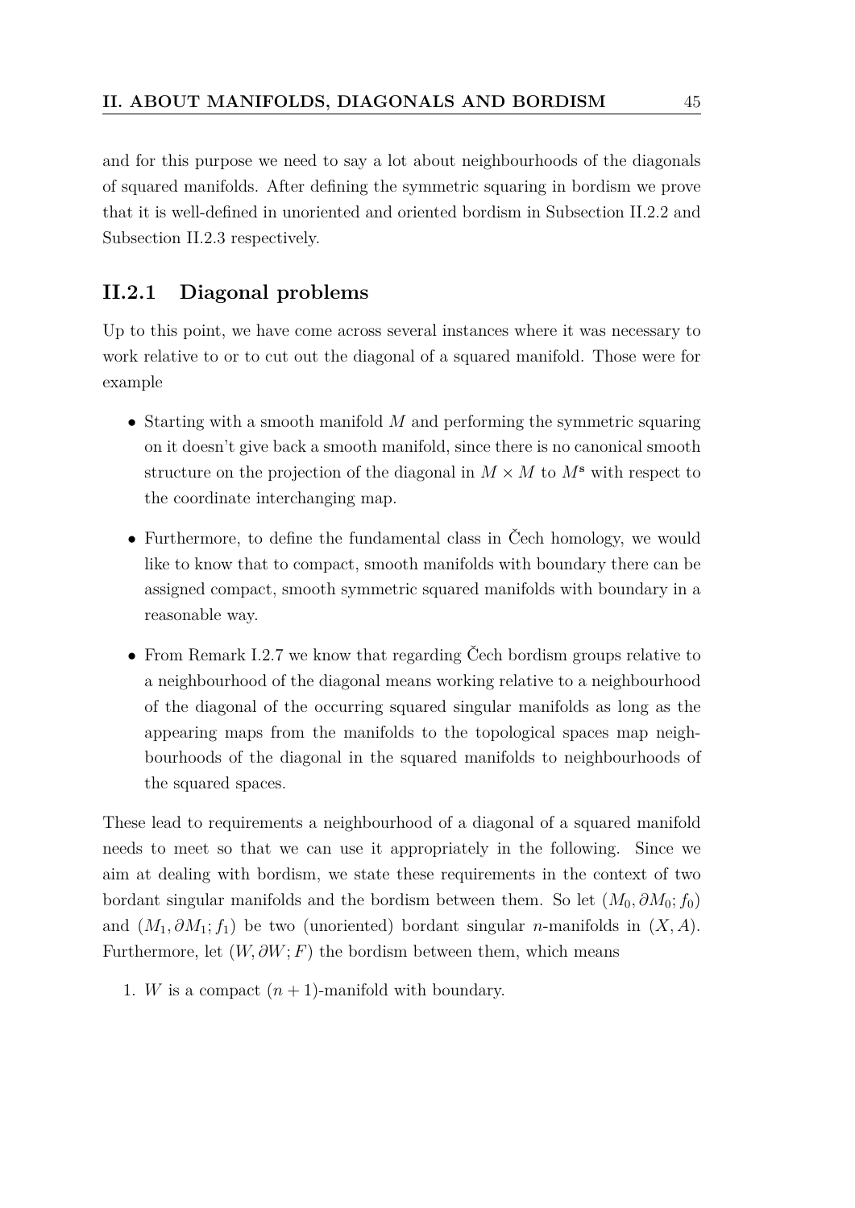and for this purpose we need to say a lot about neighbourhoods of the diagonals of squared manifolds. After defining the symmetric squaring in bordism we prove that it is well-defined in unoriented and oriented bordism in Subsection II.2.2 and Subsection II.2.3 respectively.

### II.2.1 Diagonal problems

Up to this point, we have come across several instances where it was necessary to work relative to or to cut out the diagonal of a squared manifold. Those were for example

- Starting with a smooth manifold $M$ and performing the symmetric squaring on it doesn't give back a smooth manifold, since there is no canonical smooth structure on the projection of the diagonal in $M \times M$ to $M^{\mathbf{s}}$ with respect to the coordinate interchanging map.
- Furthermore, to define the fundamental class in Čech homology, we would like to know that to compact, smooth manifolds with boundary there can be assigned compact, smooth symmetric squared manifolds with boundary in a reasonable way.
- From Remark I.2.7 we know that regarding Čech bordism groups relative to a neighbourhood of the diagonal means working relative to a neighbourhood of the diagonal of the occurring squared singular manifolds as long as the appearing maps from the manifolds to the topological spaces map neighbourhoods of the diagonal in the squared manifolds to neighbourhoods of the squared spaces.

These lead to requirements a neighbourhood of a diagonal of a squared manifold needs to meet so that we can use it appropriately in the following. Since we aim at dealing with bordism, we state these requirements in the context of two bordant singular manifolds and the bordism between them. So let $(M_0, \partial M_0; f_0)$ and $(M_1, \partial M_1; f_1)$ be two (unoriented) bordant singular $n$-manifolds in $(X, A)$. Furthermore, let $(W, \partial W; F)$ the bordism between them, which means

1. $W$ is a compact $(n + 1)$-manifold with boundary.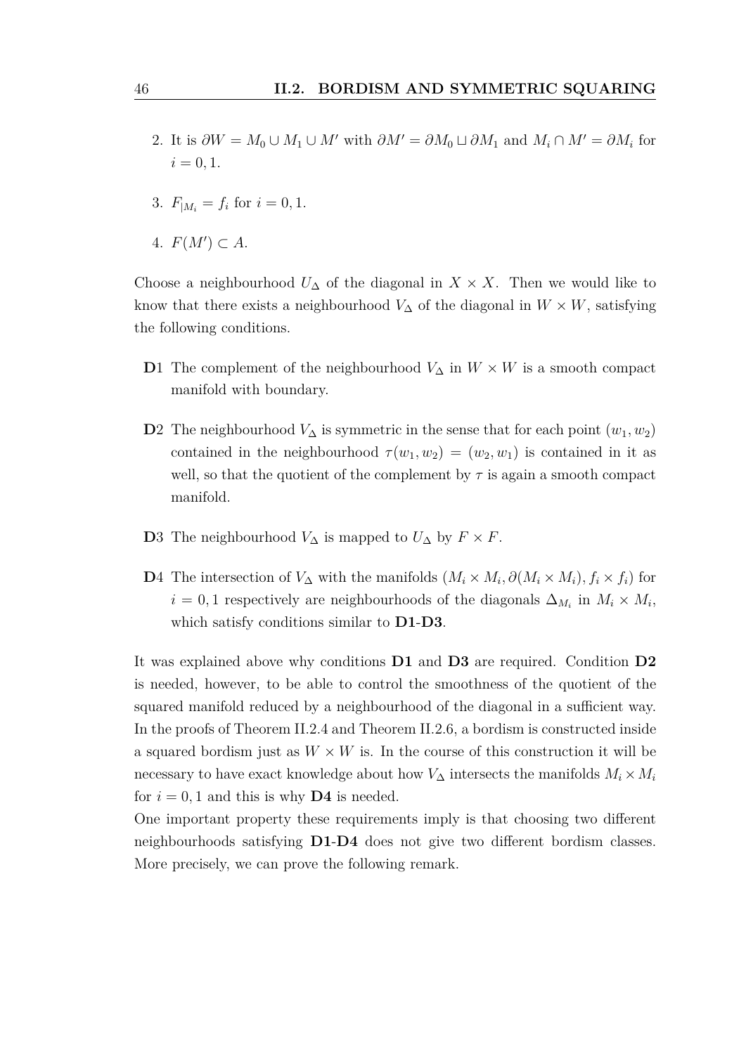2. It is $\partial W = M_0 \cup M_1 \cup M'$ with $\partial M' = \partial M_0 \sqcup \partial M_1$ and $M_i \cap M' = \partial M_i$ for $i = 0, 1$.

3. $F_{|M_i} = f_i$ for $i = 0, 1$.

4. $F(M') \subset A$.

Choose a neighbourhood $U_\Delta$ of the diagonal in $X \times X$. Then we would like to know that there exists a neighbourhood $V_\Delta$ of the diagonal in $W \times W$, satisfying the following conditions.

**D**1 The complement of the neighbourhood $V_\Delta$ in $W \times W$ is a smooth compact manifold with boundary.

**D**2 The neighbourhood $V_\Delta$ is symmetric in the sense that for each point $(w_1, w_2)$ contained in the neighbourhood $\tau(w_1, w_2) = (w_2, w_1)$ is contained in it as well, so that the quotient of the complement by $\tau$ is again a smooth compact manifold.

**D**3 The neighbourhood $V_\Delta$ is mapped to $U_\Delta$ by $F \times F$.

**D**4 The intersection of $V_\Delta$ with the manifolds $(M_i \times M_i, \partial(M_i \times M_i), f_i \times f_i)$ for $i = 0, 1$ respectively are neighbourhoods of the diagonals $\Delta_{M_i}$ in $M_i \times M_i$, which satisfy conditions similar to **D1**-**D3**.

It was explained above why conditions **D1** and **D3** are required. Condition **D2** is needed, however, to be able to control the smoothness of the quotient of the squared manifold reduced by a neighbourhood of the diagonal in a sufficient way. In the proofs of Theorem II.2.4 and Theorem II.2.6, a bordism is constructed inside a squared bordism just as $W \times W$ is. In the course of this construction it will be necessary to have exact knowledge about how $V_\Delta$ intersects the manifolds $M_i \times M_i$ for $i = 0, 1$ and this is why **D4** is needed.

One important property these requirements imply is that choosing two different neighbourhoods satisfying **D1**-**D4** does not give two different bordism classes. More precisely, we can prove the following remark.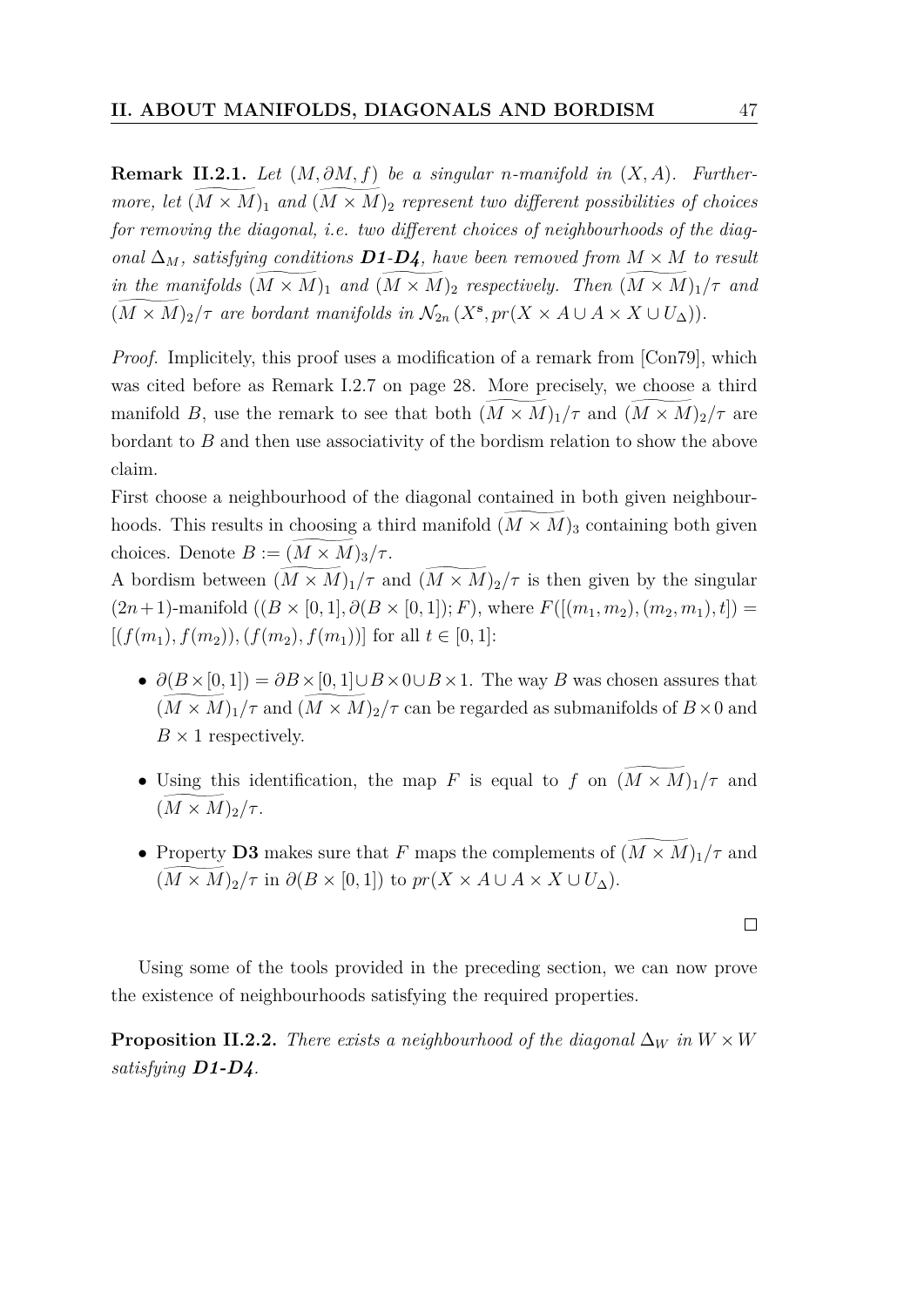**Remark II.2.1.** *Let $(M, \partial M, f)$ be a singular $n$-manifold in $(X, A)$. Furthermore, let $(\widetilde{M \times M})_1$ and $(\widetilde{M \times M})_2$ represent two different possibilities of choices for removing the diagonal, i.e. two different choices of neighbourhoods of the diagonal $\Delta_M$, satisfying conditions **D1**-**D4**, have been removed from $M \times M$ to result in the manifolds $(\widetilde{M \times M})_1$ and $(\widetilde{M \times M})_2$ respectively. Then $(\widetilde{M \times M})_1/\tau$ and $(\widetilde{M \times M})_2/\tau$ are bordant manifolds in $\mathcal{N}_{2n}(X^{\mathbf{s}}, pr(X \times A \cup A \times X \cup U_\Delta))$.*

*Proof.* Implicitely, this proof uses a modification of a remark from [Con79], which was cited before as Remark I.2.7 on page 28. More precisely, we choose a third manifold $B$, use the remark to see that both $(\widetilde{M \times M})_1/\tau$ and $(\widetilde{M \times M})_2/\tau$ are bordant to $B$ and then use associativity of the bordism relation to show the above claim.

First choose a neighbourhood of the diagonal contained in both given neighbourhoods. This results in choosing a third manifold $(\widetilde{M \times M})_3$ containing both given choices. Denote $B := (\widetilde{M \times M})_3/\tau$.

A bordism between $(\widetilde{M \times M})_1/\tau$ and $(\widetilde{M \times M})_2/\tau$ is then given by the singular $(2n+1)$-manifold $((B \times [0,1], \partial(B \times [0,1]); F)$, where $F([(m_1, m_2), (m_2, m_1), t]) = [(f(m_1), f(m_2)), (f(m_2), f(m_1))]$ for all $t \in [0,1]$:

- $\partial(B \times [0,1]) = \partial B \times [0,1] \cup B \times 0 \cup B \times 1$. The way $B$ was chosen assures that $(\widetilde{M \times M})_1/\tau$ and $(\widetilde{M \times M})_2/\tau$ can be regarded as submanifolds of $B \times 0$ and $B \times 1$ respectively.
- Using this identification, the map $F$ is equal to $f$ on $(\widetilde{M \times M})_1/\tau$ and $(\widetilde{M \times M})_2/\tau$.
- Property **D3** makes sure that $F$ maps the complements of $(\widetilde{M \times M})_1/\tau$ and $(\widetilde{M \times M})_2/\tau$ in $\partial(B \times [0,1])$ to $pr(X \times A \cup A \times X \cup U_\Delta)$.

□

Using some of the tools provided in the preceding section, we can now prove the existence of neighbourhoods satisfying the required properties.

**Proposition II.2.2.** *There exists a neighbourhood of the diagonal $\Delta_W$ in $W \times W$ satisfying **D1**-**D4**.*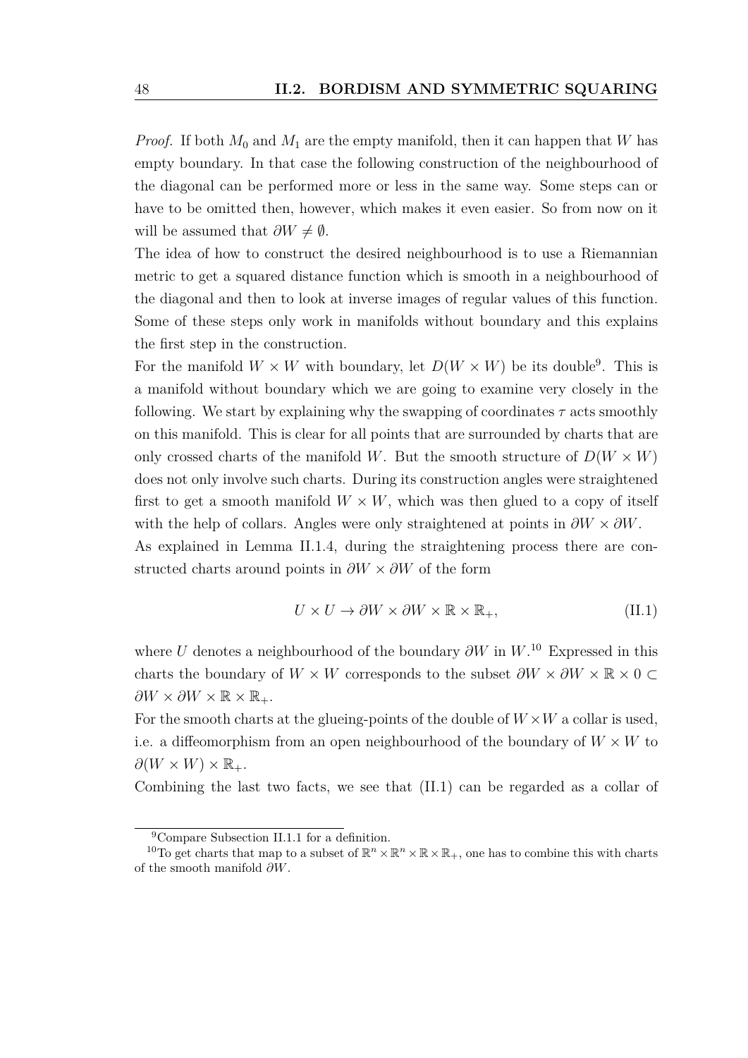*Proof.* If both $M_0$ and $M_1$ are the empty manifold, then it can happen that $W$ has empty boundary. In that case the following construction of the neighbourhood of the diagonal can be performed more or less in the same way. Some steps can or have to be omitted then, however, which makes it even easier. So from now on it will be assumed that $\partial W \neq \emptyset$.

The idea of how to construct the desired neighbourhood is to use a Riemannian metric to get a squared distance function which is smooth in a neighbourhood of the diagonal and then to look at inverse images of regular values of this function. Some of these steps only work in manifolds without boundary and this explains the first step in the construction.

For the manifold $W \times W$ with boundary, let $D(W \times W)$ be its double[9]. This is a manifold without boundary which we are going to examine very closely in the following. We start by explaining why the swapping of coordinates $\tau$ acts smoothly on this manifold. This is clear for all points that are surrounded by charts that are only crossed charts of the manifold $W$. But the smooth structure of $D(W \times W)$ does not only involve such charts. During its construction angles were straightened first to get a smooth manifold $W \times W$, which was then glued to a copy of itself with the help of collars. Angles were only straightened at points in $\partial W \times \partial W$.

As explained in Lemma II.1.4, during the straightening process there are constructed charts around points in $\partial W \times \partial W$ of the form

$$U \times U \to \partial W \times \partial W \times \mathbb{R} \times \mathbb{R}_+, \tag{II.1}$$

where $U$ denotes a neighbourhood of the boundary $\partial W$ in $W$.[10] Expressed in this charts the boundary of $W \times W$ corresponds to the subset $\partial W \times \partial W \times \mathbb{R} \times 0 \subset \partial W \times \partial W \times \mathbb{R} \times \mathbb{R}_+$.

For the smooth charts at the glueing-points of the double of $W \times W$ a collar is used, i.e. a diffeomorphism from an open neighbourhood of the boundary of $W \times W$ to $\partial(W \times W) \times \mathbb{R}_+$.

Combining the last two facts, we see that (II.1) can be regarded as a collar of

---

[9] Compare Subsection II.1.1 for a definition.

[10] To get charts that map to a subset of $\mathbb{R}^n \times \mathbb{R}^n \times \mathbb{R} \times \mathbb{R}_+$, one has to combine this with charts of the smooth manifold $\partial W$.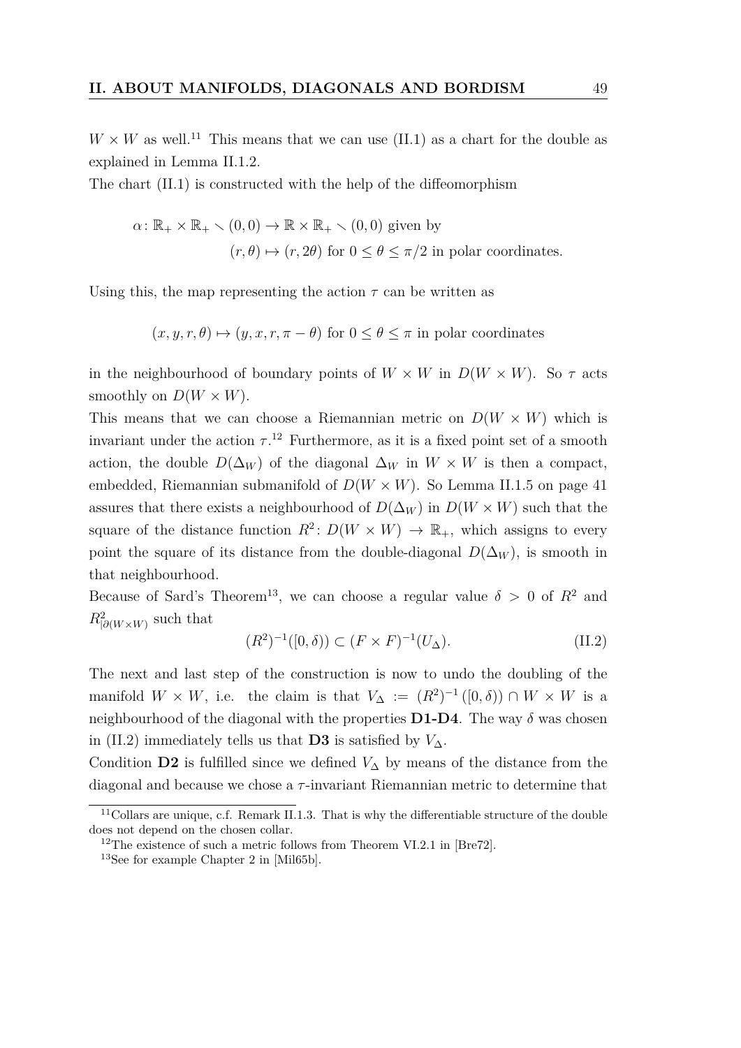$W \times W$ as well.[11] This means that we can use (II.1) as a chart for the double as explained in Lemma II.1.2.

The chart (II.1) is constructed with the help of the diffeomorphism

$$\alpha \colon \mathbb{R}_+ \times \mathbb{R}_+ \setminus (0,0) \to \mathbb{R} \times \mathbb{R}_+ \setminus (0,0) \text{ given by}$$
$$(r, \theta) \mapsto (r, 2\theta) \text{ for } 0 \leq \theta \leq \pi/2 \text{ in polar coordinates.}$$

Using this, the map representing the action $\tau$ can be written as

$$(x, y, r, \theta) \mapsto (y, x, r, \pi - \theta) \text{ for } 0 \leq \theta \leq \pi \text{ in polar coordinates}$$

in the neighbourhood of boundary points of $W \times W$ in $D(W \times W)$. So $\tau$ acts smoothly on $D(W \times W)$.

This means that we can choose a Riemannian metric on $D(W \times W)$ which is invariant under the action $\tau$.[12] Furthermore, as it is a fixed point set of a smooth action, the double $D(\Delta_W)$ of the diagonal $\Delta_W$ in $W \times W$ is then a compact, embedded, Riemannian submanifold of $D(W \times W)$. So Lemma II.1.5 on page 41 assures that there exists a neighbourhood of $D(\Delta_W)$ in $D(W \times W)$ such that the square of the distance function $R^2 \colon D(W \times W) \to \mathbb{R}_+$, which assigns to every point the square of its distance from the double-diagonal $D(\Delta_W)$, is smooth in that neighbourhood.

Because of Sard's Theorem[13], we can choose a regular value $\delta > 0$ of $R^2$ and $R^2_{|\partial(W \times W)}$ such that

$$(R^2)^{-1}([0, \delta)) \subset (F \times F)^{-1}(U_\Delta). \tag{II.2}$$

The next and last step of the construction is now to undo the doubling of the manifold $W \times W$, i.e. the claim is that $V_\Delta := (R^2)^{-1}([0, \delta)) \cap W \times W$ is a neighbourhood of the diagonal with the properties **D1-D4**. The way $\delta$ was chosen in (II.2) immediately tells us that **D3** is satisfied by $V_\Delta$.

Condition **D2** is fulfilled since we defined $V_\Delta$ by means of the distance from the diagonal and because we chose a $\tau$-invariant Riemannian metric to determine that

[11] Collars are unique, c.f. Remark II.1.3. That is why the differentiable structure of the double does not depend on the chosen collar.

[12] The existence of such a metric follows from Theorem VI.2.1 in [Bre72].

[13] See for example Chapter 2 in [Mil65b].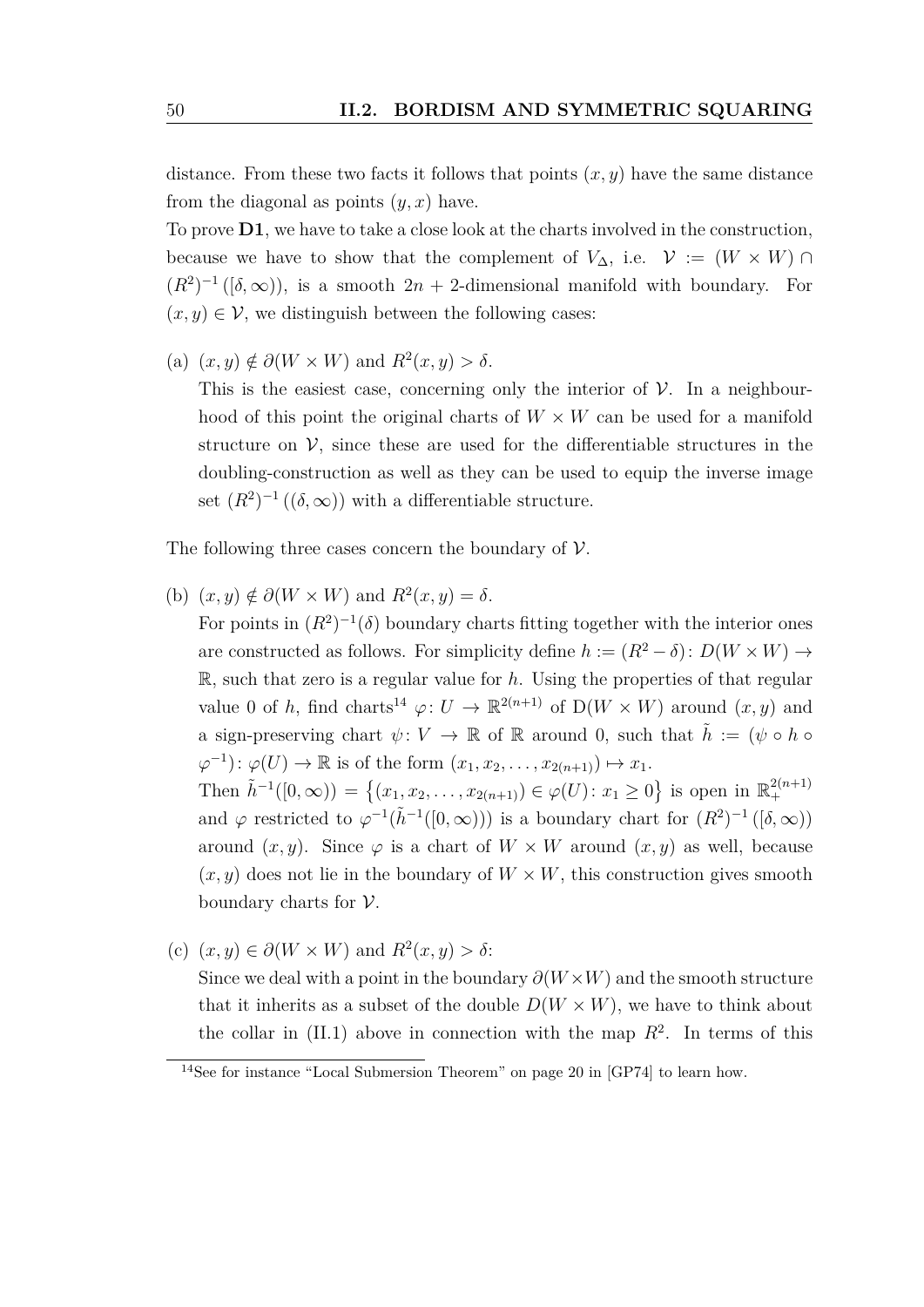distance. From these two facts it follows that points $(x, y)$ have the same distance from the diagonal as points $(y, x)$ have.

To prove **D1**, we have to take a close look at the charts involved in the construction, because we have to show that the complement of $V_\Delta$, i.e. $\mathcal{V} := (W \times W) \cap (R^2)^{-1}([\delta, \infty))$, is a smooth $2n+2$-dimensional manifold with boundary. For $(x, y) \in \mathcal{V}$, we distinguish between the following cases:

(a) $(x, y) \notin \partial(W \times W)$ and $R^2(x, y) > \delta$.

This is the easiest case, concerning only the interior of $\mathcal{V}$. In a neighbourhood of this point the original charts of $W \times W$ can be used for a manifold structure on $\mathcal{V}$, since these are used for the differentiable structures in the doubling-construction as well as they can be used to equip the inverse image set $(R^2)^{-1}((\delta, \infty))$ with a differentiable structure.

The following three cases concern the boundary of $\mathcal{V}$.

(b) $(x, y) \notin \partial(W \times W)$ and $R^2(x, y) = \delta$.

For points in $(R^2)^{-1}(\delta)$ boundary charts fitting together with the interior ones are constructed as follows. For simplicity define $h := (R^2 - \delta) \colon D(W \times W) \to \mathbb{R}$, such that zero is a regular value for $h$. Using the properties of that regular value 0 of $h$, find charts[14] $\varphi \colon U \to \mathbb{R}^{2(n+1)}$ of $\mathrm{D}(W \times W)$ around $(x, y)$ and a sign-preserving chart $\psi \colon V \to \mathbb{R}$ of $\mathbb{R}$ around 0, such that $\tilde{h} := (\psi \circ h \circ \varphi^{-1}) \colon \varphi(U) \to \mathbb{R}$ is of the form $(x_1, x_2, \ldots, x_{2(n+1)}) \mapsto x_1$.

Then $\tilde{h}^{-1}([0, \infty)) = \left\{(x_1, x_2, \ldots, x_{2(n+1)}) \in \varphi(U) \colon x_1 \geq 0\right\}$ is open in $\mathbb{R}_+^{2(n+1)}$ and $\varphi$ restricted to $\varphi^{-1}(\tilde{h}^{-1}([0, \infty)))$ is a boundary chart for $(R^2)^{-1}([\delta, \infty))$ around $(x, y)$. Since $\varphi$ is a chart of $W \times W$ around $(x, y)$ as well, because $(x, y)$ does not lie in the boundary of $W \times W$, this construction gives smooth boundary charts for $\mathcal{V}$.

(c) $(x, y) \in \partial(W \times W)$ and $R^2(x, y) > \delta$:

Since we deal with a point in the boundary $\partial(W \times W)$ and the smooth structure that it inherits as a subset of the double $D(W \times W)$, we have to think about the collar in (II.1) above in connection with the map $R^2$. In terms of this

[14] See for instance "Local Submersion Theorem" on page 20 in [GP74] to learn how.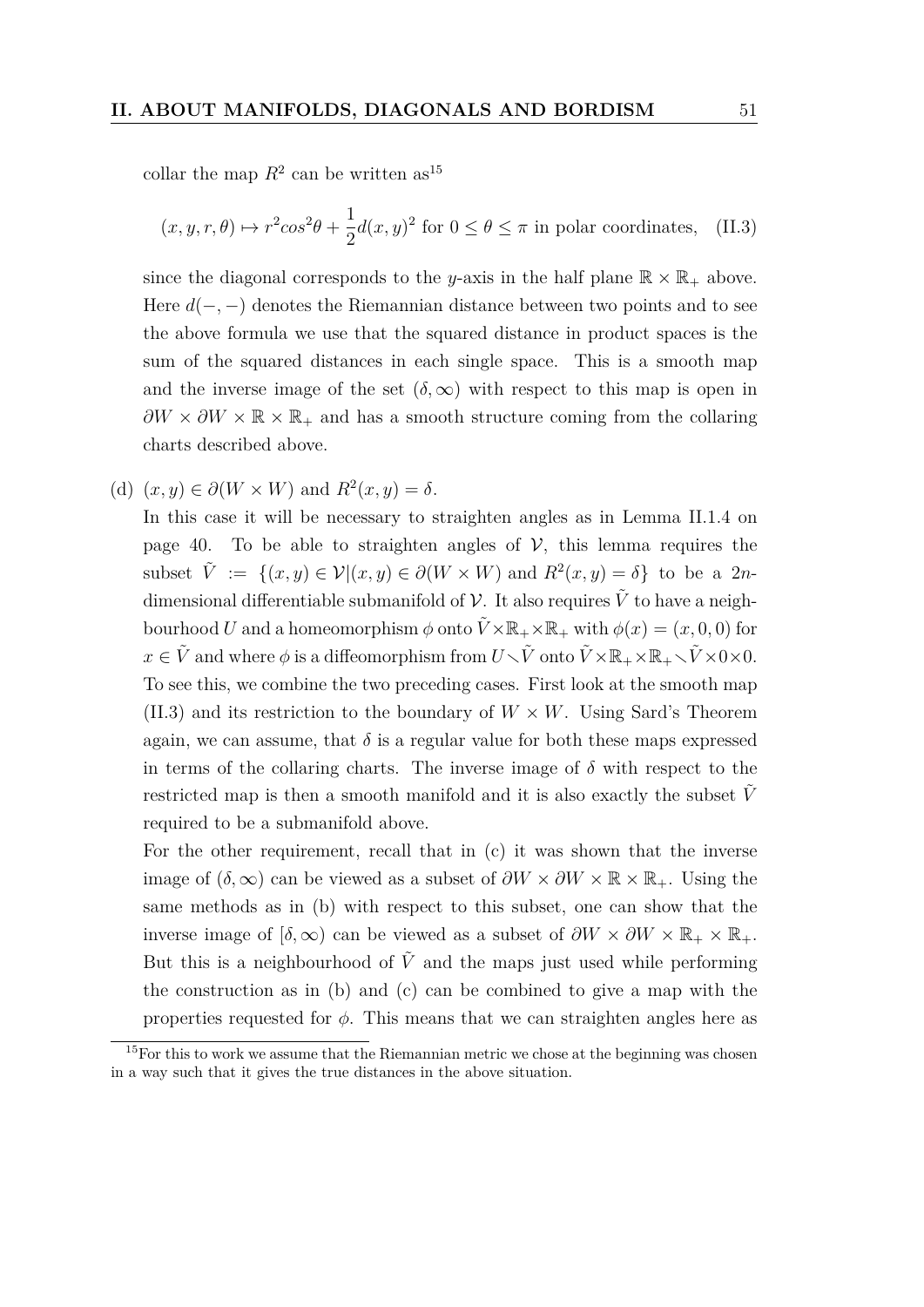collar the map $R^2$ can be written as[15]

$$(x, y, r, \theta) \mapsto r^2 cos^2\theta + \frac{1}{2}d(x, y)^2 \text{ for } 0 \leq \theta \leq \pi \text{ in polar coordinates,} \quad \text{(II.3)}$$

since the diagonal corresponds to the $y$-axis in the half plane $\mathbb{R} \times \mathbb{R}_+$ above. Here $d(-, -)$ denotes the Riemannian distance between two points and to see the above formula we use that the squared distance in product spaces is the sum of the squared distances in each single space. This is a smooth map and the inverse image of the set $(\delta, \infty)$ with respect to this map is open in $\partial W \times \partial W \times \mathbb{R} \times \mathbb{R}_+$ and has a smooth structure coming from the collaring charts described above.

(d) $(x, y) \in \partial(W \times W)$ and $R^2(x, y) = \delta$.

In this case it will be necessary to straighten angles as in Lemma II.1.4 on page 40. To be able to straighten angles of $\mathcal{V}$, this lemma requires the subset $\tilde{V} := \{(x, y) \in \mathcal{V} | (x, y) \in \partial(W \times W) \text{ and } R^2(x, y) = \delta\}$ to be a $2n$-dimensional differentiable submanifold of $\mathcal{V}$. It also requires $\tilde{V}$ to have a neighbourhood $U$ and a homeomorphism $\phi$ onto $\tilde{V} \times \mathbb{R}_+ \times \mathbb{R}_+$ with $\phi(x) = (x, 0, 0)$ for $x \in \tilde{V}$ and where $\phi$ is a diffeomorphism from $U \smallsetminus \tilde{V}$ onto $\tilde{V} \times \mathbb{R}_+ \times \mathbb{R}_+ \smallsetminus \tilde{V} \times 0 \times 0$. To see this, we combine the two preceding cases. First look at the smooth map (II.3) and its restriction to the boundary of $W \times W$. Using Sard's Theorem again, we can assume, that $\delta$ is a regular value for both these maps expressed in terms of the collaring charts. The inverse image of $\delta$ with respect to the restricted map is then a smooth manifold and it is also exactly the subset $\tilde{V}$ required to be a submanifold above.

For the other requirement, recall that in (c) it was shown that the inverse image of $(\delta, \infty)$ can be viewed as a subset of $\partial W \times \partial W \times \mathbb{R} \times \mathbb{R}_+$. Using the same methods as in (b) with respect to this subset, one can show that the inverse image of $[\delta, \infty)$ can be viewed as a subset of $\partial W \times \partial W \times \mathbb{R}_+ \times \mathbb{R}_+$. But this is a neighbourhood of $\tilde{V}$ and the maps just used while performing the construction as in (b) and (c) can be combined to give a map with the properties requested for $\phi$. This means that we can straighten angles here as

[15] For this to work we assume that the Riemannian metric we chose at the beginning was chosen in a way such that it gives the true distances in the above situation.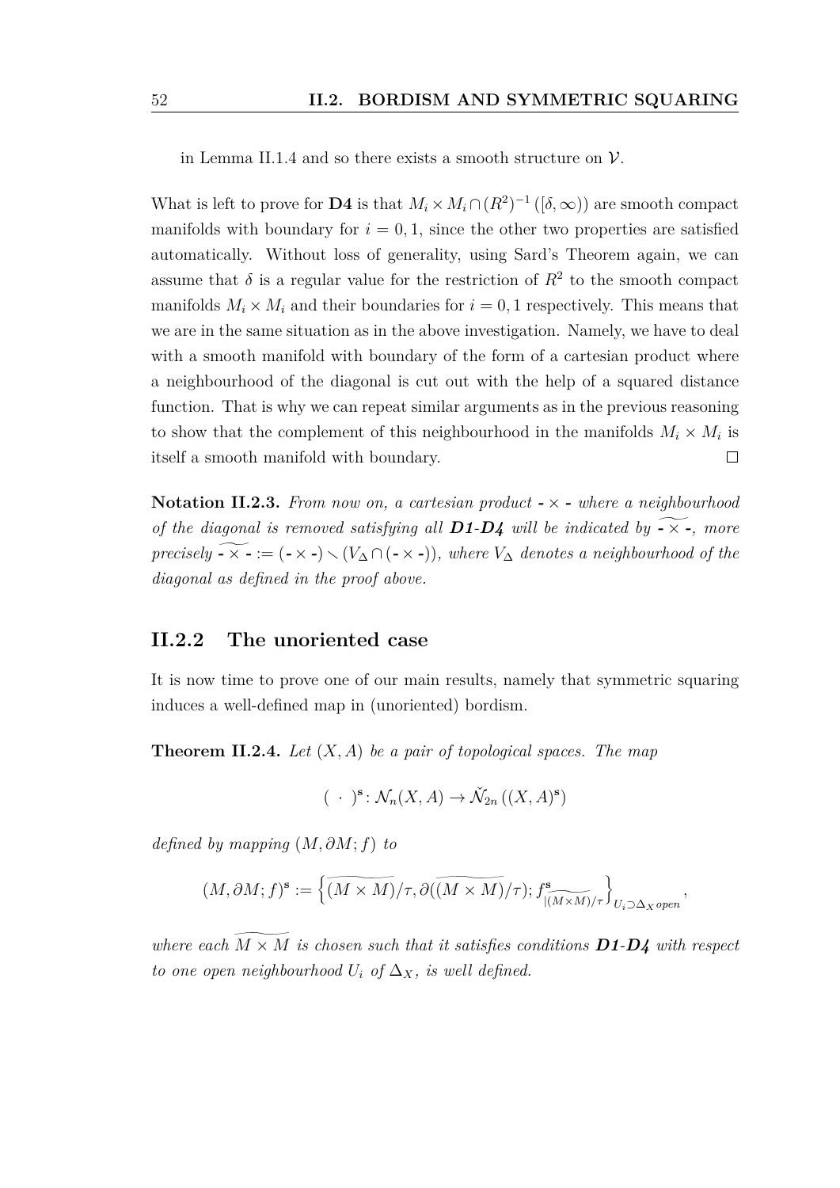in Lemma II.1.4 and so there exists a smooth structure on $\mathcal{V}$.

What is left to prove for **D4** is that $M_i \times M_i \cap (R^2)^{-1}([\delta, \infty))$ are smooth compact manifolds with boundary for $i = 0, 1$, since the other two properties are satisfied automatically. Without loss of generality, using Sard's Theorem again, we can assume that $\delta$ is a regular value for the restriction of $R^2$ to the smooth compact manifolds $M_i \times M_i$ and their boundaries for $i = 0, 1$ respectively. This means that we are in the same situation as in the above investigation. Namely, we have to deal with a smooth manifold with boundary of the form of a cartesian product where a neighbourhood of the diagonal is cut out with the help of a squared distance function. That is why we can repeat similar arguments as in the previous reasoning to show that the complement of this neighbourhood in the manifolds $M_i \times M_i$ is itself a smooth manifold with boundary. $\square$

**Notation II.2.3.** *From now on, a cartesian product* $- \times -$ *where a neighbourhood of the diagonal is removed satisfying all* ***D1-D4*** *will be indicated by* $\widetilde{- \times -}$*, more precisely* $\widetilde{- \times -} := (- \times -) \smallsetminus (V_\Delta \cap (- \times -))$*, where* $V_\Delta$ *denotes a neighbourhood of the diagonal as defined in the proof above.*

### II.2.2 The unoriented case

It is now time to prove one of our main results, namely that symmetric squaring induces a well-defined map in (unoriented) bordism.

**Theorem II.2.4.** *Let* $(X, A)$ *be a pair of topological spaces. The map*

$$( \ \cdot \ )^{\mathbf{s}} \colon \mathcal{N}_n(X, A) \to \check{\mathcal{N}}_{2n}\left((X, A)^{\mathbf{s}}\right)$$

*defined by mapping* $(M, \partial M; f)$ *to*

$$(M, \partial M; f)^{\mathbf{s}} := \left\{ \widetilde{(M \times M)}/\tau, \partial(\widetilde{(M \times M)}/\tau); f^{\mathbf{s}}_{|\widetilde{(M \times M)}/\tau} \right\}_{U_i \supset \Delta_X \, open},$$

*where each* $\widetilde{M \times M}$ *is chosen such that it satisfies conditions* ***D1-D4*** *with respect to one open neighbourhood* $U_i$ *of* $\Delta_X$*, is well defined.*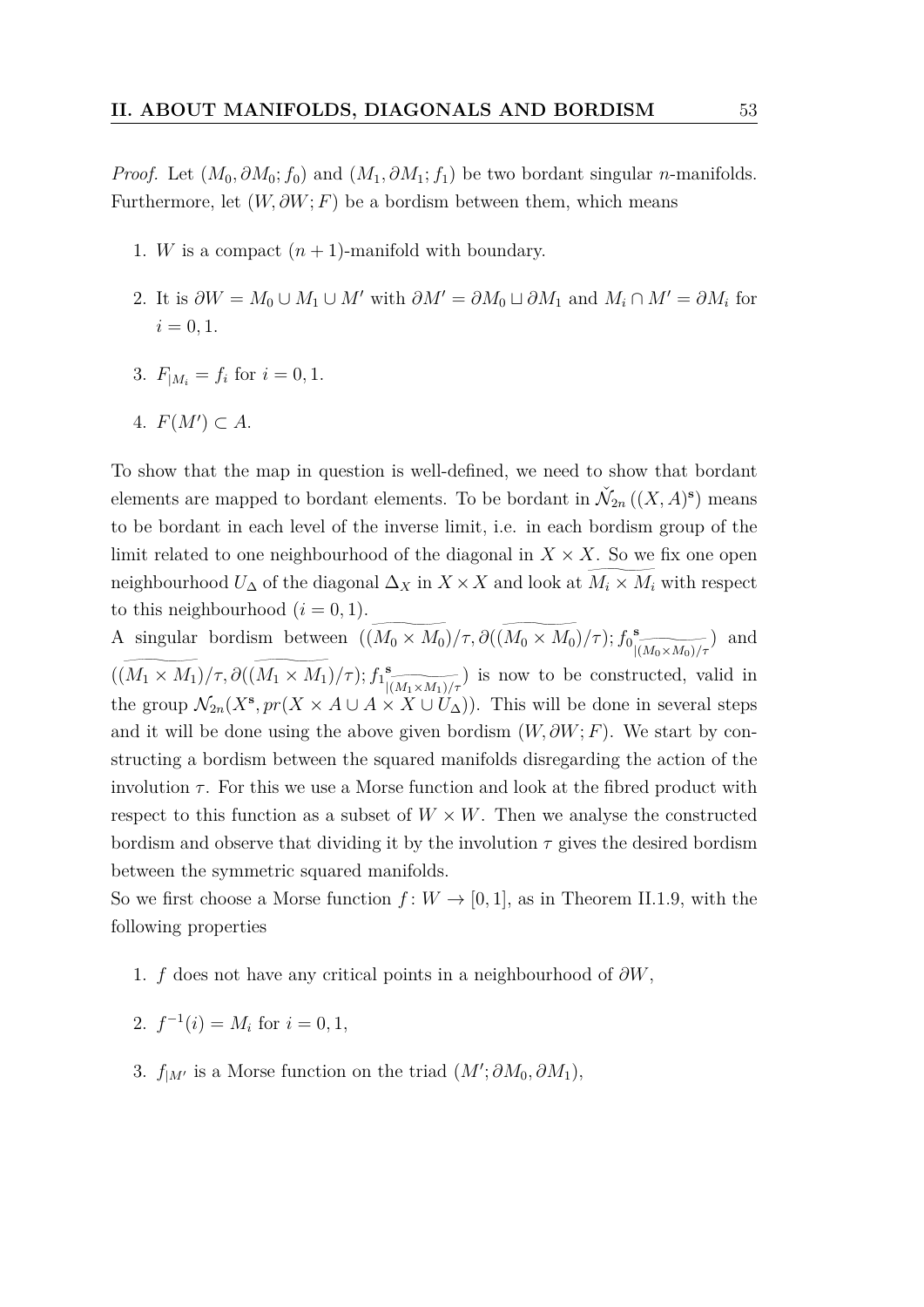*Proof.* Let $(M_0, \partial M_0; f_0)$ and $(M_1, \partial M_1; f_1)$ be two bordant singular $n$-manifolds. Furthermore, let $(W, \partial W; F)$ be a bordism between them, which means

1. $W$ is a compact $(n+1)$-manifold with boundary.

2. It is $\partial W = M_0 \cup M_1 \cup M'$ with $\partial M' = \partial M_0 \sqcup \partial M_1$ and $M_i \cap M' = \partial M_i$ for $i = 0, 1$.

3. $F_{|M_i} = f_i$ for $i = 0, 1$.

4. $F(M') \subset A$.

To show that the map in question is well-defined, we need to show that bordant elements are mapped to bordant elements. To be bordant in $\check{\mathcal{N}}_{2n}\left((X, A)^{\mathbf{s}}\right)$ means to be bordant in each level of the inverse limit, i.e. in each bordism group of the limit related to one neighbourhood of the diagonal in $X \times X$. So we fix one open neighbourhood $U_\Delta$ of the diagonal $\Delta_X$ in $X \times X$ and look at $\widetilde{M_i \times M_i}$ with respect to this neighbourhood $(i = 0, 1)$.
A singular bordism between $((\widetilde{M_0 \times M_0})/\tau, \partial((\widetilde{M_0 \times M_0})/\tau); {f_0}^{\mathbf{s}}_{|(\widetilde{M_0 \times M_0})/\tau})$ and $((\widetilde{M_1 \times M_1})/\tau, \partial((\widetilde{M_1 \times M_1})/\tau); {f_1}^{\mathbf{s}}_{|(\widetilde{M_1 \times M_1})/\tau})$ is now to be constructed, valid in the group $\mathcal{N}_{2n}(X^{\mathbf{s}}, pr(X \times A \cup A \times X \cup U_\Delta))$. This will be done in several steps and it will be done using the above given bordism $(W, \partial W; F)$. We start by constructing a bordism between the squared manifolds disregarding the action of the involution $\tau$. For this we use a Morse function and look at the fibred product with respect to this function as a subset of $W \times W$. Then we analyse the constructed bordism and observe that dividing it by the involution $\tau$ gives the desired bordism between the symmetric squared manifolds.
So we first choose a Morse function $f\colon W \to [0,1]$, as in Theorem II.1.9, with the following properties

1. $f$ does not have any critical points in a neighbourhood of $\partial W$,

2. $f^{-1}(i) = M_i$ for $i = 0, 1$,

3. $f_{|M'}$ is a Morse function on the triad $(M'; \partial M_0, \partial M_1)$,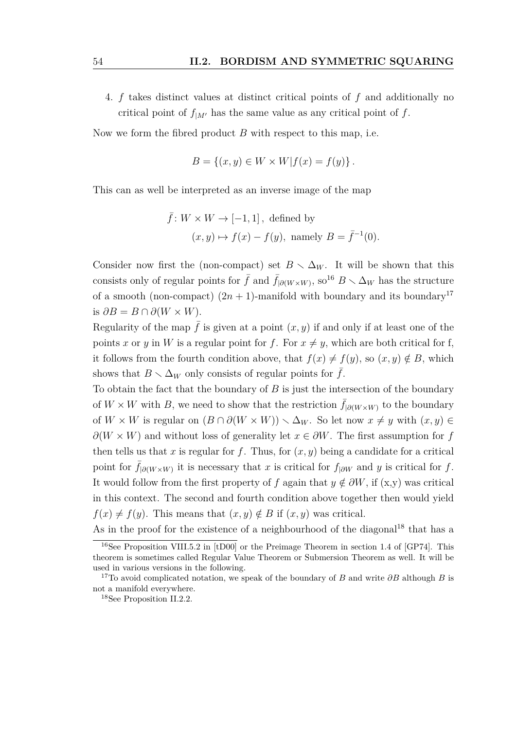4. $f$ takes distinct values at distinct critical points of $f$ and additionally no critical point of $f_{|M'}$ has the same value as any critical point of $f$.

Now we form the fibred product $B$ with respect to this map, i.e.

$$B = \{(x, y) \in W \times W | f(x) = f(y)\}.$$

This can as well be interpreted as an inverse image of the map

$$\begin{aligned} \bar{f} \colon W \times W \to [-1, 1]\,, \text{ defined by} \\ (x, y) \mapsto f(x) - f(y), \text{ namely } B = \bar{f}^{-1}(0). \end{aligned}$$

Consider now first the (non-compact) set $B \setminus \Delta_W$. It will be shown that this consists only of regular points for $\bar{f}$ and $\bar{f}_{|\partial(W\times W)}$, so[16] $B \setminus \Delta_W$ has the structure of a smooth (non-compact) $(2n + 1)$-manifold with boundary and its boundary[17] is $\partial B = B \cap \partial(W \times W)$.

Regularity of the map $\bar{f}$ is given at a point $(x, y)$ if and only if at least one of the points $x$ or $y$ in $W$ is a regular point for $f$. For $x \neq y$, which are both critical for f, it follows from the fourth condition above, that $f(x) \neq f(y)$, so $(x, y) \notin B$, which shows that $B \setminus \Delta_W$ only consists of regular points for $\bar{f}$.

To obtain the fact that the boundary of $B$ is just the intersection of the boundary of $W \times W$ with $B$, we need to show that the restriction $\bar{f}_{|\partial(W\times W)}$ to the boundary of $W \times W$ is regular on $(B \cap \partial(W \times W)) \setminus \Delta_W$. So let now $x \neq y$ with $(x, y) \in \partial(W \times W)$ and without loss of generality let $x \in \partial W$. The first assumption for $f$ then tells us that $x$ is regular for $f$. Thus, for $(x, y)$ being a candidate for a critical point for $\bar{f}_{|\partial(W\times W)}$ it is necessary that $x$ is critical for $f_{|\partial W}$ and $y$ is critical for $f$. It would follow from the first property of $f$ again that $y \notin \partial W$, if (x,y) was critical in this context. The second and fourth condition above together then would yield $f(x) \neq f(y)$. This means that $(x, y) \notin B$ if $(x, y)$ was critical.

As in the proof for the existence of a neighbourhood of the diagonal[18] that has a

---

[16] See Proposition VIII.5.2 in [tD00] or the Preimage Theorem in section 1.4 of [GP74]. This theorem is sometimes called Regular Value Theorem or Submersion Theorem as well. It will be used in various versions in the following.

[17] To avoid complicated notation, we speak of the boundary of $B$ and write $\partial B$ although $B$ is not a manifold everywhere.

[18] See Proposition II.2.2.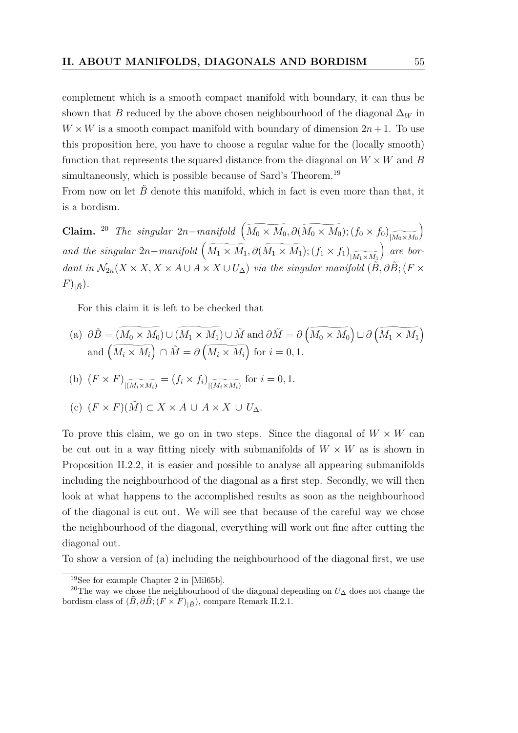complement which is a smooth compact manifold with boundary, it can thus be shown that $B$ reduced by the above chosen neighbourhood of the diagonal $\Delta_W$ in $W \times W$ is a smooth compact manifold with boundary of dimension $2n+1$. To use this proposition here, you have to choose a regular value for the (locally smooth) function that represents the squared distance from the diagonal on $W \times W$ and $B$ simultaneously, which is possible because of Sard's Theorem.[19]
From now on let $\tilde{B}$ denote this manifold, which in fact is even more than that, it is a bordism.

**Claim.** [20] *The singular $2n-$manifold $\left(\widetilde{M_0 \times M_0}, \partial(\widetilde{M_0 \times M_0}); (f_0 \times f_0)_{|\widetilde{M_0 \times M_0}}\right)$ and the singular $2n-$manifold $\left(\widetilde{M_1 \times M_1}, \partial(\widetilde{M_1 \times M_1}); (f_1 \times f_1)_{|\widetilde{M_1 \times M_1}}\right)$ are bordant in $\mathcal{N}_{2n}(X \times X, X \times A \cup A \times X \cup U_\Delta)$ via the singular manifold $(\tilde{B}, \partial\tilde{B}; (F \times F)_{|\tilde{B}})$.*

For this claim it is left to be checked that

(a) $\partial\tilde{B} = (\widetilde{M_0 \times M_0}) \cup (\widetilde{M_1 \times M_1}) \cup \tilde{M}$ and $\partial\tilde{M} = \partial\left(\widetilde{M_0 \times M_0}\right) \sqcup \partial\left(\widetilde{M_1 \times M_1}\right)$ and $\left(\widetilde{M_i \times M_i}\right) \cap \tilde{M} = \partial\left(\widetilde{M_i \times M_i}\right)$ for $i = 0, 1$.

(b) $(F \times F)_{|\widetilde{(M_i \times M_i)}} = (f_i \times f_i)_{|\widetilde{(M_i \times M_i)}}$ for $i = 0, 1$.

(c) $(F \times F)(\tilde{M}) \subset X \times A \cup A \times X \cup U_\Delta$.

To prove this claim, we go on in two steps. Since the diagonal of $W \times W$ can be cut out in a way fitting nicely with submanifolds of $W \times W$ as is shown in Proposition II.2.2, it is easier and possible to analyse all appearing submanifolds including the neighbourhood of the diagonal as a first step. Secondly, we will then look at what happens to the accomplished results as soon as the neighbourhood of the diagonal is cut out. We will see that because of the careful way we chose the neighbourhood of the diagonal, everything will work out fine after cutting the diagonal out.
To show a version of (a) including the neighbourhood of the diagonal first, we use

[19] See for example Chapter 2 in [Mil65b].

[20] The way we chose the neighbourhood of the diagonal depending on $U_\Delta$ does not change the bordism class of $(\tilde{B}, \partial\tilde{B}; (F \times F)_{|\tilde{B}})$, compare Remark II.2.1.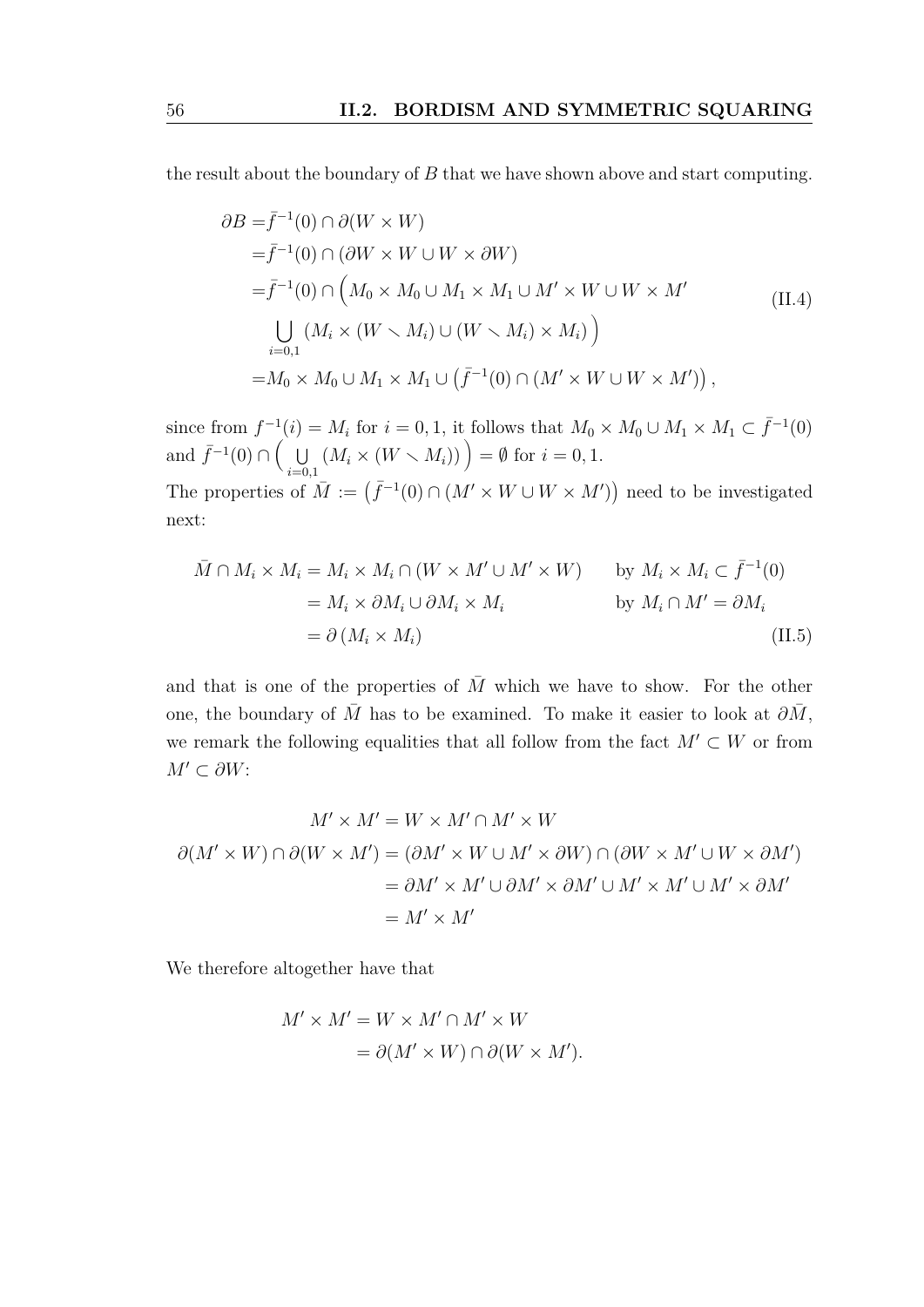the result about the boundary of $B$ that we have shown above and start computing.

$$
\begin{aligned}
\partial B =& \bar{f}^{-1}(0) \cap \partial(W \times W) \\
=& \bar{f}^{-1}(0) \cap (\partial W \times W \cup W \times \partial W) \\
=& \bar{f}^{-1}(0) \cap \Big( M_0 \times M_0 \cup M_1 \times M_1 \cup M' \times W \cup W \times M' \\
& \bigcup_{i=0,1} (M_i \times (W \setminus M_i) \cup (W \setminus M_i) \times M_i) \Big) \\
=& M_0 \times M_0 \cup M_1 \times M_1 \cup \left( \bar{f}^{-1}(0) \cap (M' \times W \cup W \times M') \right),
\end{aligned} \tag{II.4}
$$

since from $f^{-1}(i) = M_i$ for $i = 0, 1$, it follows that $M_0 \times M_0 \cup M_1 \times M_1 \subset \bar{f}^{-1}(0)$ and $\bar{f}^{-1}(0) \cap \Big( \bigcup_{i=0,1} (M_i \times (W \setminus M_i)) \Big) = \emptyset$ for $i = 0, 1$.
The properties of $\bar{M} := \left( \bar{f}^{-1}(0) \cap (M' \times W \cup W \times M') \right)$ need to be investigated next:

$$
\begin{aligned}
\bar{M} \cap M_i \times M_i &= M_i \times M_i \cap (W \times M' \cup M' \times W) && \text{by } M_i \times M_i \subset \bar{f}^{-1}(0) \\
&= M_i \times \partial M_i \cup \partial M_i \times M_i && \text{by } M_i \cap M' = \partial M_i \\
&= \partial (M_i \times M_i)
\end{aligned} \tag{II.5}
$$

and that is one of the properties of $\bar{M}$ which we have to show. For the other one, the boundary of $\bar{M}$ has to be examined. To make it easier to look at $\partial \bar{M}$, we remark the following equalities that all follow from the fact $M' \subset W$ or from $M' \subset \partial W$:

$$
\begin{aligned}
M' \times M' &= W \times M' \cap M' \times W \\
\partial(M' \times W) \cap \partial(W \times M') &= (\partial M' \times W \cup M' \times \partial W) \cap (\partial W \times M' \cup W \times \partial M') \\
&= \partial M' \times M' \cup \partial M' \times \partial M' \cup M' \times M' \cup M' \times \partial M' \\
&= M' \times M'
\end{aligned}
$$

We therefore altogether have that

$$
\begin{aligned}
M' \times M' &= W \times M' \cap M' \times W \\
&= \partial(M' \times W) \cap \partial(W \times M').
\end{aligned}
$$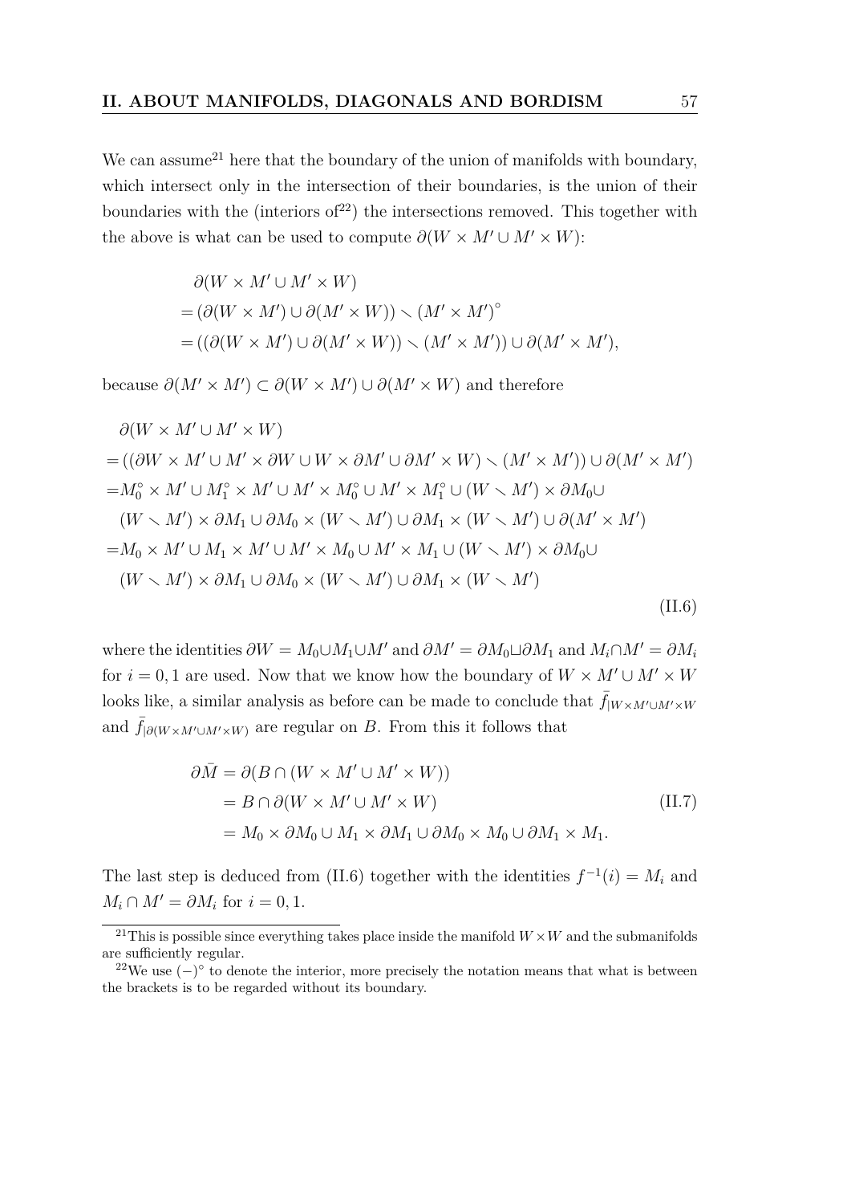We can assume[21] here that the boundary of the union of manifolds with boundary, which intersect only in the intersection of their boundaries, is the union of their boundaries with the (interiors of[22]) the intersections removed. This together with the above is what can be used to compute $\partial(W \times M' \cup M' \times W)$:

$$
\begin{aligned}
&\partial(W \times M' \cup M' \times W) \\
&= (\partial(W \times M') \cup \partial(M' \times W)) \setminus (M' \times M')^{\circ} \\
&= ((\partial(W \times M') \cup \partial(M' \times W)) \setminus (M' \times M')) \cup \partial(M' \times M'),
\end{aligned}
$$

because $\partial(M' \times M') \subset \partial(W \times M') \cup \partial(M' \times W)$ and therefore

$$
\begin{aligned}
&\partial(W \times M' \cup M' \times W) \\
&= ((\partial W \times M' \cup M' \times \partial W \cup W \times \partial M' \cup \partial M' \times W) \setminus (M' \times M')) \cup \partial(M' \times M') \\
&= M_0^{\circ} \times M' \cup M_1^{\circ} \times M' \cup M' \times M_0^{\circ} \cup M' \times M_1^{\circ} \cup (W \setminus M') \times \partial M_0 \cup \\
&\quad (W \setminus M') \times \partial M_1 \cup \partial M_0 \times (W \setminus M') \cup \partial M_1 \times (W \setminus M') \cup \partial(M' \times M') \\
&= M_0 \times M' \cup M_1 \times M' \cup M' \times M_0 \cup M' \times M_1 \cup (W \setminus M') \times \partial M_0 \cup \\
&\quad (W \setminus M') \times \partial M_1 \cup \partial M_0 \times (W \setminus M') \cup \partial M_1 \times (W \setminus M')
\end{aligned} \tag{II.6}
$$

where the identities $\partial W = M_0 \cup M_1 \cup M'$ and $\partial M' = \partial M_0 \sqcup \partial M_1$ and $M_i \cap M' = \partial M_i$ for $i = 0, 1$ are used. Now that we know how the boundary of $W \times M' \cup M' \times W$ looks like, a similar analysis as before can be made to conclude that $\bar{f}_{|W \times M' \cup M' \times W}$ and $\bar{f}_{|\partial(W \times M' \cup M' \times W)}$ are regular on $B$. From this it follows that

$$
\begin{aligned}
\partial \bar{M} &= \partial(B \cap (W \times M' \cup M' \times W)) \\
&= B \cap \partial(W \times M' \cup M' \times W) \\
&= M_0 \times \partial M_0 \cup M_1 \times \partial M_1 \cup \partial M_0 \times M_0 \cup \partial M_1 \times M_1.
\end{aligned} \tag{II.7}
$$

The last step is deduced from (II.6) together with the identities $f^{-1}(i) = M_i$ and $M_i \cap M' = \partial M_i$ for $i = 0, 1$.

---

[21] This is possible since everything takes place inside the manifold $W \times W$ and the submanifolds are sufficiently regular.

[22] We use $(-)^{\circ}$ to denote the interior, more precisely the notation means that what is between the brackets is to be regarded without its boundary.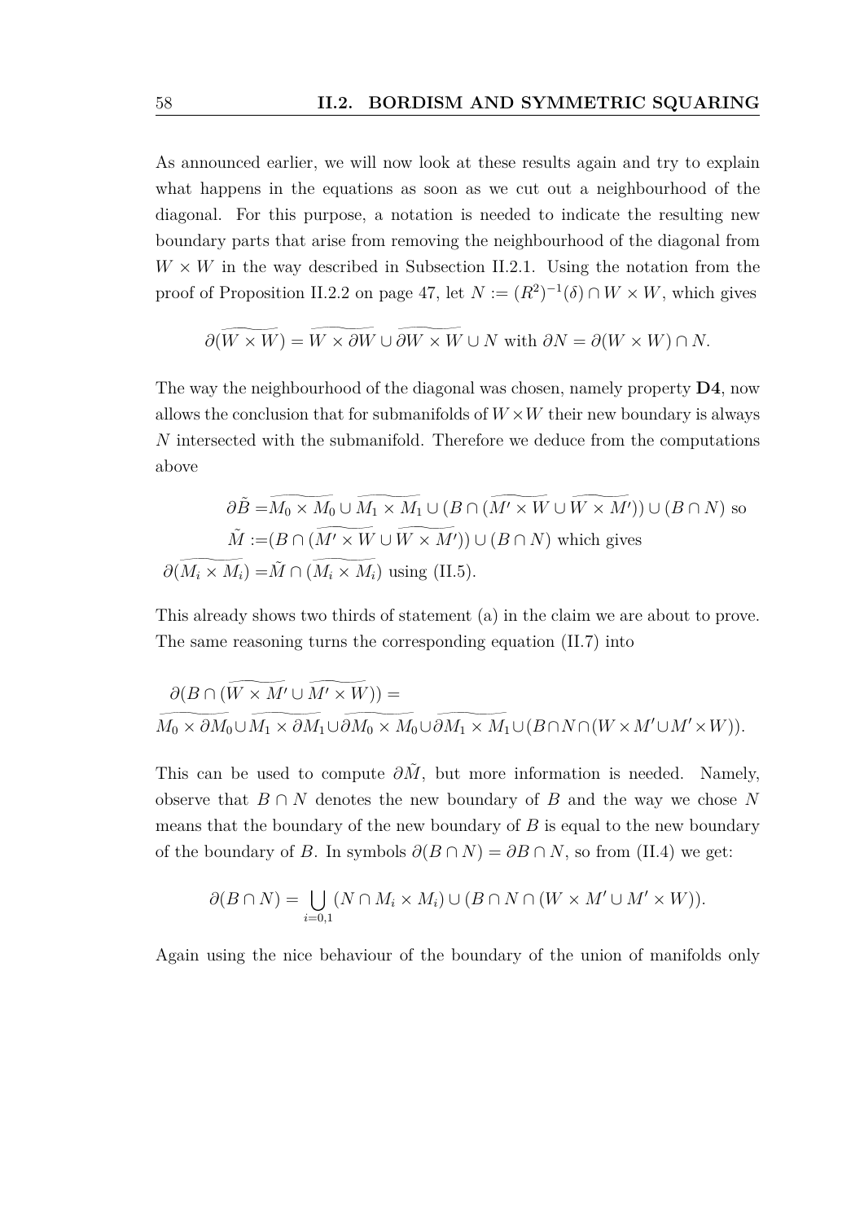As announced earlier, we will now look at these results again and try to explain what happens in the equations as soon as we cut out a neighbourhood of the diagonal. For this purpose, a notation is needed to indicate the resulting new boundary parts that arise from removing the neighbourhood of the diagonal from $W \times W$ in the way described in Subsection II.2.1. Using the notation from the proof of Proposition II.2.2 on page 47, let $N := (R^2)^{-1}(\delta) \cap W \times W$, which gives

$$\partial(\widetilde{W \times W}) = \widetilde{W \times \partial W} \cup \widetilde{\partial W \times W} \cup N \text{ with } \partial N = \partial(W \times W) \cap N.$$

The way the neighbourhood of the diagonal was chosen, namely property **D4**, now allows the conclusion that for submanifolds of $W \times W$ their new boundary is always $N$ intersected with the submanifold. Therefore we deduce from the computations above

$$\begin{aligned}
\partial \tilde{B} =& \widetilde{M_0 \times M_0} \cup \widetilde{M_1 \times M_1} \cup (B \cap (\widetilde{M' \times W} \cup \widetilde{W \times M'})) \cup (B \cap N) \text{ so} \\
\tilde{M} :=& (B \cap (\widetilde{M' \times W} \cup \widetilde{W \times M'})) \cup (B \cap N) \text{ which gives} \\
\partial(\widetilde{M_i \times M_i}) =& \tilde{M} \cap (\widetilde{M_i \times M_i}) \text{ using (II.5).}
\end{aligned}$$

This already shows two thirds of statement (a) in the claim we are about to prove. The same reasoning turns the corresponding equation (II.7) into

$$\begin{aligned}
&\partial(B \cap (\widetilde{W \times M'} \cup \widetilde{M' \times W})) = \\
&\widetilde{M_0 \times \partial M_0} \cup \widetilde{M_1 \times \partial M_1} \cup \widetilde{\partial M_0 \times M_0} \cup \widetilde{\partial M_1 \times M_1} \cup (B \cap N \cap (W \times M' \cup M' \times W)).
\end{aligned}$$

This can be used to compute $\partial \tilde{M}$, but more information is needed. Namely, observe that $B \cap N$ denotes the new boundary of $B$ and the way we chose $N$ means that the boundary of the new boundary of $B$ is equal to the new boundary of the boundary of $B$. In symbols $\partial(B \cap N) = \partial B \cap N$, so from (II.4) we get:

$$\partial(B \cap N) = \bigcup_{i=0,1} (N \cap M_i \times M_i) \cup (B \cap N \cap (W \times M' \cup M' \times W)).$$

Again using the nice behaviour of the boundary of the union of manifolds only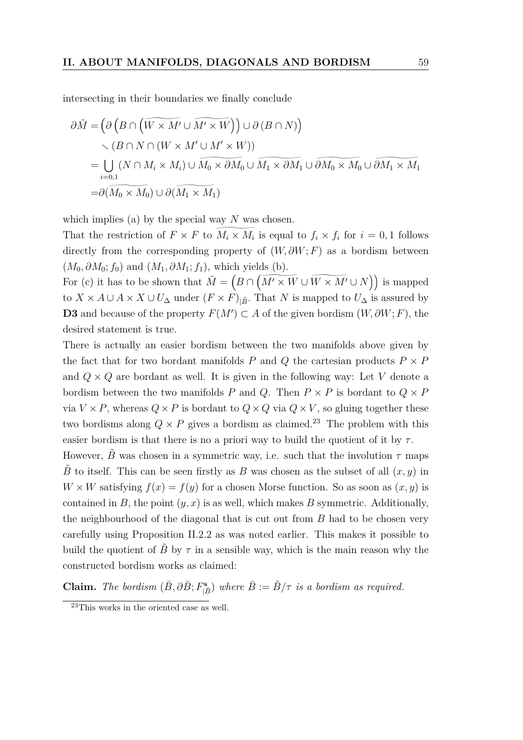intersecting in their boundaries we finally conclude

$$
\begin{aligned}
\partial \tilde{M} =& \left(\partial\left(B \cap \left(\widetilde{W \times M'} \cup \widetilde{M' \times W}\right)\right) \cup \partial\left(B \cap N\right)\right) \\
&\smallsetminus \left(B \cap N \cap \left(W \times M' \cup M' \times W\right)\right) \\
=& \bigcup_{i=0,1} \left(N \cap M_i \times M_i\right) \cup \widetilde{M_0 \times \partial M_0} \cup \widetilde{M_1 \times \partial M_1} \cup \widetilde{\partial M_0 \times M_0} \cup \widetilde{\partial M_1 \times M_1} \\
=& \partial(\widetilde{M_0 \times M_0}) \cup \partial(\widetilde{M_1 \times M_1})
\end{aligned}
$$

which implies (a) by the special way $N$ was chosen.
That the restriction of $F \times F$ to $\widetilde{M_i \times M_i}$ is equal to $f_i \times f_i$ for $i = 0, 1$ follows directly from the corresponding property of $(W, \partial W; F)$ as a bordism between $(M_0, \partial M_0; f_0)$ and $(M_1, \partial M_1; f_1)$, which yields (b).
For (c) it has to be shown that $\tilde{M} = \left(B \cap \left(\widetilde{M' \times W} \cup \widetilde{W \times M'} \cup N\right)\right)$ is mapped to $X \times A \cup A \times X \cup U_\Delta$ under $(F \times F)_{|\tilde{B}}$. That $N$ is mapped to $U_\Delta$ is assured by **D3** and because of the property $F(M') \subset A$ of the given bordism $(W, \partial W; F)$, the desired statement is true.
There is actually an easier bordism between the two manifolds above given by the fact that for two bordant manifolds $P$ and $Q$ the cartesian products $P \times P$ and $Q \times Q$ are bordant as well. It is given in the following way: Let $V$ denote a bordism between the two manifolds $P$ and $Q$. Then $P \times P$ is bordant to $Q \times P$ via $V \times P$, whereas $Q \times P$ is bordant to $Q \times Q$ via $Q \times V$, so gluing together these two bordisms along $Q \times P$ gives a bordism as claimed.[23] The problem with this easier bordism is that there is no a priori way to build the quotient of it by $\tau$.
However, $\tilde{B}$ was chosen in a symmetric way, i.e. such that the involution $\tau$ maps $\tilde{B}$ to itself. This can be seen firstly as $B$ was chosen as the subset of all $(x, y)$ in $W \times W$ satisfying $f(x) = f(y)$ for a chosen Morse function. So as soon as $(x, y)$ is contained in $B$, the point $(y, x)$ is as well, which makes $B$ symmetric. Additionally, the neighbourhood of the diagonal that is cut out from $B$ had to be chosen very carefully using Proposition II.2.2 as was noted earlier. This makes it possible to build the quotient of $\tilde{B}$ by $\tau$ in a sensible way, which is the main reason why the constructed bordism works as claimed:

**Claim.** *The bordism $(\bar{B}, \partial \bar{B}; F^{\mathbf{s}}_{|\bar{B}})$ where $\bar{B} := \tilde{B}/\tau$ is a bordism as required.*

[23] This works in the oriented case as well.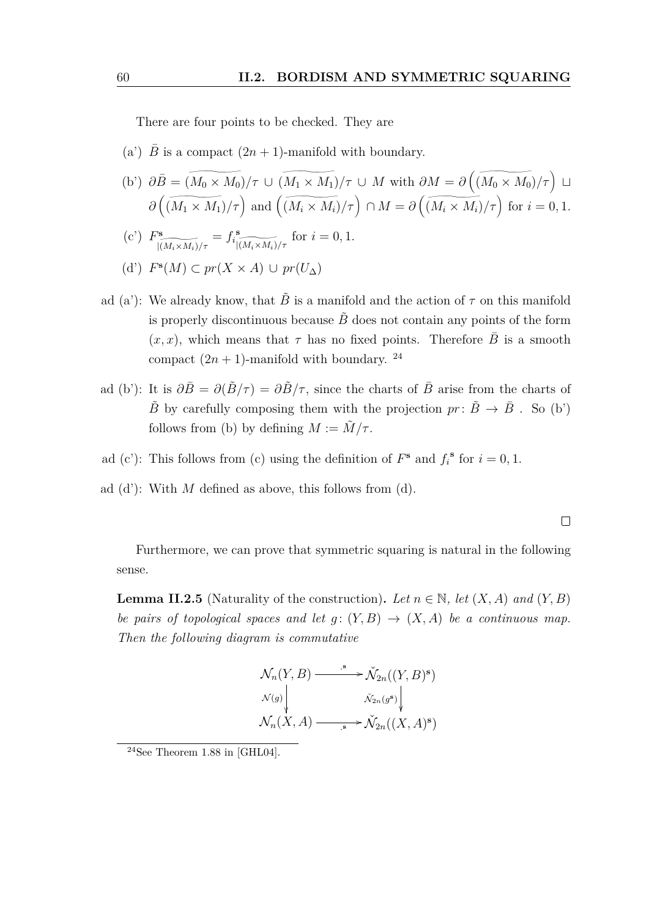There are four points to be checked. They are

(a') $\bar{B}$ is a compact $(2n+1)$-manifold with boundary.

(b') $\partial \bar{B} = \widetilde{(M_0 \times M_0)}/\tau \cup \widetilde{(M_1 \times M_1)}/\tau \cup M$ with $\partial M = \partial\left(\widetilde{(M_0 \times M_0)}/\tau\right) \sqcup \partial\left(\widetilde{(M_1 \times M_1)}/\tau\right)$ and $\left(\widetilde{(M_i \times M_i)}/\tau\right) \cap M = \partial\left(\widetilde{(M_i \times M_i)}/\tau\right)$ for $i = 0, 1$.

(c') $F^{\mathbf{s}}_{|\widetilde{(M_i \times M_i)}/\tau} = f_i{}^{\mathbf{s}}_{|\widetilde{(M_i \times M_i)}/\tau}$ for $i = 0, 1$.

(d') $F^{\mathbf{s}}(M) \subset pr(X \times A) \cup pr(U_\Delta)$

ad (a'): We already know, that $\tilde{B}$ is a manifold and the action of $\tau$ on this manifold is properly discontinuous because $\tilde{B}$ does not contain any points of the form $(x, x)$, which means that $\tau$ has no fixed points. Therefore $\bar{B}$ is a smooth compact $(2n+1)$-manifold with boundary. [24]

ad (b'): It is $\partial \bar{B} = \partial(\tilde{B}/\tau) = \partial \tilde{B}/\tau$, since the charts of $\bar{B}$ arise from the charts of $\tilde{B}$ by carefully composing them with the projection $pr\colon \tilde{B} \to \bar{B}$ . So (b') follows from (b) by defining $M := \tilde{M}/\tau$.

ad (c'): This follows from (c) using the definition of $F^{\mathbf{s}}$ and $f_i^{\mathbf{s}}$ for $i = 0, 1$.

ad (d'): With $M$ defined as above, this follows from (d).

□

Furthermore, we can prove that symmetric squaring is natural in the following sense.

**Lemma II.2.5** (Naturality of the construction)**.** *Let $n \in \mathbb{N}$, let $(X, A)$ and $(Y, B)$ be pairs of topological spaces and let $g\colon (Y, B) \to (X, A)$ be a continuous map. Then the following diagram is commutative*

$$\begin{array}{ccc} \mathcal{N}_n(Y, B) & \xrightarrow{\;.^{\mathbf{s}}\;} & \check{\mathcal{N}}_{2n}((Y, B)^{\mathbf{s}}) \\ \downarrow{\scriptstyle \mathcal{N}(g)} & & \downarrow{\scriptstyle \check{\mathcal{N}}_{2n}(g^{\mathbf{s}})} \\ \mathcal{N}_n(X, A) & \xrightarrow{\;.^{\mathbf{s}}\;} & \check{\mathcal{N}}_{2n}((X, A)^{\mathbf{s}}) \end{array}$$

[24] See Theorem 1.88 in [GHL04].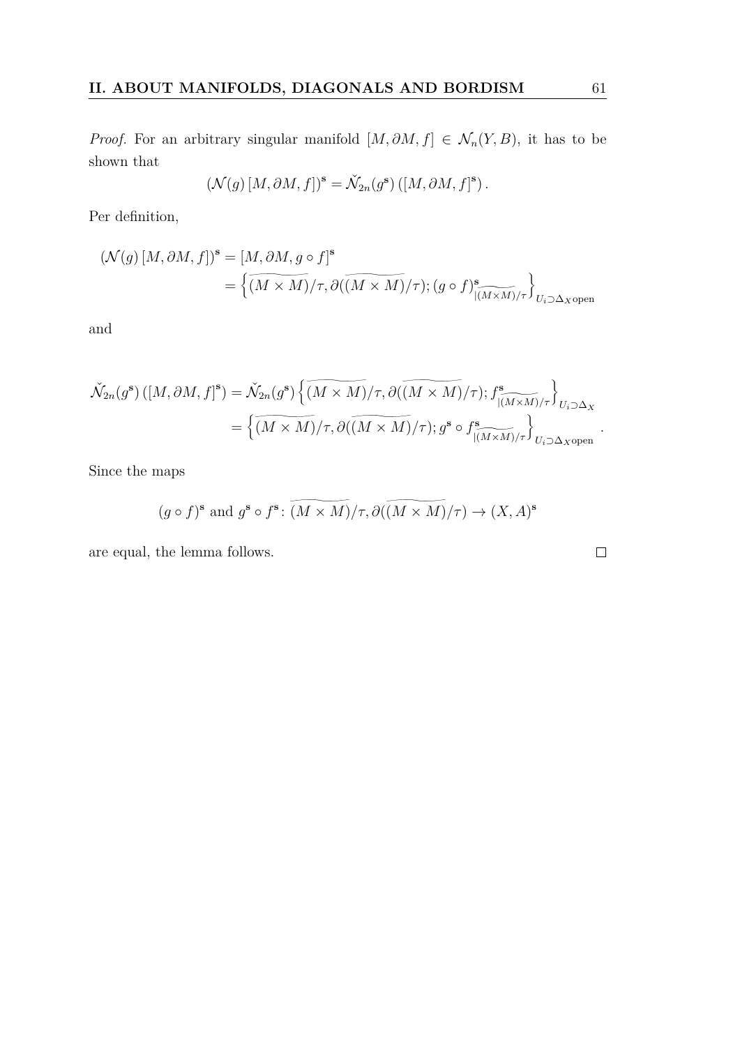*Proof.* For an arbitrary singular manifold $[M, \partial M, f] \in \mathcal{N}_n(Y, B)$, it has to be shown that

$$(\mathcal{N}(g)\,[M, \partial M, f])^{\mathbf{s}} = \check{\mathcal{N}}_{2n}(g^{\mathbf{s}})\,([M, \partial M, f]^{\mathbf{s}})\,.$$

Per definition,

$$\begin{aligned}
(\mathcal{N}(g)\,[M, \partial M, f])^{\mathbf{s}} &= [M, \partial M, g \circ f]^{\mathbf{s}} \\
&= \left\{ \widetilde{(M \times M)}/\tau, \partial(\widetilde{(M \times M)}/\tau); (g \circ f)^{\mathbf{s}}_{|\widetilde{(M \times M)}/\tau} \right\}_{U_i \supset \Delta_X \text{open}}
\end{aligned}$$

and

$$\begin{aligned}
\check{\mathcal{N}}_{2n}(g^{\mathbf{s}})\,([M, \partial M, f]^{\mathbf{s}}) &= \check{\mathcal{N}}_{2n}(g^{\mathbf{s}}) \left\{ \widetilde{(M \times M)}/\tau, \partial(\widetilde{(M \times M)}/\tau); f^{\mathbf{s}}_{|\widetilde{(M \times M)}/\tau} \right\}_{U_i \supset \Delta_X} \\
&= \left\{ \widetilde{(M \times M)}/\tau, \partial(\widetilde{(M \times M)}/\tau); g^{\mathbf{s}} \circ f^{\mathbf{s}}_{|\widetilde{(M \times M)}/\tau} \right\}_{U_i \supset \Delta_X \text{open}}.
\end{aligned}$$

Since the maps

$$(g \circ f)^{\mathbf{s}} \text{ and } g^{\mathbf{s}} \circ f^{\mathbf{s}} \colon \widetilde{(M \times M)}/\tau, \partial(\widetilde{(M \times M)}/\tau) \to (X, A)^{\mathbf{s}}$$

are equal, the lemma follows. $\square$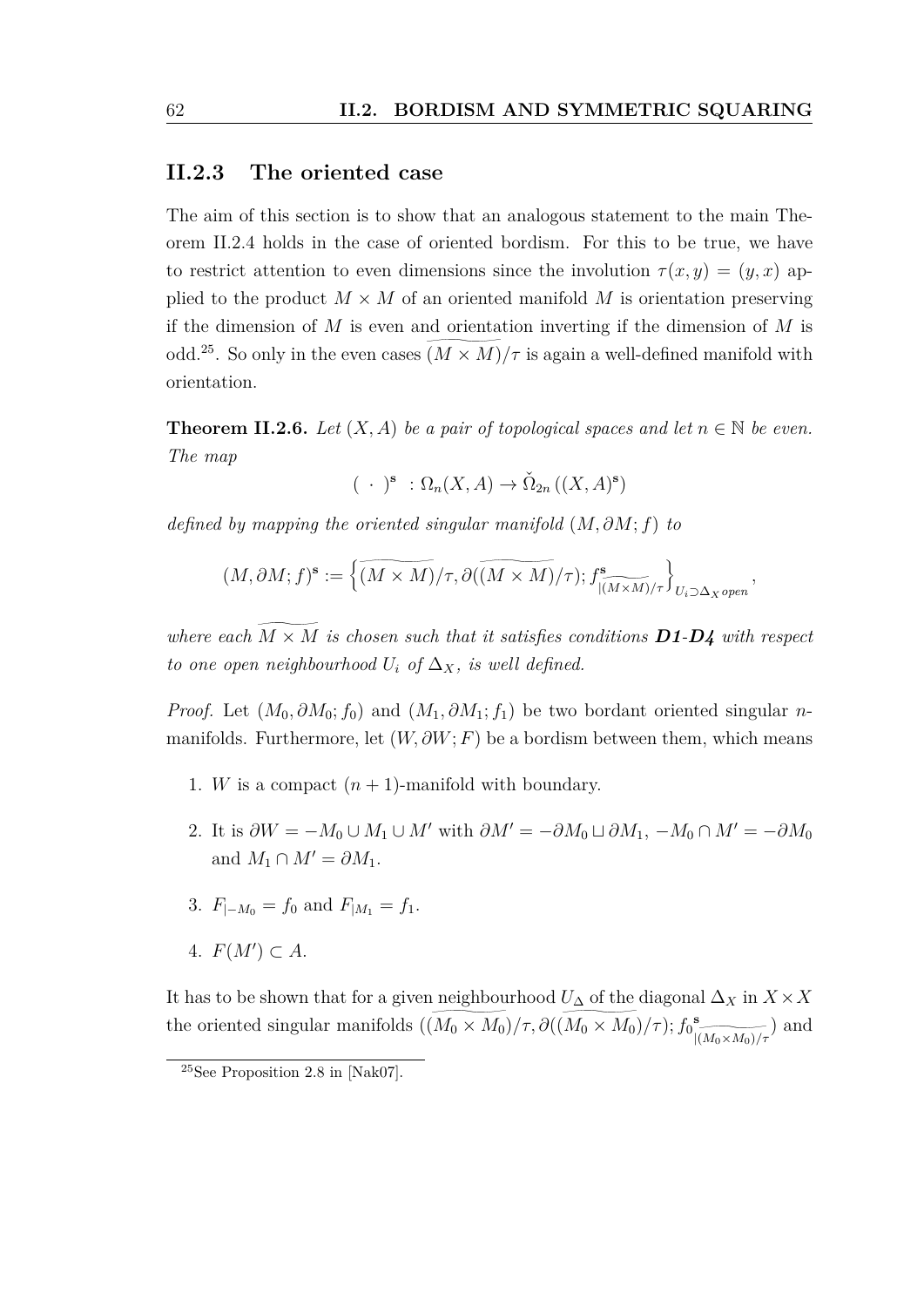### II.2.3 The oriented case

The aim of this section is to show that an analogous statement to the main Theorem II.2.4 holds in the case of oriented bordism. For this to be true, we have to restrict attention to even dimensions since the involution $\tau(x,y) = (y,x)$ applied to the product $M \times M$ of an oriented manifold $M$ is orientation preserving if the dimension of $M$ is even and orientation inverting if the dimension of $M$ is odd.[25]. So only in the even cases $\widetilde{(M \times M)}/\tau$ is again a well-defined manifold with orientation.

**Theorem II.2.6.** *Let $(X, A)$ be a pair of topological spaces and let $n \in \mathbb{N}$ be even. The map*

$$( \ \cdot \ )^{\mathbf{s}} \ : \Omega_n(X, A) \to \check{\Omega}_{2n}\left((X, A)^{\mathbf{s}}\right)$$

*defined by mapping the oriented singular manifold $(M, \partial M; f)$ to*

$$(M, \partial M; f)^{\mathbf{s}} := \left\{ \widetilde{(M \times M)}/\tau, \partial(\widetilde{(M \times M)}/\tau); f^{\mathbf{s}}_{|\widetilde{(M \times M)}/\tau} \right\}_{U_i \supset \Delta_X \, open},$$

*where each $\widetilde{M \times M}$ is chosen such that it satisfies conditions **D1-D4** with respect to one open neighbourhood $U_i$ of $\Delta_X$, is well defined.*

*Proof.* Let $(M_0, \partial M_0; f_0)$ and $(M_1, \partial M_1; f_1)$ be two bordant oriented singular $n$-manifolds. Furthermore, let $(W, \partial W; F)$ be a bordism between them, which means

1. $W$ is a compact $(n+1)$-manifold with boundary.
2. It is $\partial W = -M_0 \cup M_1 \cup M'$ with $\partial M' = -\partial M_0 \sqcup \partial M_1$, $-M_0 \cap M' = -\partial M_0$ and $M_1 \cap M' = \partial M_1$.
3. $F_{|-M_0} = f_0$ and $F_{|M_1} = f_1$.
4. $F(M') \subset A$.

It has to be shown that for a given neighbourhood $U_\Delta$ of the diagonal $\Delta_X$ in $X \times X$ the oriented singular manifolds $(\widetilde{(M_0 \times M_0)}/\tau, \partial(\widetilde{(M_0 \times M_0)}/\tau); {f_0}^{\mathbf{s}}_{|\widetilde{(M_0 \times M_0)}/\tau})$ and

[25] See Proposition 2.8 in [Nak07].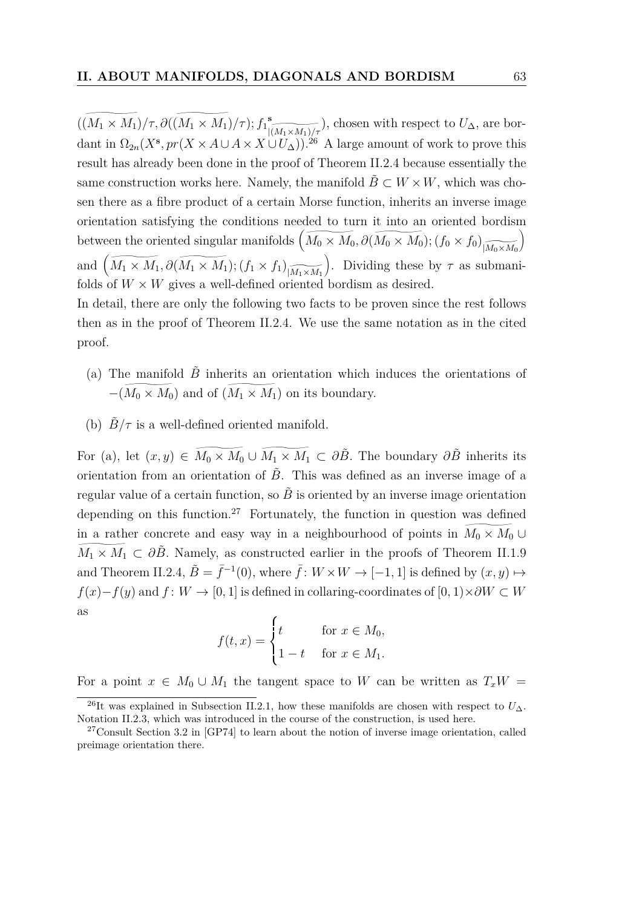$(\widetilde{(M_1 \times M_1)}/\tau, \partial(\widetilde{(M_1 \times M_1)}/\tau); {f_1^{\mathbf{s}}}_{|\widetilde{(M_1 \times M_1)/\tau}})$, chosen with respect to $U_\Delta$, are bordant in $\Omega_{2n}(X^{\mathbf{s}}, pr(X \times A \cup A \times X \cup U_\Delta))$.[26] A large amount of work to prove this result has already been done in the proof of Theorem II.2.4 because essentially the same construction works here. Namely, the manifold $\tilde{B} \subset W \times W$, which was chosen there as a fibre product of a certain Morse function, inherits an inverse image orientation satisfying the conditions needed to turn it into an oriented bordism between the oriented singular manifolds $\left(\widetilde{M_0 \times M_0}, \partial(\widetilde{M_0 \times M_0}); (f_0 \times f_0)_{|\widetilde{M_0 \times M_0}}\right)$ and $\left(\widetilde{M_1 \times M_1}, \partial(\widetilde{M_1 \times M_1}); (f_1 \times f_1)_{|\widetilde{M_1 \times M_1}}\right)$. Dividing these by $\tau$ as submanifolds of $W \times W$ gives a well-defined oriented bordism as desired.

In detail, there are only the following two facts to be proven since the rest follows then as in the proof of Theorem II.2.4. We use the same notation as in the cited proof.

(a) The manifold $\tilde{B}$ inherits an orientation which induces the orientations of $-(\widetilde{M_0 \times M_0})$ and of $(\widetilde{M_1 \times M_1})$ on its boundary.

(b) $\tilde{B}/\tau$ is a well-defined oriented manifold.

For (a), let $(x, y) \in \widetilde{M_0 \times M_0} \cup \widetilde{M_1 \times M_1} \subset \partial\tilde{B}$. The boundary $\partial\tilde{B}$ inherits its orientation from an orientation of $\tilde{B}$. This was defined as an inverse image of a regular value of a certain function, so $\tilde{B}$ is oriented by an inverse image orientation depending on this function.[27] Fortunately, the function in question was defined in a rather concrete and easy way in a neighbourhood of points in $\widetilde{M_0 \times M_0} \cup \widetilde{M_1 \times M_1} \subset \partial\tilde{B}$. Namely, as constructed earlier in the proofs of Theorem II.1.9 and Theorem II.2.4, $\tilde{B} = \bar{f}^{-1}(0)$, where $\bar{f} \colon W \times W \to [-1, 1]$ is defined by $(x, y) \mapsto f(x) - f(y)$ and $f \colon W \to [0, 1]$ is defined in collaring-coordinates of $[0, 1) \times \partial W \subset W$ as

$$f(t, x) = \begin{cases} t & \text{for } x \in M_0, \\ 1 - t & \text{for } x \in M_1. \end{cases}$$

For a point $x \in M_0 \cup M_1$ the tangent space to $W$ can be written as $T_x W =$

[26] It was explained in Subsection II.2.1, how these manifolds are chosen with respect to $U_\Delta$. Notation II.2.3, which was introduced in the course of the construction, is used here.

[27] Consult Section 3.2 in [GP74] to learn about the notion of inverse image orientation, called preimage orientation there.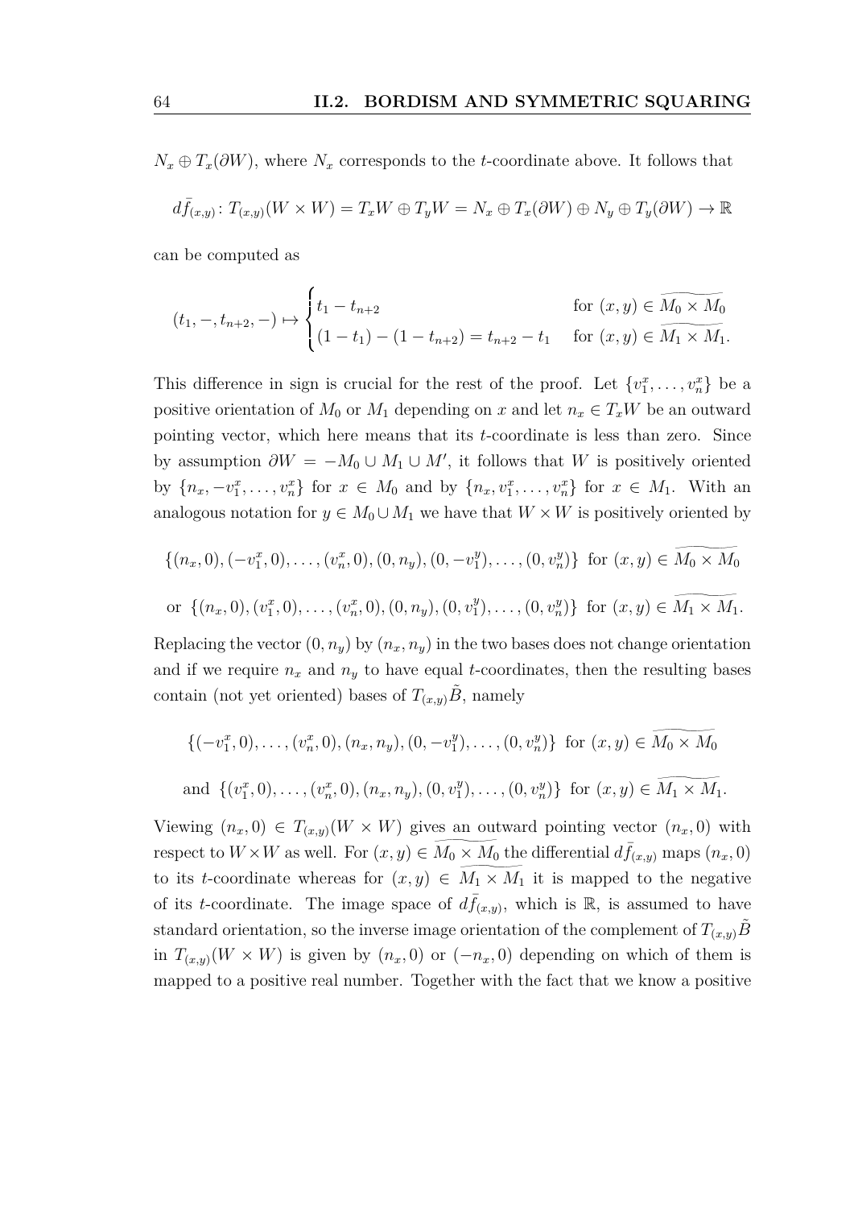$N_x \oplus T_x(\partial W)$, where $N_x$ corresponds to the $t$-coordinate above. It follows that

$$d\bar{f}_{(x,y)} \colon T_{(x,y)}(W \times W) = T_x W \oplus T_y W = N_x \oplus T_x(\partial W) \oplus N_y \oplus T_y(\partial W) \to \mathbb{R}$$

can be computed as

$$(t_1, -, t_{n+2}, -) \mapsto \begin{cases} t_1 - t_{n+2} & \text{for } (x,y) \in \widetilde{M_0 \times M_0} \\ (1-t_1) - (1-t_{n+2}) = t_{n+2} - t_1 & \text{for } (x,y) \in \widetilde{M_1 \times M_1}. \end{cases}$$

This difference in sign is crucial for the rest of the proof. Let $\{v_1^x, \ldots, v_n^x\}$ be a positive orientation of $M_0$ or $M_1$ depending on $x$ and let $n_x \in T_x W$ be an outward pointing vector, which here means that its $t$-coordinate is less than zero. Since by assumption $\partial W = -M_0 \cup M_1 \cup M'$, it follows that $W$ is positively oriented by $\{n_x, -v_1^x, \ldots, v_n^x\}$ for $x \in M_0$ and by $\{n_x, v_1^x, \ldots, v_n^x\}$ for $x \in M_1$. With an analogous notation for $y \in M_0 \cup M_1$ we have that $W \times W$ is positively oriented by

$$\{(n_x, 0), (-v_1^x, 0), \ldots, (v_n^x, 0), (0, n_y), (0, -v_1^y), \ldots, (0, v_n^y)\} \text{ for } (x,y) \in \widetilde{M_0 \times M_0}$$

$$\text{or } \{(n_x, 0), (v_1^x, 0), \ldots, (v_n^x, 0), (0, n_y), (0, v_1^y), \ldots, (0, v_n^y)\} \text{ for } (x,y) \in \widetilde{M_1 \times M_1}.$$

Replacing the vector $(0, n_y)$ by $(n_x, n_y)$ in the two bases does not change orientation and if we require $n_x$ and $n_y$ to have equal $t$-coordinates, then the resulting bases contain (not yet oriented) bases of $T_{(x,y)}\tilde{B}$, namely

$$\{(-v_1^x, 0), \ldots, (v_n^x, 0), (n_x, n_y), (0, -v_1^y), \ldots, (0, v_n^y)\} \text{ for } (x,y) \in \widetilde{M_0 \times M_0}$$

$$\text{and } \{(v_1^x, 0), \ldots, (v_n^x, 0), (n_x, n_y), (0, v_1^y), \ldots, (0, v_n^y)\} \text{ for } (x,y) \in \widetilde{M_1 \times M_1}.$$

Viewing $(n_x, 0) \in T_{(x,y)}(W \times W)$ gives an outward pointing vector $(n_x, 0)$ with respect to $W \times W$ as well. For $(x,y) \in \widetilde{M_0 \times M_0}$ the differential $d\bar{f}_{(x,y)}$ maps $(n_x, 0)$ to its $t$-coordinate whereas for $(x,y) \in \widetilde{M_1 \times M_1}$ it is mapped to the negative of its $t$-coordinate. The image space of $d\bar{f}_{(x,y)}$, which is $\mathbb{R}$, is assumed to have standard orientation, so the inverse image orientation of the complement of $T_{(x,y)}\tilde{B}$ in $T_{(x,y)}(W \times W)$ is given by $(n_x, 0)$ or $(-n_x, 0)$ depending on which of them is mapped to a positive real number. Together with the fact that we know a positive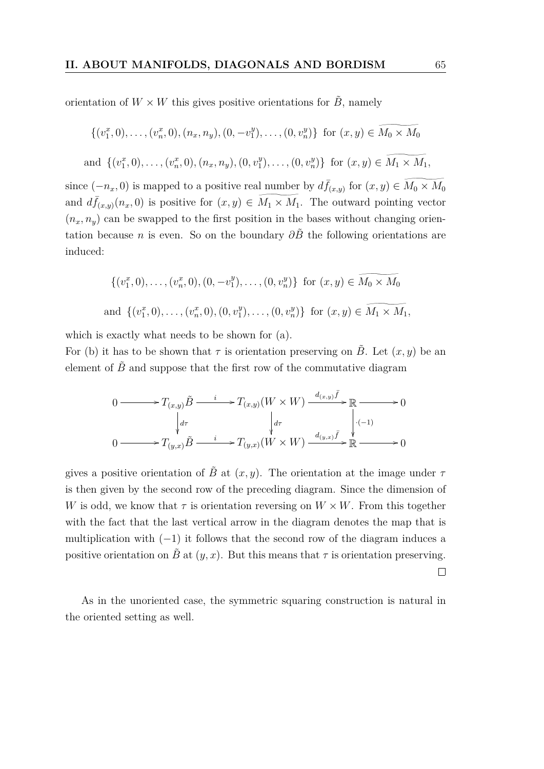orientation of $W \times W$ this gives positive orientations for $\tilde{B}$, namely

$$\{(v_1^x, 0), \ldots, (v_n^x, 0), (n_x, n_y), (0, -v_1^y), \ldots, (0, v_n^y)\} \text{ for } (x,y) \in \widetilde{M_0 \times M_0}$$

$$\text{and } \{(v_1^x, 0), \ldots, (v_n^x, 0), (n_x, n_y), (0, v_1^y), \ldots, (0, v_n^y)\} \text{ for } (x,y) \in \widetilde{M_1 \times M_1},$$

since $(-n_x, 0)$ is mapped to a positive real number by $d\bar{f}_{(x,y)}$ for $(x,y) \in \widetilde{M_0 \times M_0}$ and $d\bar{f}_{(x,y)}(n_x, 0)$ is positive for $(x,y) \in \widetilde{M_1 \times M_1}$. The outward pointing vector $(n_x, n_y)$ can be swapped to the first position in the bases without changing orientation because $n$ is even. So on the boundary $\partial\tilde{B}$ the following orientations are induced:

$$\{(v_1^x, 0), \ldots, (v_n^x, 0), (0, -v_1^y), \ldots, (0, v_n^y)\} \text{ for } (x,y) \in \widetilde{M_0 \times M_0}$$

$$\text{and } \{(v_1^x, 0), \ldots, (v_n^x, 0), (0, v_1^y), \ldots, (0, v_n^y)\} \text{ for } (x,y) \in \widetilde{M_1 \times M_1},$$

which is exactly what needs to be shown for (a).

For (b) it has to be shown that $\tau$ is orientation preserving on $\tilde{B}$. Let $(x,y)$ be an element of $\tilde{B}$ and suppose that the first row of the commutative diagram

$$\begin{array}{ccccccccc}
0 & \longrightarrow & T_{(x,y)}\tilde{B} & \xrightarrow{i} & T_{(x,y)}(W \times W) & \xrightarrow{d_{(x,y)}\bar{f}} & \mathbb{R} & \longrightarrow & 0 \\
 & & \downarrow{\scriptstyle d\tau} & & \downarrow{\scriptstyle d\tau} & & \downarrow{\scriptstyle \cdot(-1)} & & \\
0 & \longrightarrow & T_{(y,x)}\tilde{B} & \xrightarrow{i} & T_{(y,x)}(W \times W) & \xrightarrow{d_{(y,x)}\bar{f}} & \mathbb{R} & \longrightarrow & 0
\end{array}$$

gives a positive orientation of $\tilde{B}$ at $(x,y)$. The orientation at the image under $\tau$ is then given by the second row of the preceding diagram. Since the dimension of $W$ is odd, we know that $\tau$ is orientation reversing on $W \times W$. From this together with the fact that the last vertical arrow in the diagram denotes the map that is multiplication with $(-1)$ it follows that the second row of the diagram induces a positive orientation on $\tilde{B}$ at $(y,x)$. But this means that $\tau$ is orientation preserving. □

As in the unoriented case, the symmetric squaring construction is natural in the oriented setting as well.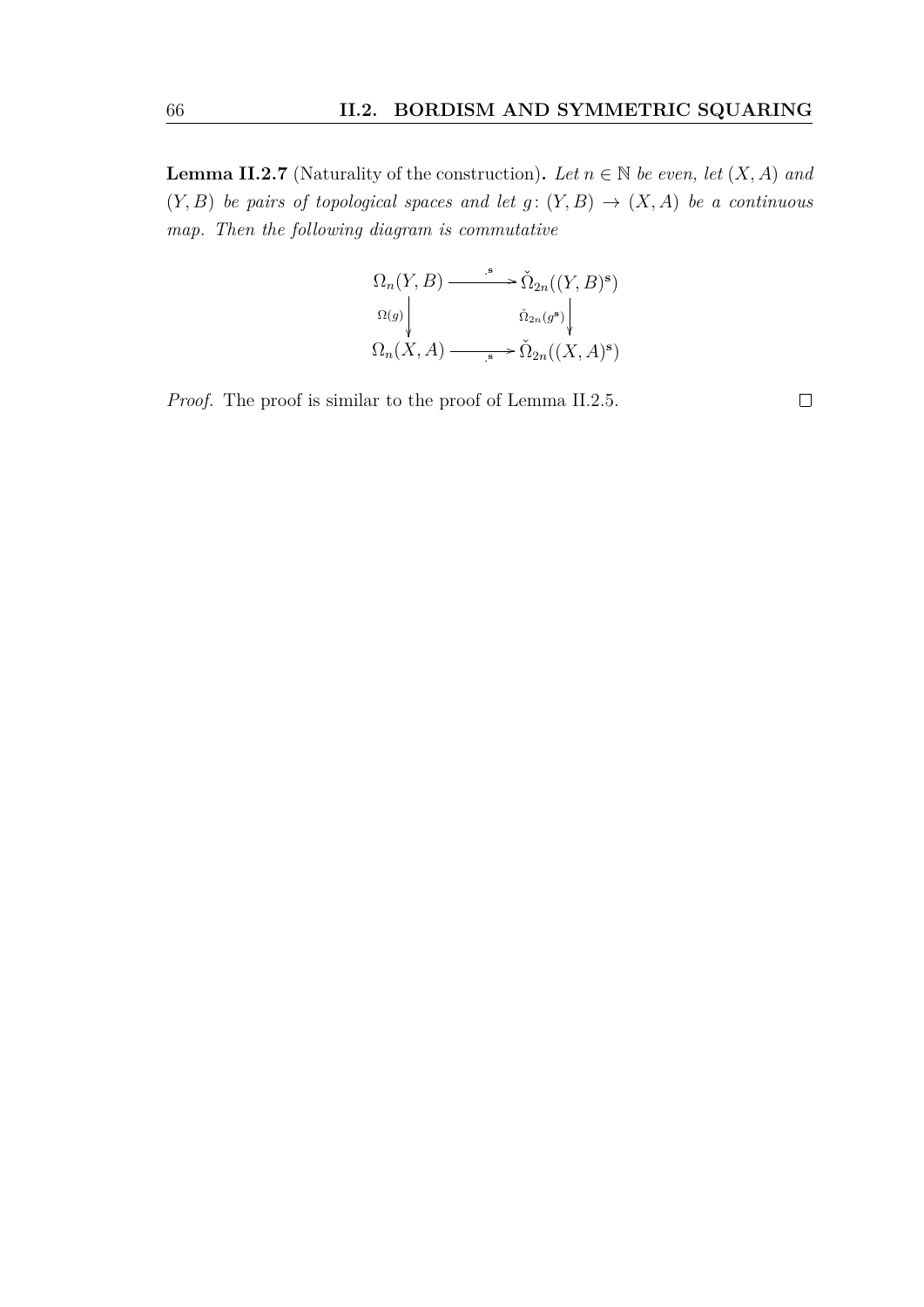**Lemma II.2.7** (Naturality of the construction)**.** *Let $n \in \mathbb{N}$ be even, let $(X, A)$ and $(Y, B)$ be pairs of topological spaces and let $g\colon (Y, B) \to (X, A)$ be a continuous map. Then the following diagram is commutative*

$$\begin{array}{ccc}
\Omega_n(Y, B) & \xrightarrow{\ .^{\mathbf{s}}\ } & \check{\Omega}_{2n}((Y, B)^{\mathbf{s}}) \\
{\scriptstyle \Omega(g)} \downarrow & & \downarrow {\scriptstyle \check{\Omega}_{2n}(g^{\mathbf{s}})} \\
\Omega_n(X, A) & \xrightarrow[\ .^{\mathbf{s}}\ ]{} & \check{\Omega}_{2n}((X, A)^{\mathbf{s}})
\end{array}$$

*Proof.* The proof is similar to the proof of Lemma II.2.5. $\square$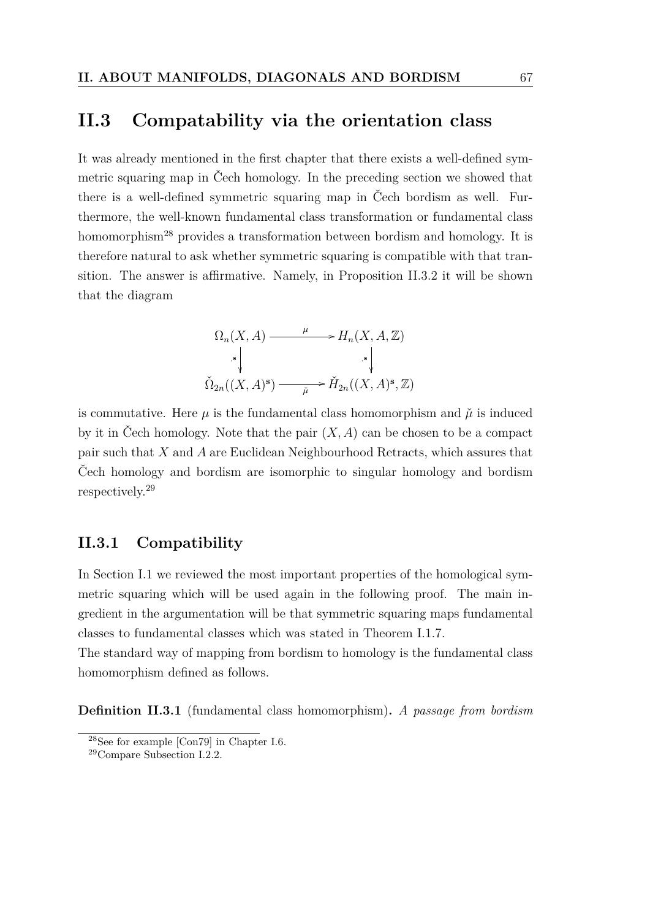## II.3 Compatability via the orientation class

It was already mentioned in the first chapter that there exists a well-defined symmetric squaring map in Čech homology. In the preceding section we showed that there is a well-defined symmetric squaring map in Čech bordism as well. Furthermore, the well-known fundamental class transformation or fundamental class homomorphism[28] provides a transformation between bordism and homology. It is therefore natural to ask whether symmetric squaring is compatible with that transition. The answer is affirmative. Namely, in Proposition II.3.2 it will be shown that the diagram

$$\begin{array}{ccc} \Omega_n(X,A) & \xrightarrow{\mu} & H_n(X,A,\mathbb{Z}) \\ {\scriptstyle \cdot^{\mathbf{s}}}\downarrow & & \downarrow{\scriptstyle \cdot^{\mathbf{s}}} \\ \check{\Omega}_{2n}((X,A)^{\mathbf{s}}) & \xrightarrow[\check{\mu}]{} & \check{H}_{2n}((X,A)^{\mathbf{s}},\mathbb{Z}) \end{array}$$

is commutative. Here $\mu$ is the fundamental class homomorphism and $\check{\mu}$ is induced by it in Čech homology. Note that the pair $(X, A)$ can be chosen to be a compact pair such that $X$ and $A$ are Euclidean Neighbourhood Retracts, which assures that Čech homology and bordism are isomorphic to singular homology and bordism respectively.[29]

### II.3.1 Compatibility

In Section I.1 we reviewed the most important properties of the homological symmetric squaring which will be used again in the following proof. The main ingredient in the argumentation will be that symmetric squaring maps fundamental classes to fundamental classes which was stated in Theorem I.1.7.

The standard way of mapping from bordism to homology is the fundamental class homomorphism defined as follows.

**Definition II.3.1** (fundamental class homomorphism)**.** *A passage from bordism*

[28] See for example [Con79] in Chapter I.6.

[29] Compare Subsection I.2.2.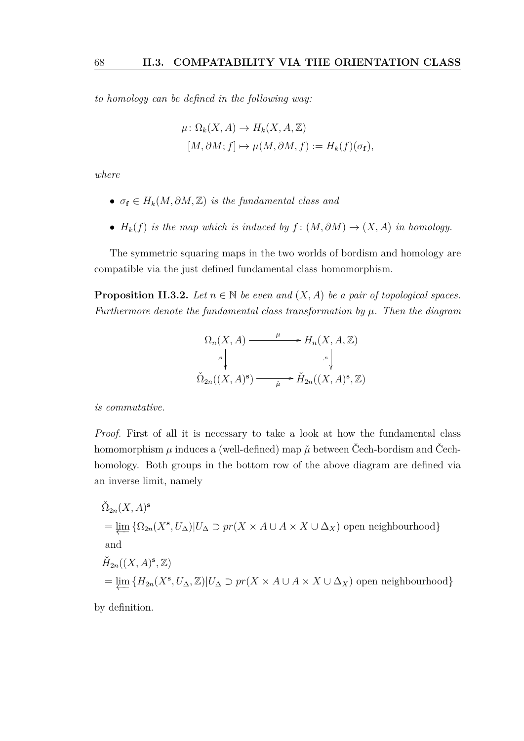*to homology can be defined in the following way:*

$$\mu\colon \Omega_k(X,A) \to H_k(X,A,\mathbb{Z})$$
$$[M,\partial M; f] \mapsto \mu(M,\partial M, f) := H_k(f)(\sigma_{\mathbf{f}}),$$

*where*

- $\sigma_{\mathbf{f}} \in H_k(M,\partial M,\mathbb{Z})$ *is the fundamental class and*
- $H_k(f)$ *is the map which is induced by* $f\colon (M,\partial M) \to (X,A)$ *in homology.*

The symmetric squaring maps in the two worlds of bordism and homology are compatible via the just defined fundamental class homomorphism.

**Proposition II.3.2.** *Let $n \in \mathbb{N}$ be even and $(X,A)$ be a pair of topological spaces. Furthermore denote the fundamental class transformation by $\mu$. Then the diagram*

$$\begin{array}{ccc} \Omega_n(X,A) & \xrightarrow{\ \mu\ } & H_n(X,A,\mathbb{Z}) \\ {\scriptstyle .\mathbf{s}}\downarrow & & \downarrow{\scriptstyle .\mathbf{s}} \\ \check{\Omega}_{2n}((X,A)^{\mathbf{s}}) & \xrightarrow[\ \check{\mu}\ ]{} & \check{H}_{2n}((X,A)^{\mathbf{s}},\mathbb{Z}) \end{array}$$

*is commutative.*

*Proof.* First of all it is necessary to take a look at how the fundamental class homomorphism $\mu$ induces a (well-defined) map $\check{\mu}$ between Čech-bordism and Čech-homology. Both groups in the bottom row of the above diagram are defined via an inverse limit, namely

$\check{\Omega}_{2n}(X,A)^{\mathbf{s}}$
$= \varprojlim \{\Omega_{2n}(X^{\mathbf{s}}, U_\Delta) | U_\Delta \supset pr(X \times A \cup A \times X \cup \Delta_X) \text{ open neighbourhood}\}$
and
$\check{H}_{2n}((X,A)^{\mathbf{s}},\mathbb{Z})$
$= \varprojlim \{H_{2n}(X^{\mathbf{s}}, U_\Delta, \mathbb{Z}) | U_\Delta \supset pr(X \times A \cup A \times X \cup \Delta_X) \text{ open neighbourhood}\}$

by definition.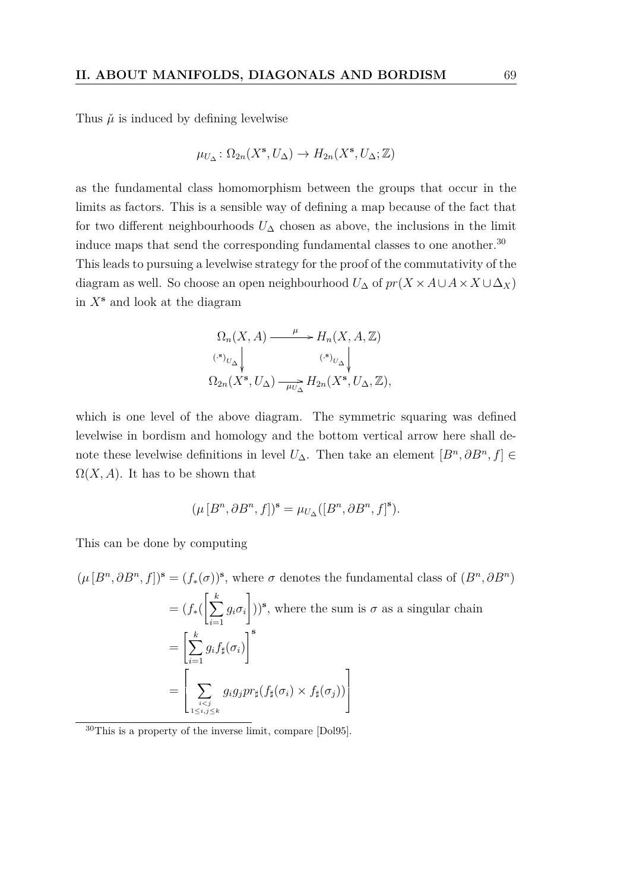Thus $\check{\mu}$ is induced by defining levelwise

$$\mu_{U_\Delta} \colon \Omega_{2n}(X^{\mathbf{s}}, U_\Delta) \to H_{2n}(X^{\mathbf{s}}, U_\Delta; \mathbb{Z})$$

as the fundamental class homomorphism between the groups that occur in the limits as factors. This is a sensible way of defining a map because of the fact that for two different neighbourhoods $U_\Delta$ chosen as above, the inclusions in the limit induce maps that send the corresponding fundamental classes to one another.[30]

This leads to pursuing a levelwise strategy for the proof of the commutativity of the diagram as well. So choose an open neighbourhood $U_\Delta$ of $pr(X \times A \cup A \times X \cup \Delta_X)$ in $X^{\mathbf{s}}$ and look at the diagram

$$\begin{array}{ccc}
\Omega_n(X, A) & \xrightarrow{\mu} & H_n(X, A, \mathbb{Z}) \\
{\scriptstyle (\cdot^{\mathbf{s}})_{U_\Delta}} \downarrow & & {\scriptstyle (\cdot^{\mathbf{s}})_{U_\Delta}} \downarrow \\
\Omega_{2n}(X^{\mathbf{s}}, U_\Delta) & \xrightarrow[\mu_{U_\Delta}]{} & H_{2n}(X^{\mathbf{s}}, U_\Delta, \mathbb{Z}),
\end{array}$$

which is one level of the above diagram. The symmetric squaring was defined levelwise in bordism and homology and the bottom vertical arrow here shall denote these levelwise definitions in level $U_\Delta$. Then take an element $[B^n, \partial B^n, f] \in \Omega(X, A)$. It has to be shown that

$$(\mu\,[B^n, \partial B^n, f])^{\mathbf{s}} = \mu_{U_\Delta}([B^n, \partial B^n, f]^{\mathbf{s}}).$$

This can be done by computing

$$\begin{aligned}
(\mu\,[B^n, \partial B^n, f])^{\mathbf{s}} &= (f_*(\sigma))^{\mathbf{s}}, \text{ where } \sigma \text{ denotes the fundamental class of } (B^n, \partial B^n) \\
&= (f_*(\left[\sum_{i=1}^{k} g_i \sigma_i\right]))^{\mathbf{s}}, \text{ where the sum is } \sigma \text{ as a singular chain} \\
&= \left[\sum_{i=1}^{k} g_i f_\sharp(\sigma_i)\right]^{\mathbf{s}} \\
&= \left[\sum_{\substack{i<j \\ 1 \le i,j \le k}} g_i g_j pr_\sharp(f_\sharp(\sigma_i) \times f_\sharp(\sigma_j))\right]
\end{aligned}$$

---

[30] This is a property of the inverse limit, compare [Dol95].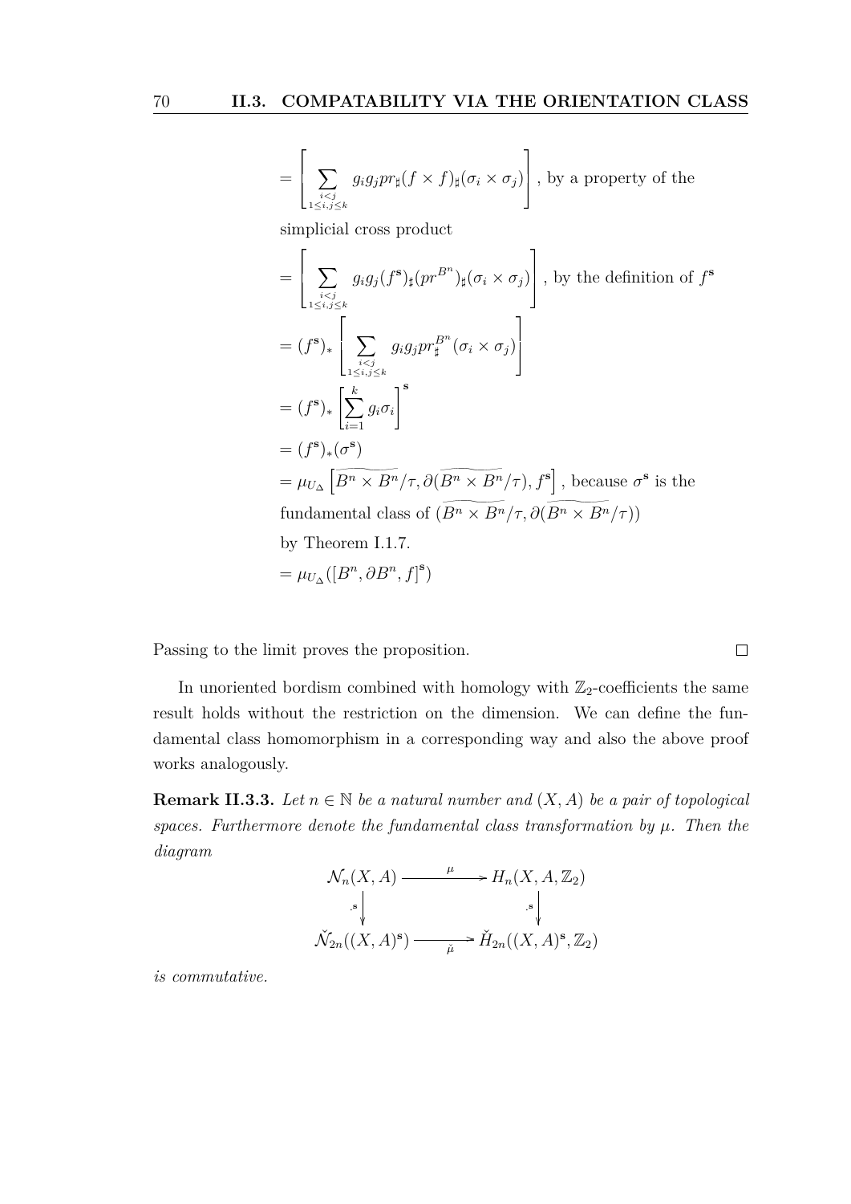$$= \left[ \sum_{\substack{i<j \\ 1 \leq i,j \leq k}} g_i g_j pr_\sharp (f \times f)_\sharp (\sigma_i \times \sigma_j) \right], \text{ by a property of the}$$

simplicial cross product

$$= \left[ \sum_{\substack{i<j \\ 1 \leq i,j \leq k}} g_i g_j (f^{\mathbf{s}})_\sharp (pr^{B^n})_\sharp (\sigma_i \times \sigma_j) \right], \text{ by the definition of } f^{\mathbf{s}}$$

$$= (f^{\mathbf{s}})_* \left[ \sum_{\substack{i<j \\ 1 \leq i,j \leq k}} g_i g_j pr_\sharp^{B^n} (\sigma_i \times \sigma_j) \right]$$

$$= (f^{\mathbf{s}})_* \left[ \sum_{i=1}^{k} g_i \sigma_i \right]^{\mathbf{s}}$$

$$= (f^{\mathbf{s}})_* (\sigma^{\mathbf{s}})$$

$$= \mu_{U_\Delta} \left[ \widetilde{B^n \times B^n}/\tau, \partial(\widetilde{B^n \times B^n}/\tau), f^{\mathbf{s}} \right], \text{ because } \sigma^{\mathbf{s}} \text{ is the}$$

fundamental class of $(\widetilde{B^n \times B^n}/\tau, \partial(\widetilde{B^n \times B^n}/\tau))$ by Theorem I.1.7.

$$= \mu_{U_\Delta}([B^n, \partial B^n, f]^{\mathbf{s}})$$

Passing to the limit proves the proposition. □

In unoriented bordism combined with homology with $\mathbb{Z}_2$-coefficients the same result holds without the restriction on the dimension. We can define the fundamental class homomorphism in a corresponding way and also the above proof works analogously.

**Remark II.3.3.** *Let $n \in \mathbb{N}$ be a natural number and $(X, A)$ be a pair of topological spaces. Furthermore denote the fundamental class transformation by $\mu$. Then the diagram*

$$\begin{array}{ccc} \mathcal{N}_n(X, A) & \xrightarrow{\mu} & H_n(X, A, \mathbb{Z}_2) \\ \downarrow .^{\mathbf{s}} & & \downarrow .^{\mathbf{s}} \\ \check{\mathcal{N}}_{2n}((X, A)^{\mathbf{s}}) & \xrightarrow[\check{\mu}]{} & \check{H}_{2n}((X, A)^{\mathbf{s}}, \mathbb{Z}_2) \end{array}$$

*is commutative.*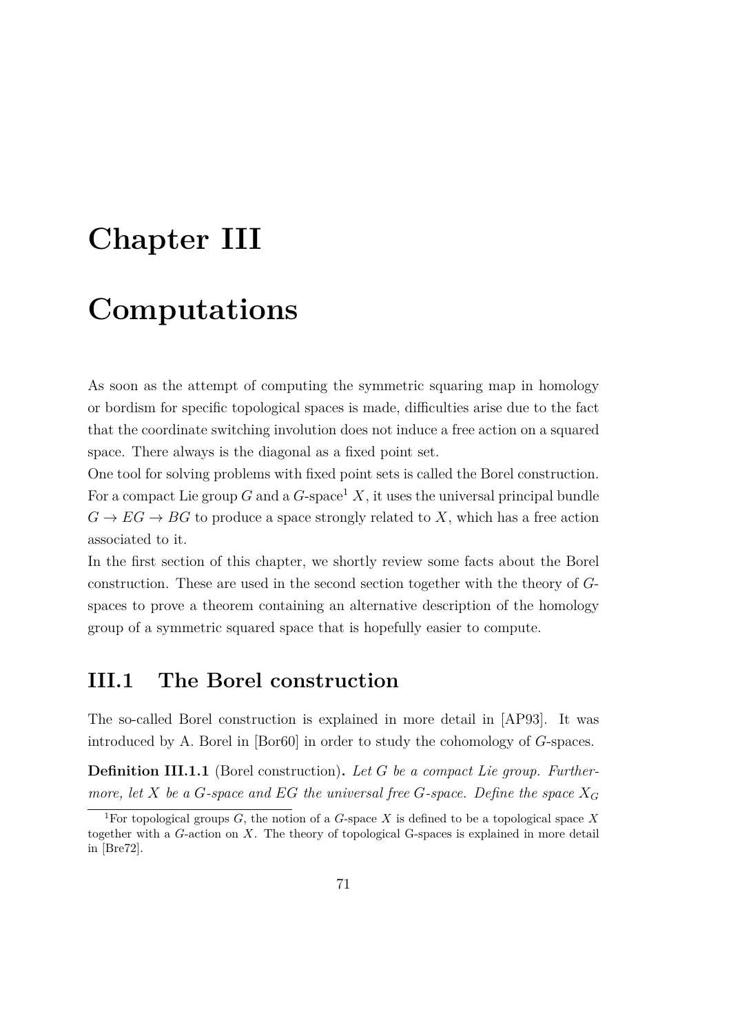#### Chapter III

# Computations

As soon as the attempt of computing the symmetric squaring map in homology or bordism for specific topological spaces is made, difficulties arise due to the fact that the coordinate switching involution does not induce a free action on a squared space. There always is the diagonal as a fixed point set.

One tool for solving problems with fixed point sets is called the Borel construction. For a compact Lie group $G$ and a $G$-space[1] $X$, it uses the universal principal bundle $G \to EG \to BG$ to produce a space strongly related to $X$, which has a free action associated to it.

In the first section of this chapter, we shortly review some facts about the Borel construction. These are used in the second section together with the theory of $G$-spaces to prove a theorem containing an alternative description of the homology group of a symmetric squared space that is hopefully easier to compute.

## III.1 The Borel construction

The so-called Borel construction is explained in more detail in [AP93]. It was introduced by A. Borel in [Bor60] in order to study the cohomology of $G$-spaces.

**Definition III.1.1** (Borel construction)**.** *Let $G$ be a compact Lie group. Furthermore, let $X$ be a $G$-space and $EG$ the universal free $G$-space. Define the space $X_G$*

---

[1] For topological groups $G$, the notion of a $G$-space $X$ is defined to be a topological space $X$ together with a $G$-action on $X$. The theory of topological G-spaces is explained in more detail in [Bre72].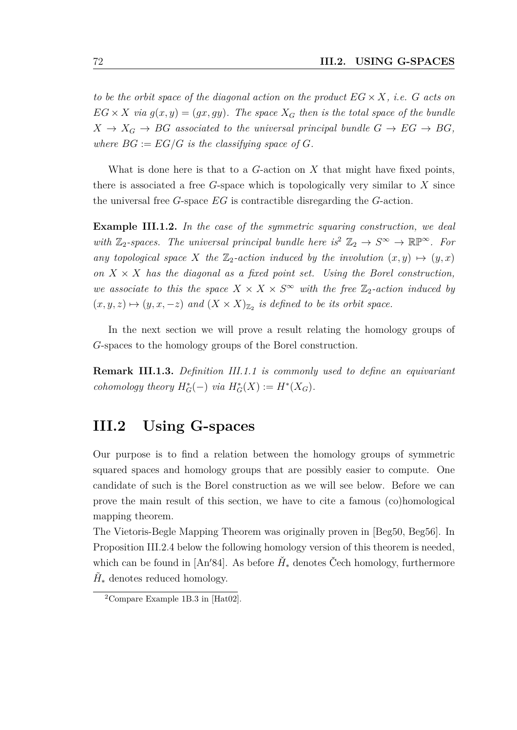*to be the orbit space of the diagonal action on the product $EG \times X$, i.e. $G$ acts on $EG \times X$ via $g(x, y) = (gx, gy)$. The space $X_G$ then is the total space of the bundle $X \to X_G \to BG$ associated to the universal principal bundle $G \to EG \to BG$, where $BG := EG/G$ is the classifying space of $G$.*

What is done here is that to a $G$-action on $X$ that might have fixed points, there is associated a free $G$-space which is topologically very similar to $X$ since the universal free $G$-space $EG$ is contractible disregarding the $G$-action.

**Example III.1.2.** *In the case of the symmetric squaring construction, we deal with $\mathbb{Z}_2$-spaces. The universal principal bundle here is[2] $\mathbb{Z}_2 \to S^\infty \to \mathbb{RP}^\infty$. For any topological space $X$ the $\mathbb{Z}_2$-action induced by the involution $(x, y) \mapsto (y, x)$ on $X \times X$ has the diagonal as a fixed point set. Using the Borel construction, we associate to this the space $X \times X \times S^\infty$ with the free $\mathbb{Z}_2$-action induced by $(x, y, z) \mapsto (y, x, -z)$ and $(X \times X)_{\mathbb{Z}_2}$ is defined to be its orbit space.*

In the next section we will prove a result relating the homology groups of $G$-spaces to the homology groups of the Borel construction.

**Remark III.1.3.** *Definition III.1.1 is commonly used to define an equivariant cohomology theory $H^*_G(-)$ via $H^*_G(X) := H^*(X_G)$.*

## III.2 Using G-spaces

Our purpose is to find a relation between the homology groups of symmetric squared spaces and homology groups that are possibly easier to compute. One candidate of such is the Borel construction as we will see below. Before we can prove the main result of this section, we have to cite a famous (co)homological mapping theorem.

The Vietoris-Begle Mapping Theorem was originally proven in [Beg50, Beg56]. In Proposition III.2.4 below the following homology version of this theorem is needed, which can be found in [An′84]. As before $\check{H}_*$ denotes Čech homology, furthermore $\tilde{H}_*$ denotes reduced homology.

[2] Compare Example 1B.3 in [Hat02].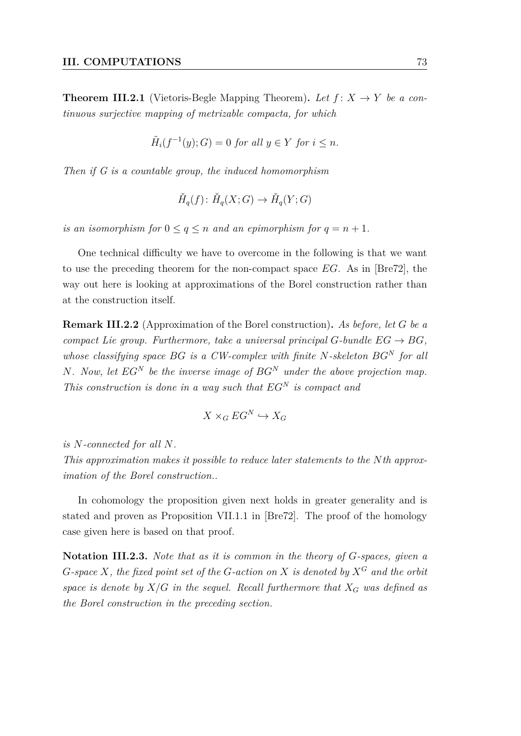**Theorem III.2.1** (Vietoris-Begle Mapping Theorem)**.** *Let $f\colon X \to Y$ be a continuous surjective mapping of metrizable compacta, for which*

$$\tilde{H}_i(f^{-1}(y); G) = 0 \text{ for all } y \in Y \text{ for } i \leq n.$$

*Then if $G$ is a countable group, the induced homomorphism*

$$\check{H}_q(f)\colon \check{H}_q(X; G) \to \check{H}_q(Y; G)$$

*is an isomorphism for $0 \leq q \leq n$ and an epimorphism for $q = n + 1$.*

One technical difficulty we have to overcome in the following is that we want to use the preceding theorem for the non-compact space $EG$. As in [Bre72], the way out here is looking at approximations of the Borel construction rather than at the construction itself.

**Remark III.2.2** (Approximation of the Borel construction)**.** *As before, let $G$ be a compact Lie group. Furthermore, take a universal principal $G$-bundle $EG \to BG$, whose classifying space $BG$ is a CW-complex with finite $N$-skeleton $BG^N$ for all $N$. Now, let $EG^N$ be the inverse image of $BG^N$ under the above projection map. This construction is done in a way such that $EG^N$ is compact and*

$$X \times_G EG^N \hookrightarrow X_G$$

*is $N$-connected for all $N$.*
*This approximation makes it possible to reduce later statements to the $N$th approximation of the Borel construction..*

In cohomology the proposition given next holds in greater generality and is stated and proven as Proposition VII.1.1 in [Bre72]. The proof of the homology case given here is based on that proof.

**Notation III.2.3.** *Note that as it is common in the theory of $G$-spaces, given a $G$-space $X$, the fixed point set of the $G$-action on $X$ is denoted by $X^G$ and the orbit space is denote by $X/G$ in the sequel. Recall furthermore that $X_G$ was defined as the Borel construction in the preceding section.*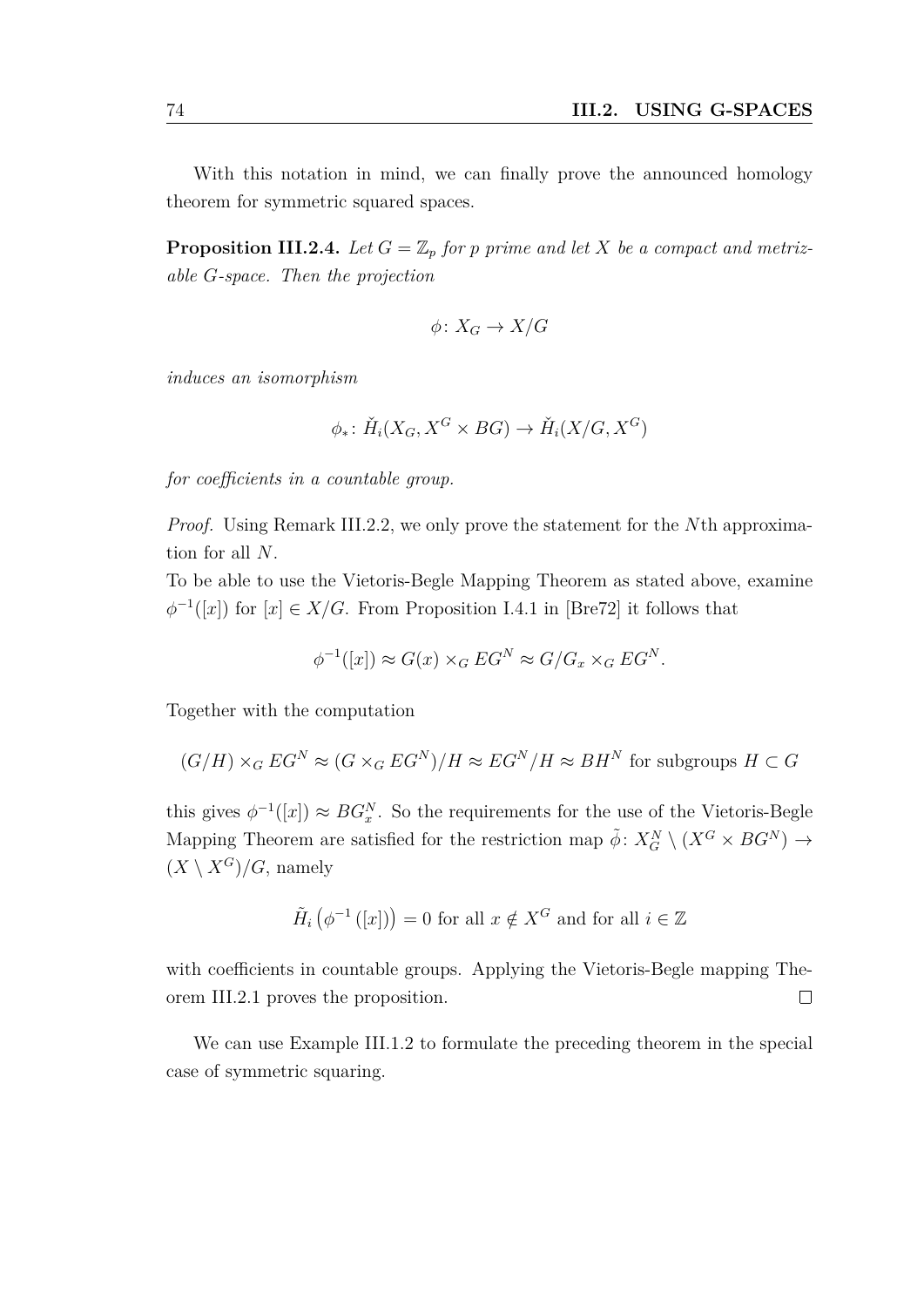With this notation in mind, we can finally prove the announced homology theorem for symmetric squared spaces.

**Proposition III.2.4.** *Let $G = \mathbb{Z}_p$ for $p$ prime and let $X$ be a compact and metrizable $G$-space. Then the projection*

$$\phi\colon X_G \to X/G$$

*induces an isomorphism*

$$\phi_*\colon \check{H}_i(X_G, X^G \times BG) \to \check{H}_i(X/G, X^G)$$

*for coefficients in a countable group.*

*Proof.* Using Remark III.2.2, we only prove the statement for the $N$th approximation for all $N$.

To be able to use the Vietoris-Begle Mapping Theorem as stated above, examine $\phi^{-1}([x])$ for $[x] \in X/G$. From Proposition I.4.1 in [Bre72] it follows that

$$\phi^{-1}([x]) \approx G(x) \times_G EG^N \approx G/G_x \times_G EG^N.$$

Together with the computation

$$(G/H) \times_G EG^N \approx (G \times_G EG^N)/H \approx EG^N/H \approx BH^N \text{ for subgroups } H \subset G$$

this gives $\phi^{-1}([x]) \approx BG_x^N$. So the requirements for the use of the Vietoris-Begle Mapping Theorem are satisfied for the restriction map $\tilde{\phi}\colon X_G^N \setminus (X^G \times BG^N) \to (X \setminus X^G)/G$, namely

$$\tilde{H}_i\left(\phi^{-1}\left([x]\right)\right) = 0 \text{ for all } x \notin X^G \text{ and for all } i \in \mathbb{Z}$$

with coefficients in countable groups. Applying the Vietoris-Begle mapping Theorem III.2.1 proves the proposition. $\square$

We can use Example III.1.2 to formulate the preceding theorem in the special case of symmetric squaring.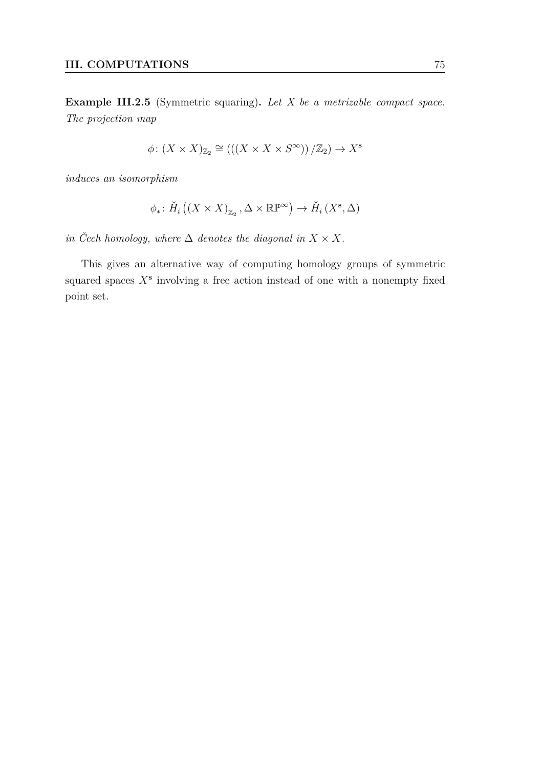**Example III.2.5** (Symmetric squaring)**.** *Let $X$ be a metrizable compact space. The projection map*

$$\phi\colon (X \times X)_{\mathbb{Z}_2} \cong (((X \times X \times S^\infty)) / \mathbb{Z}_2) \to X^{\mathbf{s}}$$

*induces an isomorphism*

$$\phi_*\colon \check{H}_i\left((X \times X)_{\mathbb{Z}_2}, \Delta \times \mathbb{RP}^\infty\right) \to \check{H}_i\left(X^{\mathbf{s}}, \Delta\right)$$

*in Čech homology, where $\Delta$ denotes the diagonal in $X \times X$.*

This gives an alternative way of computing homology groups of symmetric squared spaces $X^{\mathbf{s}}$ involving a free action instead of one with a nonempty fixed point set.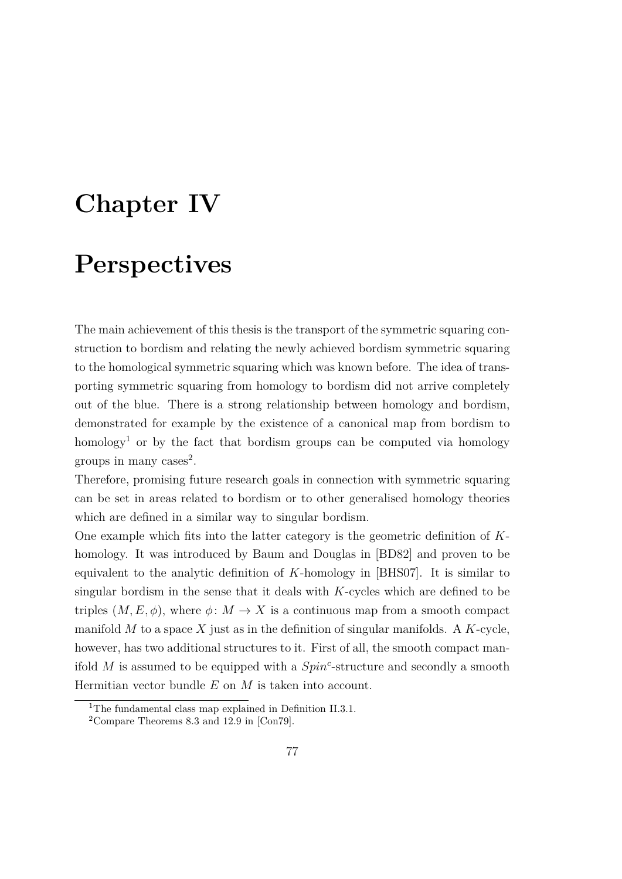# Chapter IV

# Perspectives

The main achievement of this thesis is the transport of the symmetric squaring construction to bordism and relating the newly achieved bordism symmetric squaring to the homological symmetric squaring which was known before. The idea of transporting symmetric squaring from homology to bordism did not arrive completely out of the blue. There is a strong relationship between homology and bordism, demonstrated for example by the existence of a canonical map from bordism to homology[1] or by the fact that bordism groups can be computed via homology groups in many cases[2].

Therefore, promising future research goals in connection with symmetric squaring can be set in areas related to bordism or to other generalised homology theories which are defined in a similar way to singular bordism.

One example which fits into the latter category is the geometric definition of $K$-homology. It was introduced by Baum and Douglas in [BD82] and proven to be equivalent to the analytic definition of $K$-homology in [BHS07]. It is similar to singular bordism in the sense that it deals with $K$-cycles which are defined to be triples $(M, E, \phi)$, where $\phi\colon M \to X$ is a continuous map from a smooth compact manifold $M$ to a space $X$ just as in the definition of singular manifolds. A $K$-cycle, however, has two additional structures to it. First of all, the smooth compact manifold $M$ is assumed to be equipped with a *Spin*$^c$-structure and secondly a smooth Hermitian vector bundle $E$ on $M$ is taken into account.

[1] The fundamental class map explained in Definition II.3.1.

[2] Compare Theorems 8.3 and 12.9 in [Con79].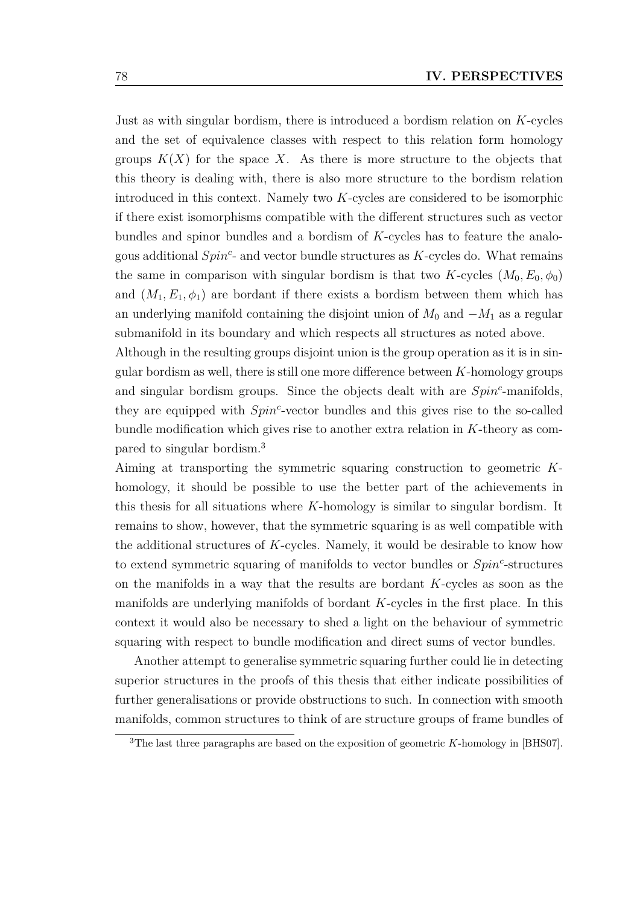Just as with singular bordism, there is introduced a bordism relation on $K$-cycles and the set of equivalence classes with respect to this relation form homology groups $K(X)$ for the space $X$. As there is more structure to the objects that this theory is dealing with, there is also more structure to the bordism relation introduced in this context. Namely two $K$-cycles are considered to be isomorphic if there exist isomorphisms compatible with the different structures such as vector bundles and spinor bundles and a bordism of $K$-cycles has to feature the analogous additional $Spin^c$- and vector bundle structures as $K$-cycles do. What remains the same in comparison with singular bordism is that two $K$-cycles $(M_0, E_0, \phi_0)$ and $(M_1, E_1, \phi_1)$ are bordant if there exists a bordism between them which has an underlying manifold containing the disjoint union of $M_0$ and $-M_1$ as a regular submanifold in its boundary and which respects all structures as noted above.
Although in the resulting groups disjoint union is the group operation as it is in singular bordism as well, there is still one more difference between $K$-homology groups and singular bordism groups. Since the objects dealt with are $Spin^c$-manifolds, they are equipped with $Spin^c$-vector bundles and this gives rise to the so-called bundle modification which gives rise to another extra relation in $K$-theory as compared to singular bordism.[3]
Aiming at transporting the symmetric squaring construction to geometric $K$-homology, it should be possible to use the better part of the achievements in this thesis for all situations where $K$-homology is similar to singular bordism. It remains to show, however, that the symmetric squaring is as well compatible with the additional structures of $K$-cycles. Namely, it would be desirable to know how to extend symmetric squaring of manifolds to vector bundles or $Spin^c$-structures on the manifolds in a way that the results are bordant $K$-cycles as soon as the manifolds are underlying manifolds of bordant $K$-cycles in the first place. In this context it would also be necessary to shed a light on the behaviour of symmetric squaring with respect to bundle modification and direct sums of vector bundles.

Another attempt to generalise symmetric squaring further could lie in detecting superior structures in the proofs of this thesis that either indicate possibilities of further generalisations or provide obstructions to such. In connection with smooth manifolds, common structures to think of are structure groups of frame bundles of

[3] The last three paragraphs are based on the exposition of geometric $K$-homology in [BHS07].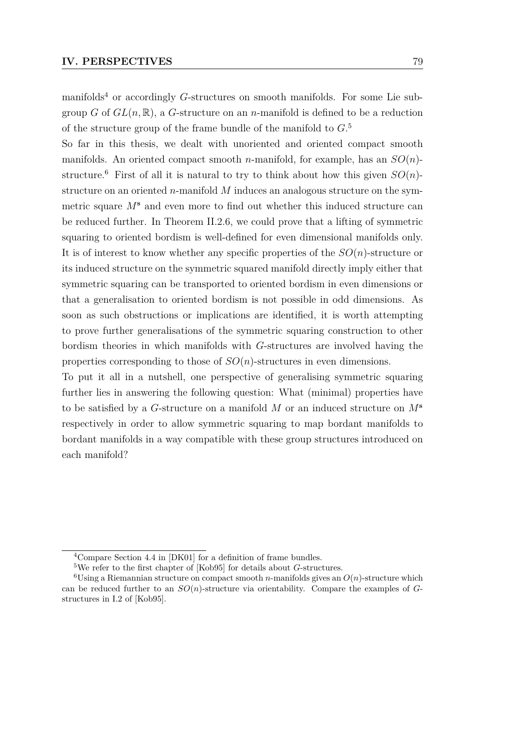manifolds[4] or accordingly $G$-structures on smooth manifolds. For some Lie subgroup $G$ of $GL(n, \mathbb{R})$, a $G$-structure on an $n$-manifold is defined to be a reduction of the structure group of the frame bundle of the manifold to $G$.[5]

So far in this thesis, we dealt with unoriented and oriented compact smooth manifolds. An oriented compact smooth $n$-manifold, for example, has an $SO(n)$-structure.[6] First of all it is natural to try to think about how this given $SO(n)$-structure on an oriented $n$-manifold $M$ induces an analogous structure on the symmetric square $M^{\mathbf{s}}$ and even more to find out whether this induced structure can be reduced further. In Theorem II.2.6, we could prove that a lifting of symmetric squaring to oriented bordism is well-defined for even dimensional manifolds only. It is of interest to know whether any specific properties of the $SO(n)$-structure or its induced structure on the symmetric squared manifold directly imply either that symmetric squaring can be transported to oriented bordism in even dimensions or that a generalisation to oriented bordism is not possible in odd dimensions. As soon as such obstructions or implications are identified, it is worth attempting to prove further generalisations of the symmetric squaring construction to other bordism theories in which manifolds with $G$-structures are involved having the properties corresponding to those of $SO(n)$-structures in even dimensions.

To put it all in a nutshell, one perspective of generalising symmetric squaring further lies in answering the following question: What (minimal) properties have to be satisfied by a $G$-structure on a manifold $M$ or an induced structure on $M^{\mathbf{s}}$ respectively in order to allow symmetric squaring to map bordant manifolds to bordant manifolds in a way compatible with these group structures introduced on each manifold?

---

[4] Compare Section 4.4 in [DK01] for a definition of frame bundles.

[5] We refer to the first chapter of [Kob95] for details about $G$-structures.

[6] Using a Riemannian structure on compact smooth $n$-manifolds gives an $O(n)$-structure which can be reduced further to an $SO(n)$-structure via orientability. Compare the examples of $G$-structures in I.2 of [Kob95].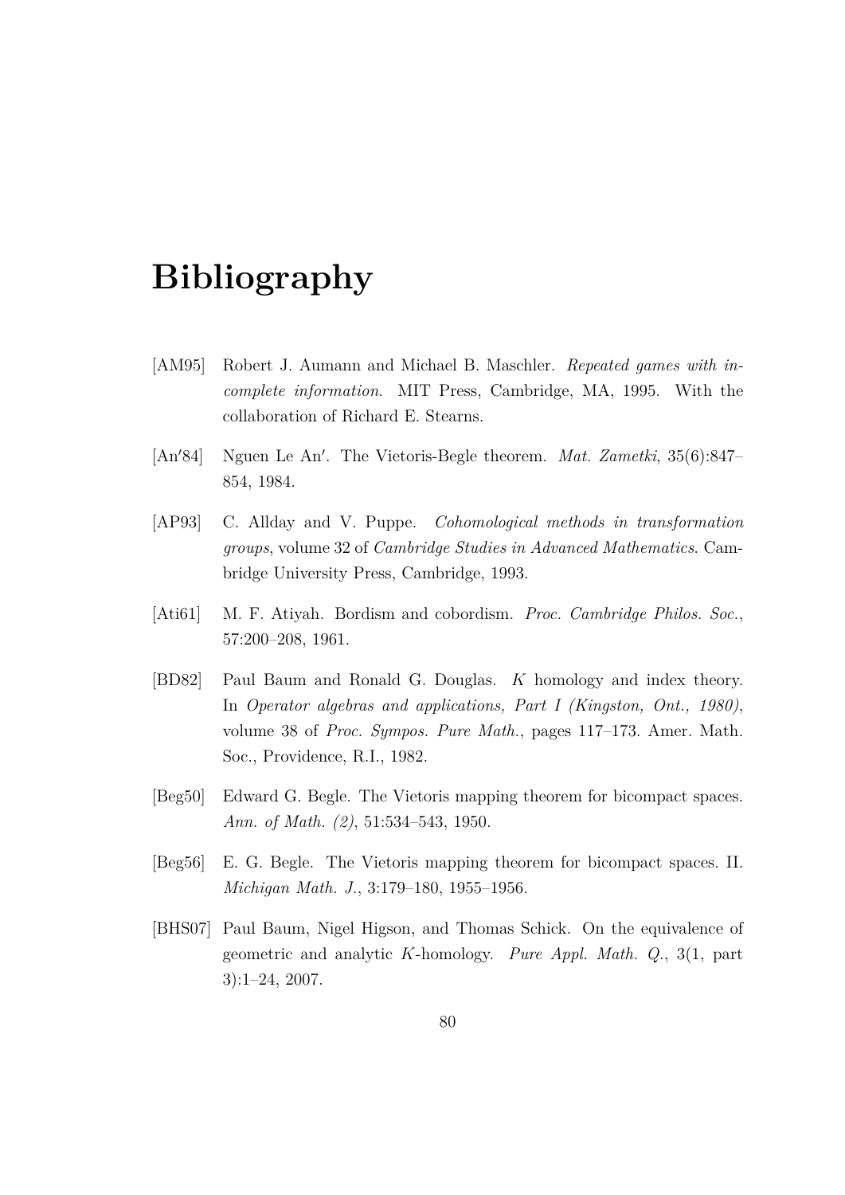# Bibliography

[AM95] Robert J. Aumann and Michael B. Maschler. *Repeated games with incomplete information*. MIT Press, Cambridge, MA, 1995. With the collaboration of Richard E. Stearns.

[An′84] Nguen Le An′. The Vietoris-Begle theorem. *Mat. Zametki*, 35(6):847–854, 1984.

[AP93] C. Allday and V. Puppe. *Cohomological methods in transformation groups*, volume 32 of *Cambridge Studies in Advanced Mathematics*. Cambridge University Press, Cambridge, 1993.

[Ati61] M. F. Atiyah. Bordism and cobordism. *Proc. Cambridge Philos. Soc.*, 57:200–208, 1961.

[BD82] Paul Baum and Ronald G. Douglas. $K$ homology and index theory. In *Operator algebras and applications, Part I (Kingston, Ont., 1980)*, volume 38 of *Proc. Sympos. Pure Math.*, pages 117–173. Amer. Math. Soc., Providence, R.I., 1982.

[Beg50] Edward G. Begle. The Vietoris mapping theorem for bicompact spaces. *Ann. of Math. (2)*, 51:534–543, 1950.

[Beg56] E. G. Begle. The Vietoris mapping theorem for bicompact spaces. II. *Michigan Math. J.*, 3:179–180, 1955–1956.

[BHS07] Paul Baum, Nigel Higson, and Thomas Schick. On the equivalence of geometric and analytic $K$-homology. *Pure Appl. Math. Q.*, 3(1, part 3):1–24, 2007.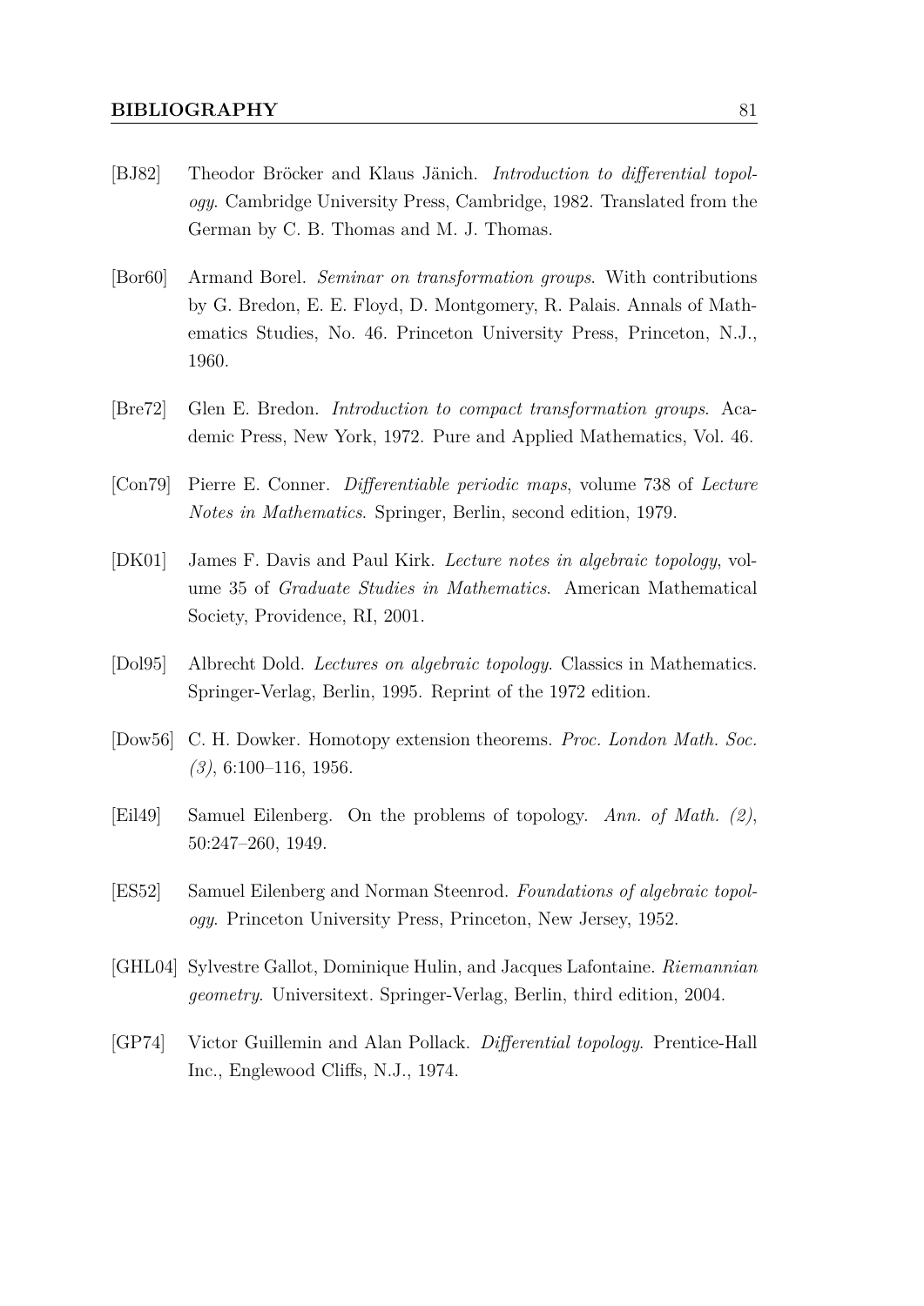[BJ82] Theodor Bröcker and Klaus Jänich. *Introduction to differential topology*. Cambridge University Press, Cambridge, 1982. Translated from the German by C. B. Thomas and M. J. Thomas.

[Bor60] Armand Borel. *Seminar on transformation groups*. With contributions by G. Bredon, E. E. Floyd, D. Montgomery, R. Palais. Annals of Mathematics Studies, No. 46. Princeton University Press, Princeton, N.J., 1960.

[Bre72] Glen E. Bredon. *Introduction to compact transformation groups*. Academic Press, New York, 1972. Pure and Applied Mathematics, Vol. 46.

[Con79] Pierre E. Conner. *Differentiable periodic maps*, volume 738 of *Lecture Notes in Mathematics*. Springer, Berlin, second edition, 1979.

[DK01] James F. Davis and Paul Kirk. *Lecture notes in algebraic topology*, volume 35 of *Graduate Studies in Mathematics*. American Mathematical Society, Providence, RI, 2001.

[Dol95] Albrecht Dold. *Lectures on algebraic topology*. Classics in Mathematics. Springer-Verlag, Berlin, 1995. Reprint of the 1972 edition.

[Dow56] C. H. Dowker. Homotopy extension theorems. *Proc. London Math. Soc. (3)*, 6:100–116, 1956.

[Eil49] Samuel Eilenberg. On the problems of topology. *Ann. of Math. (2)*, 50:247–260, 1949.

[ES52] Samuel Eilenberg and Norman Steenrod. *Foundations of algebraic topology*. Princeton University Press, Princeton, New Jersey, 1952.

[GHL04] Sylvestre Gallot, Dominique Hulin, and Jacques Lafontaine. *Riemannian geometry*. Universitext. Springer-Verlag, Berlin, third edition, 2004.

[GP74] Victor Guillemin and Alan Pollack. *Differential topology*. Prentice-Hall Inc., Englewood Cliffs, N.J., 1974.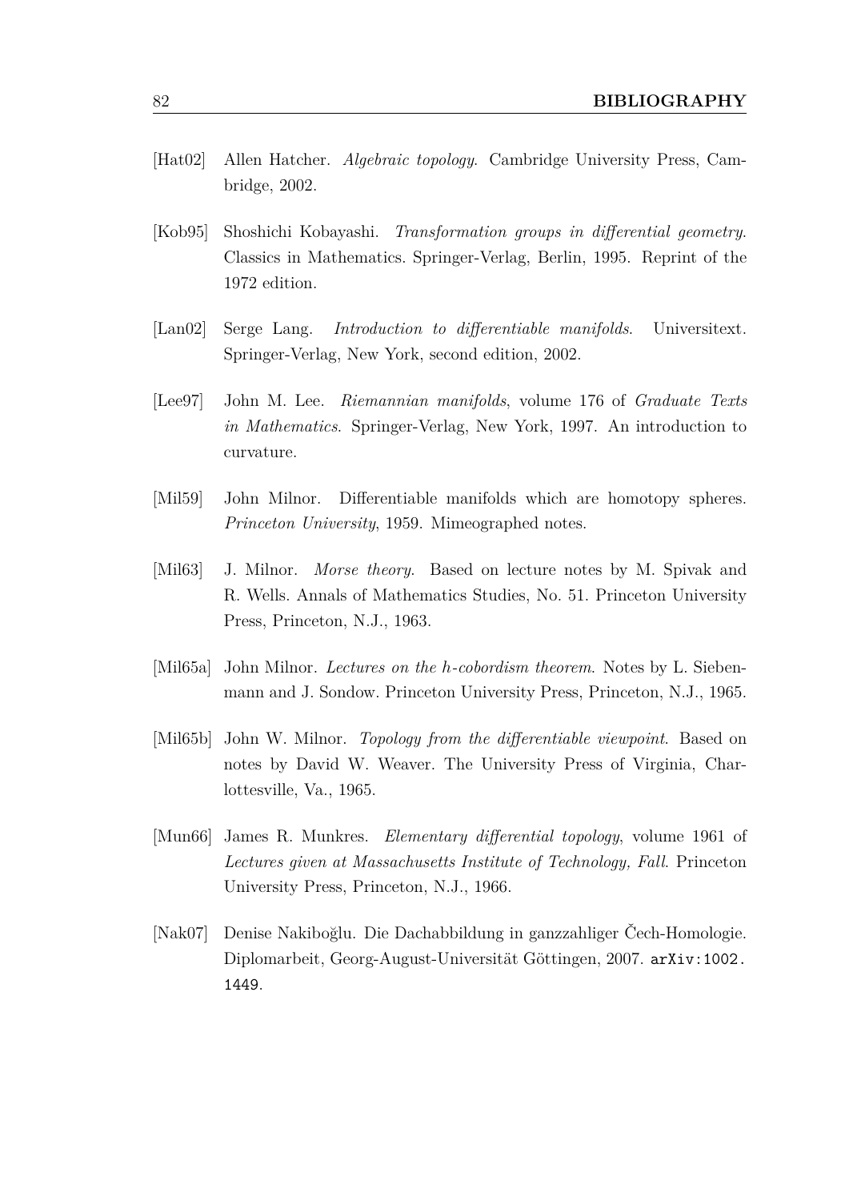[Hat02] Allen Hatcher. *Algebraic topology*. Cambridge University Press, Cambridge, 2002.

[Kob95] Shoshichi Kobayashi. *Transformation groups in differential geometry*. Classics in Mathematics. Springer-Verlag, Berlin, 1995. Reprint of the 1972 edition.

[Lan02] Serge Lang. *Introduction to differentiable manifolds*. Universitext. Springer-Verlag, New York, second edition, 2002.

[Lee97] John M. Lee. *Riemannian manifolds*, volume 176 of *Graduate Texts in Mathematics*. Springer-Verlag, New York, 1997. An introduction to curvature.

[Mil59] John Milnor. Differentiable manifolds which are homotopy spheres. *Princeton University*, 1959. Mimeographed notes.

[Mil63] J. Milnor. *Morse theory*. Based on lecture notes by M. Spivak and R. Wells. Annals of Mathematics Studies, No. 51. Princeton University Press, Princeton, N.J., 1963.

[Mil65a] John Milnor. *Lectures on the h-cobordism theorem*. Notes by L. Siebenmann and J. Sondow. Princeton University Press, Princeton, N.J., 1965.

[Mil65b] John W. Milnor. *Topology from the differentiable viewpoint*. Based on notes by David W. Weaver. The University Press of Virginia, Charlottesville, Va., 1965.

[Mun66] James R. Munkres. *Elementary differential topology*, volume 1961 of *Lectures given at Massachusetts Institute of Technology, Fall*. Princeton University Press, Princeton, N.J., 1966.

[Nak07] Denise Nakiboğlu. Die Dachabbildung in ganzzahliger Čech-Homologie. Diplomarbeit, Georg-August-Universität Göttingen, 2007. `arXiv:1002.1449`.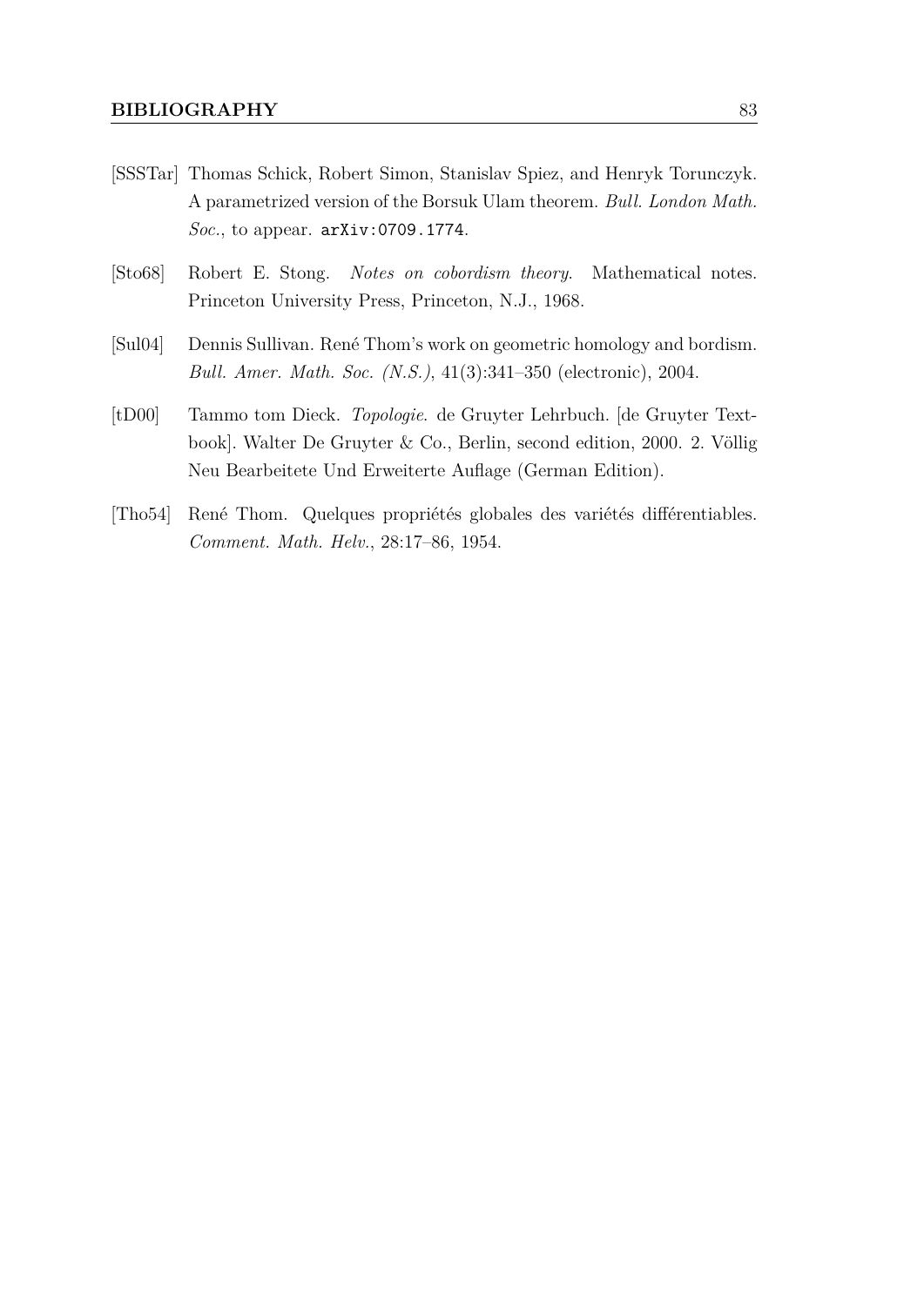[SSSTar] Thomas Schick, Robert Simon, Stanislav Spiez, and Henryk Torunczyk. A parametrized version of the Borsuk Ulam theorem. *Bull. London Math. Soc.*, to appear. `arXiv:0709.1774`.

[Sto68] Robert E. Stong. *Notes on cobordism theory*. Mathematical notes. Princeton University Press, Princeton, N.J., 1968.

[Sul04] Dennis Sullivan. René Thom's work on geometric homology and bordism. *Bull. Amer. Math. Soc. (N.S.)*, 41(3):341–350 (electronic), 2004.

[tD00] Tammo tom Dieck. *Topologie*. de Gruyter Lehrbuch. [de Gruyter Textbook]. Walter De Gruyter & Co., Berlin, second edition, 2000. 2. Völlig Neu Bearbeitete Und Erweiterte Auflage (German Edition).

[Tho54] René Thom. Quelques propriétés globales des variétés différentiables. *Comment. Math. Helv.*, 28:17–86, 1954.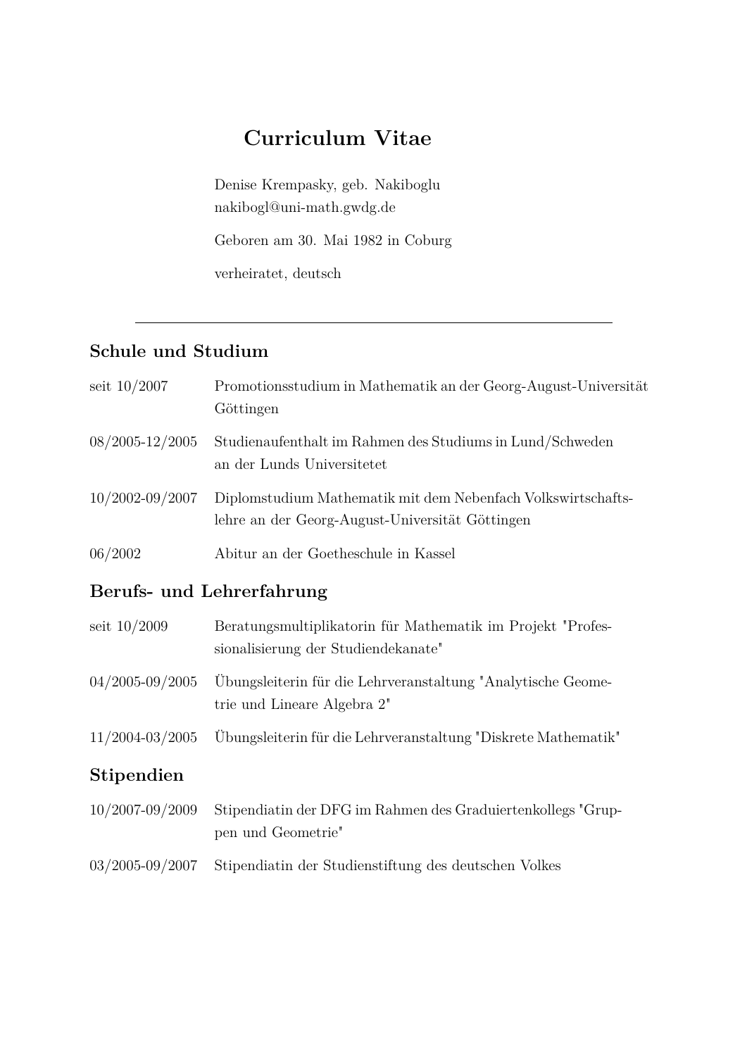# Curriculum Vitae

Denise Krempasky, geb. Nakiboglu
nakibogl@uni-math.gwdg.de

Geboren am 30. Mai 1982 in Coburg

verheiratet, deutsch

---

## Schule und Studium

| | |
|---|---|
| seit 10/2007 | Promotionsstudium in Mathematik an der Georg-August-Universität Göttingen |
| 08/2005-12/2005 | Studienaufenthalt im Rahmen des Studiums in Lund/Schweden an der Lunds Universitetet |
| 10/2002-09/2007 | Diplomstudium Mathematik mit dem Nebenfach Volkswirtschaftslehre an der Georg-August-Universität Göttingen |
| 06/2002 | Abitur an der Goetheschule in Kassel |

## Berufs- und Lehrerfahrung

| | |
|---|---|
| seit 10/2009 | Beratungsmultiplikatorin für Mathematik im Projekt "Professionalisierung der Studiendekanate" |
| 04/2005-09/2005 | Übungsleiterin für die Lehrveranstaltung "Analytische Geometrie und Lineare Algebra 2" |
| 11/2004-03/2005 | Übungsleiterin für die Lehrveranstaltung "Diskrete Mathematik" |

## Stipendien

| | |
|---|---|
| 10/2007-09/2009 | Stipendiatin der DFG im Rahmen des Graduiertenkollegs "Gruppen und Geometrie" |
| 03/2005-09/2007 | Stipendiatin der Studienstiftung des deutschen Volkes |